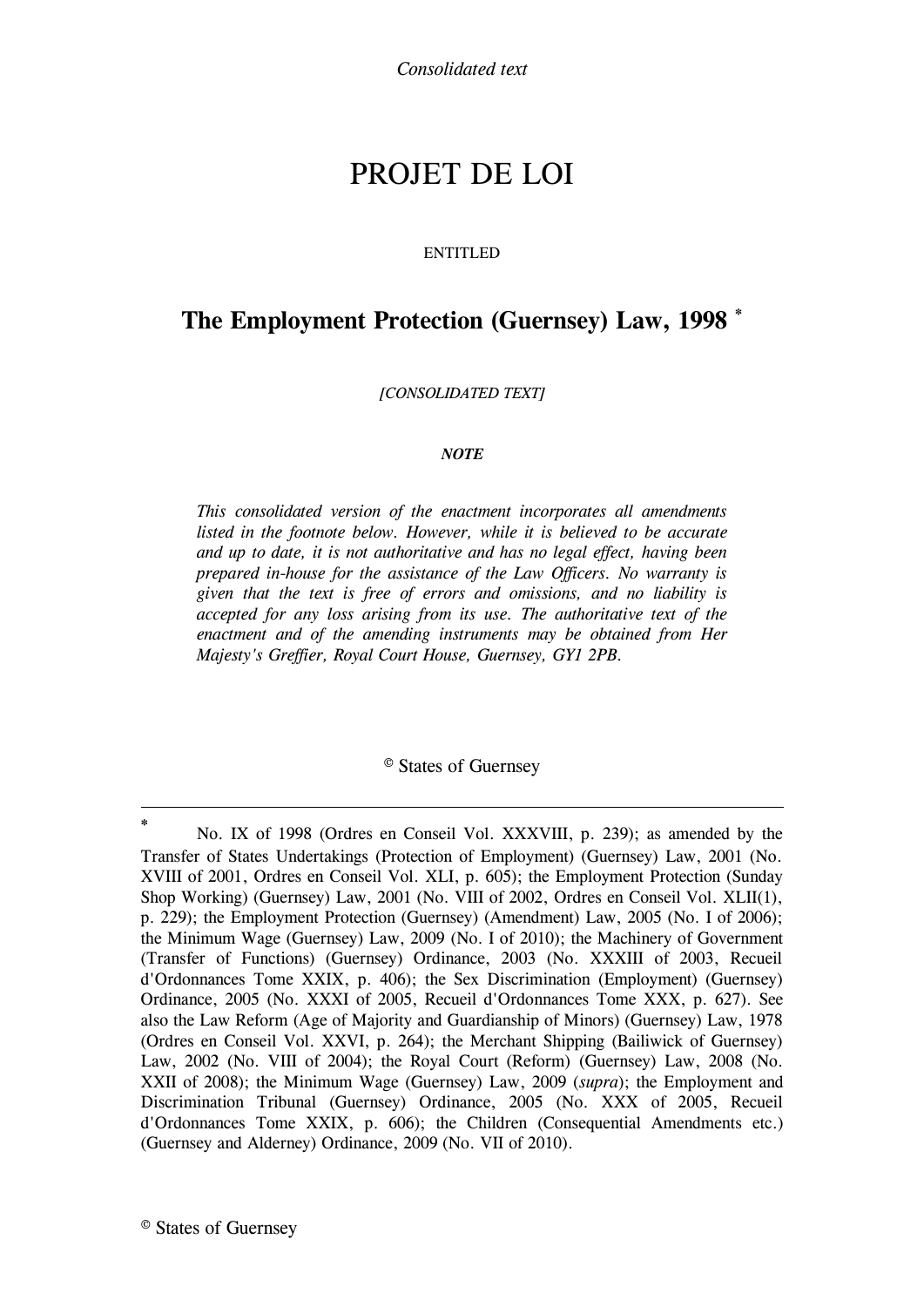*Consolidated text*

# PROJET DE LOI

ENTITLED

## The Employment Protection (Guernsey) Law, 1998 [*]

*[CONSOLIDATED TEXT]*

***NOTE***

*This consolidated version of the enactment incorporates all amendments listed in the footnote below. However, while it is believed to be accurate and up to date, it is not authoritative and has no legal effect, having been prepared in-house for the assistance of the Law Officers. No warranty is given that the text is free of errors and omissions, and no liability is accepted for any loss arising from its use. The authoritative text of the enactment and of the amending instruments may be obtained from Her Majesty's Greffier, Royal Court House, Guernsey, GY1 2PB.*

© States of Guernsey

---

[*] No. IX of 1998 (Ordres en Conseil Vol. XXXVIII, p. 239); as amended by the Transfer of States Undertakings (Protection of Employment) (Guernsey) Law, 2001 (No. XVIII of 2001, Ordres en Conseil Vol. XLI, p. 605); the Employment Protection (Sunday Shop Working) (Guernsey) Law, 2001 (No. VIII of 2002, Ordres en Conseil Vol. XLII(1), p. 229); the Employment Protection (Guernsey) (Amendment) Law, 2005 (No. I of 2006); the Minimum Wage (Guernsey) Law, 2009 (No. I of 2010); the Machinery of Government (Transfer of Functions) (Guernsey) Ordinance, 2003 (No. XXXIII of 2003, Recueil d'Ordonnances Tome XXIX, p. 406); the Sex Discrimination (Employment) (Guernsey) Ordinance, 2005 (No. XXXI of 2005, Recueil d'Ordonnances Tome XXX, p. 627). See also the Law Reform (Age of Majority and Guardianship of Minors) (Guernsey) Law, 1978 (Ordres en Conseil Vol. XXVI, p. 264); the Merchant Shipping (Bailiwick of Guernsey) Law, 2002 (No. VIII of 2004); the Royal Court (Reform) (Guernsey) Law, 2008 (No. XXII of 2008); the Minimum Wage (Guernsey) Law, 2009 (*supra*); the Employment and Discrimination Tribunal (Guernsey) Ordinance, 2005 (No. XXX of 2005, Recueil d'Ordonnances Tome XXIX, p. 606); the Children (Consequential Amendments etc.) (Guernsey and Alderney) Ordinance, 2009 (No. VII of 2010).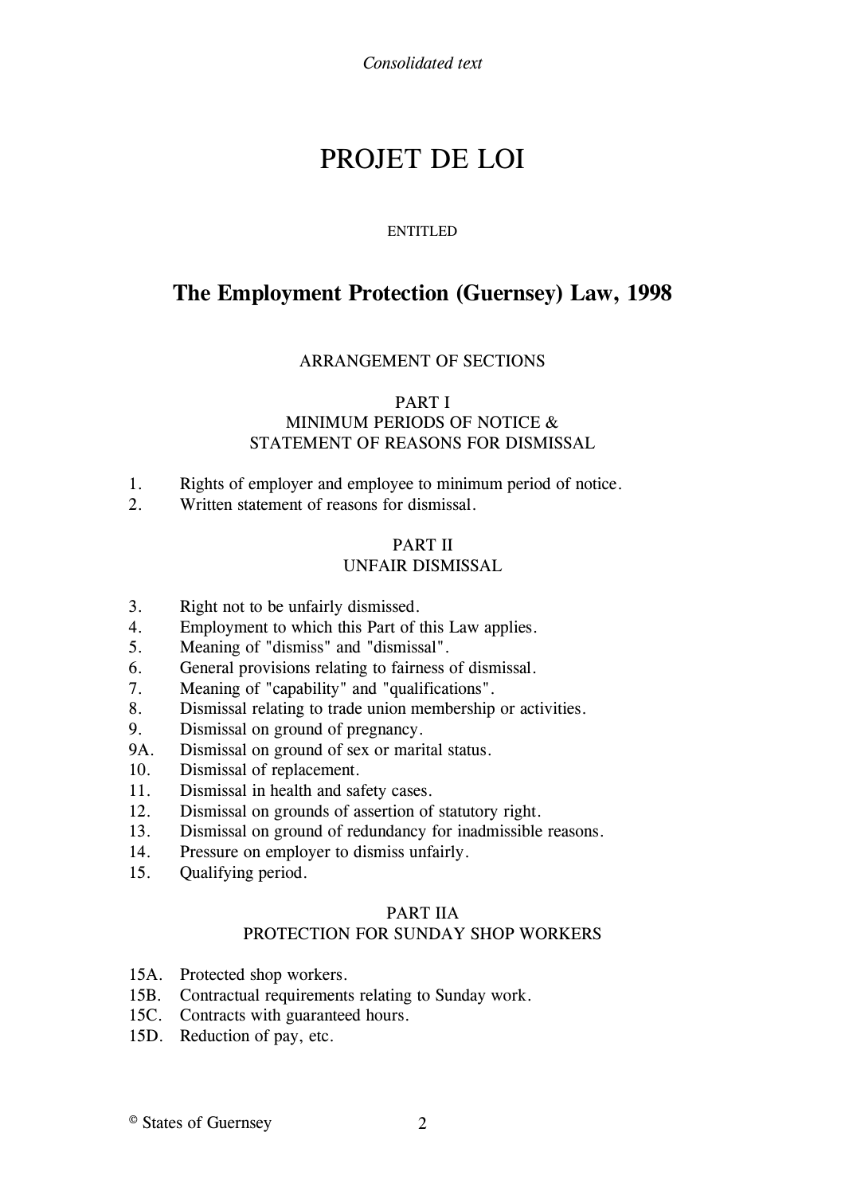*Consolidated text*

# PROJET DE LOI

ENTITLED

## The Employment Protection (Guernsey) Law, 1998

ARRANGEMENT OF SECTIONS

PART I
MINIMUM PERIODS OF NOTICE &
STATEMENT OF REASONS FOR DISMISSAL

1. Rights of employer and employee to minimum period of notice.
2. Written statement of reasons for dismissal.

PART II
UNFAIR DISMISSAL

3. Right not to be unfairly dismissed.
4. Employment to which this Part of this Law applies.
5. Meaning of "dismiss" and "dismissal".
6. General provisions relating to fairness of dismissal.
7. Meaning of "capability" and "qualifications".
8. Dismissal relating to trade union membership or activities.
9. Dismissal on ground of pregnancy.

9A. Dismissal on ground of sex or marital status.

10. Dismissal of replacement.
11. Dismissal in health and safety cases.
12. Dismissal on grounds of assertion of statutory right.
13. Dismissal on ground of redundancy for inadmissible reasons.
14. Pressure on employer to dismiss unfairly.
15. Qualifying period.

PART IIA
PROTECTION FOR SUNDAY SHOP WORKERS

15A. Protected shop workers.
15B. Contractual requirements relating to Sunday work.
15C. Contracts with guaranteed hours.
15D. Reduction of pay, etc.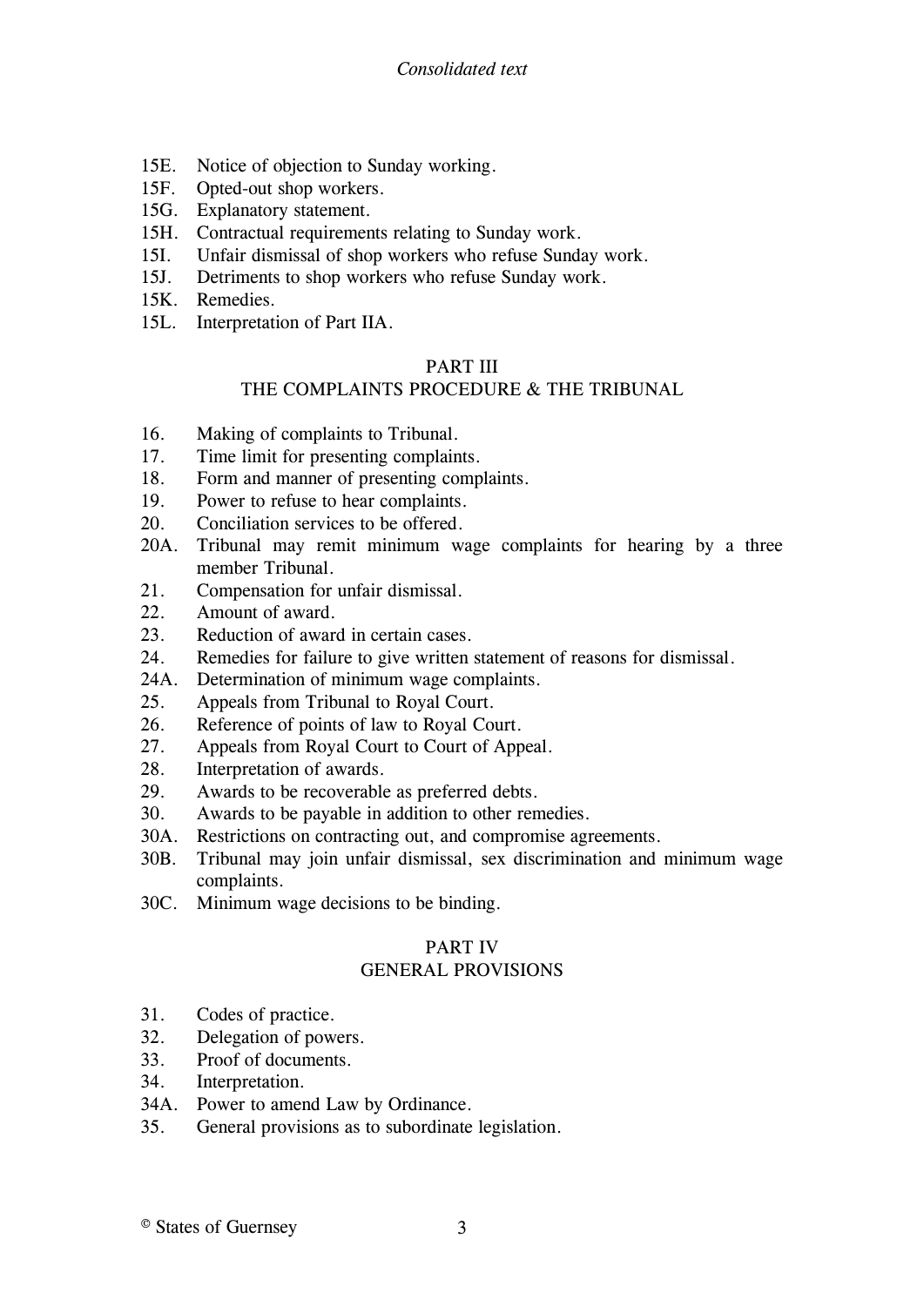15E. Notice of objection to Sunday working.
15F. Opted-out shop workers.
15G. Explanatory statement.
15H. Contractual requirements relating to Sunday work.
15I. Unfair dismissal of shop workers who refuse Sunday work.
15J. Detriments to shop workers who refuse Sunday work.
15K. Remedies.
15L. Interpretation of Part IIA.

## PART III
## THE COMPLAINTS PROCEDURE & THE TRIBUNAL

16. Making of complaints to Tribunal.
17. Time limit for presenting complaints.
18. Form and manner of presenting complaints.
19. Power to refuse to hear complaints.
20. Conciliation services to be offered.
20A. Tribunal may remit minimum wage complaints for hearing by a three member Tribunal.
21. Compensation for unfair dismissal.
22. Amount of award.
23. Reduction of award in certain cases.
24. Remedies for failure to give written statement of reasons for dismissal.
24A. Determination of minimum wage complaints.
25. Appeals from Tribunal to Royal Court.
26. Reference of points of law to Royal Court.
27. Appeals from Royal Court to Court of Appeal.
28. Interpretation of awards.
29. Awards to be recoverable as preferred debts.
30. Awards to be payable in addition to other remedies.
30A. Restrictions on contracting out, and compromise agreements.
30B. Tribunal may join unfair dismissal, sex discrimination and minimum wage complaints.
30C. Minimum wage decisions to be binding.

## PART IV
## GENERAL PROVISIONS

31. Codes of practice.
32. Delegation of powers.
33. Proof of documents.
34. Interpretation.
34A. Power to amend Law by Ordinance.
35. General provisions as to subordinate legislation.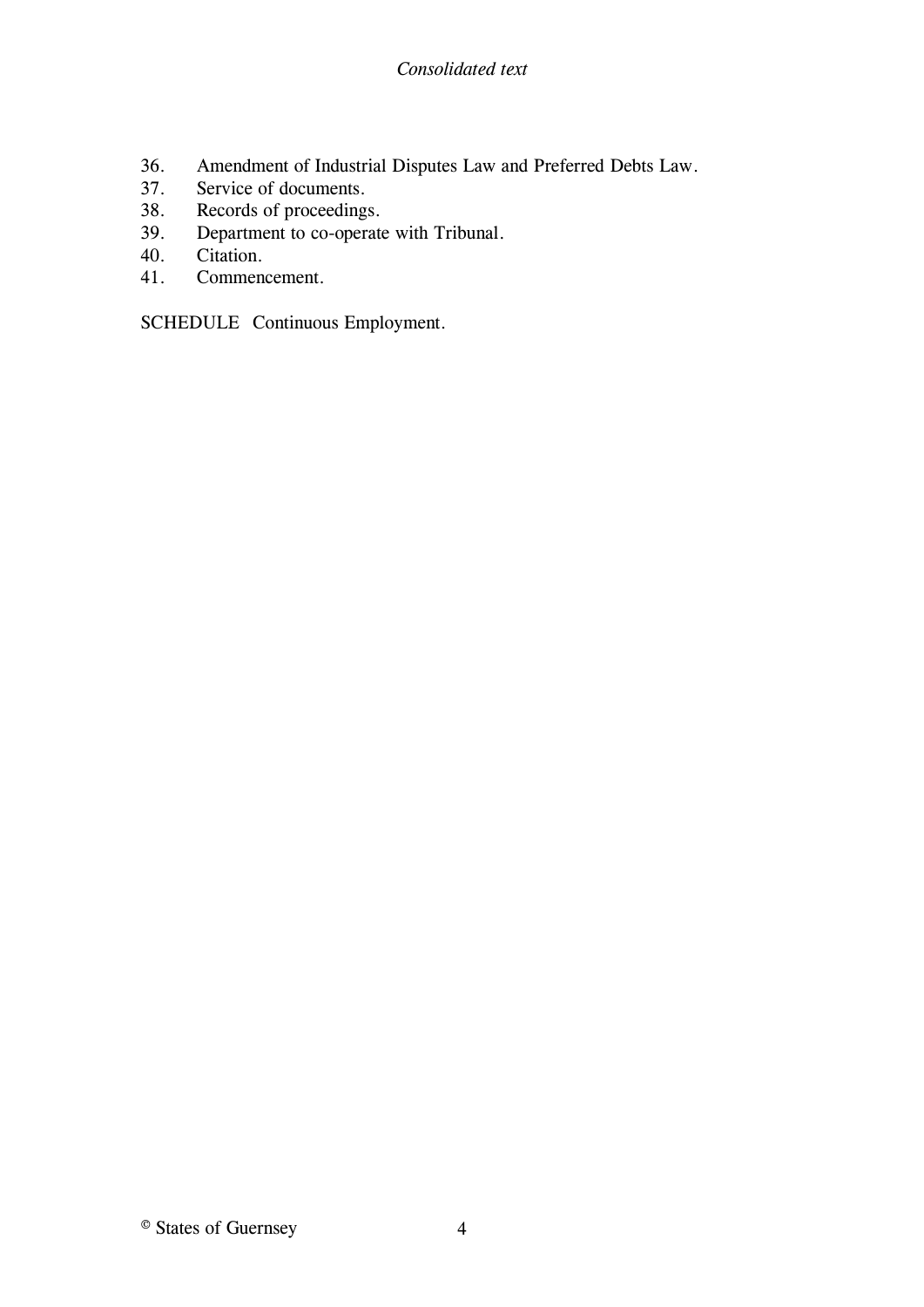36. Amendment of Industrial Disputes Law and Preferred Debts Law.
37. Service of documents.
38. Records of proceedings.
39. Department to co-operate with Tribunal.
40. Citation.
41. Commencement.

SCHEDULE Continuous Employment.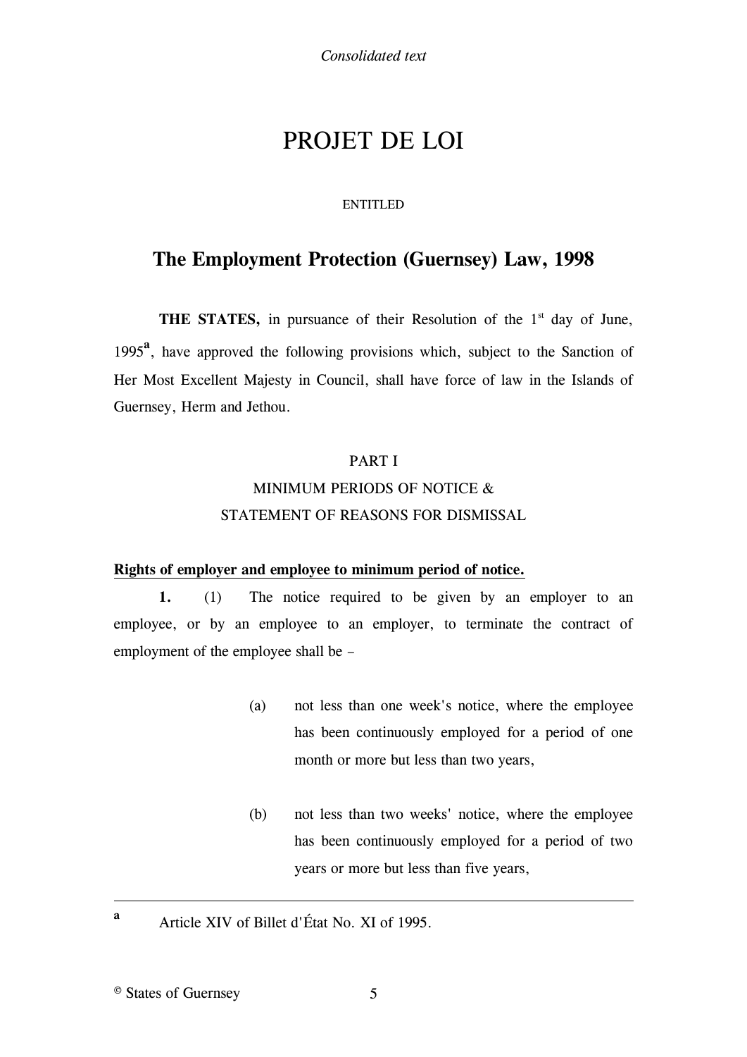*Consolidated text*

# PROJET DE LOI

ENTITLED

## The Employment Protection (Guernsey) Law, 1998

**THE STATES,** in pursuance of their Resolution of the 1st day of June, 1995[a], have approved the following provisions which, subject to the Sanction of Her Most Excellent Majesty in Council, shall have force of law in the Islands of Guernsey, Herm and Jethou.

PART I
MINIMUM PERIODS OF NOTICE &
STATEMENT OF REASONS FOR DISMISSAL

**Rights of employer and employee to minimum period of notice.**

**1.** (1) The notice required to be given by an employer to an employee, or by an employee to an employer, to terminate the contract of employment of the employee shall be –

(a) not less than one week's notice, where the employee has been continuously employed for a period of one month or more but less than two years,

(b) not less than two weeks' notice, where the employee has been continuously employed for a period of two years or more but less than five years,

---

[a] Article XIV of Billet d'État No. XI of 1995.

© States of Guernsey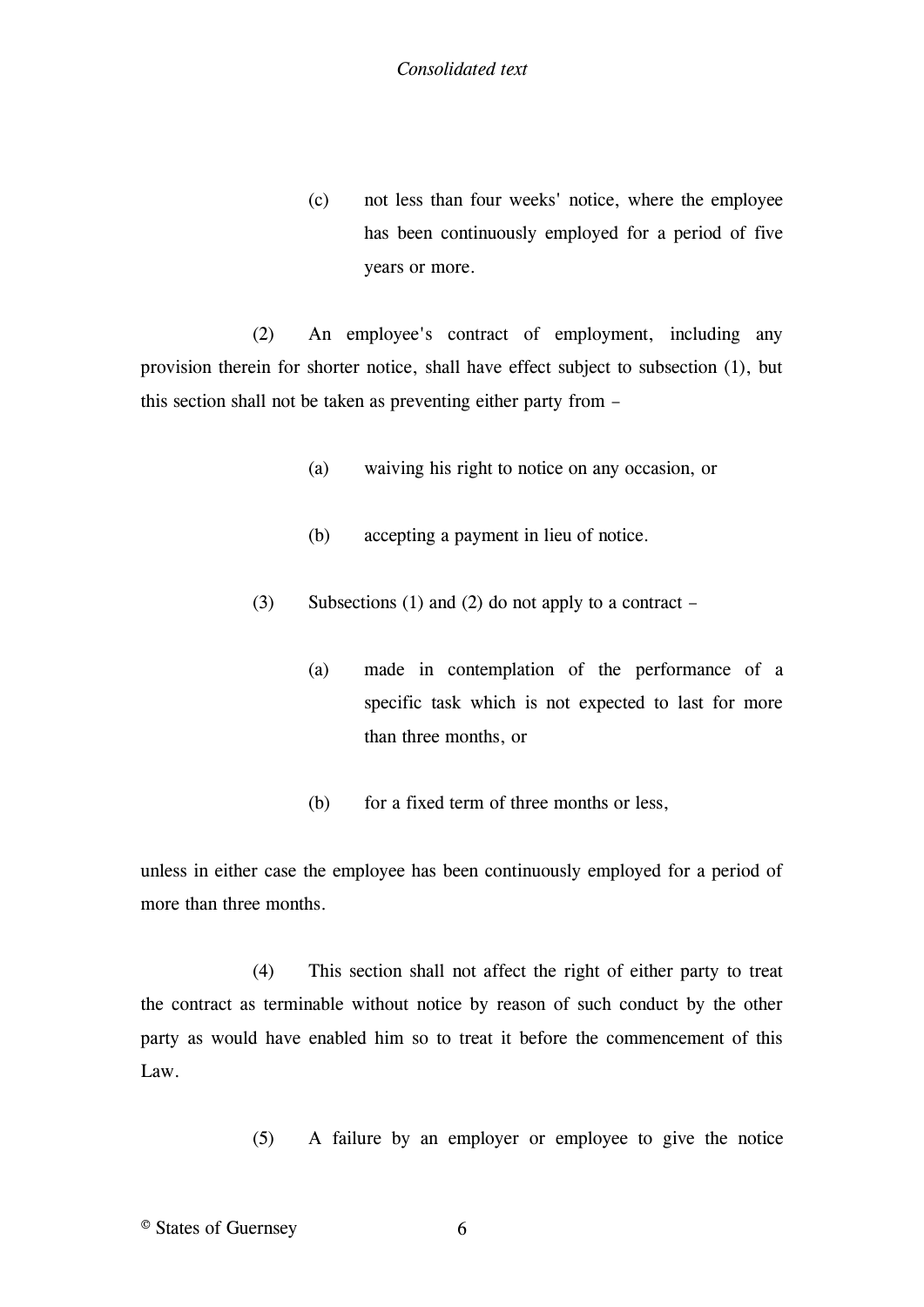(c) not less than four weeks' notice, where the employee has been continuously employed for a period of five years or more.

(2) An employee's contract of employment, including any provision therein for shorter notice, shall have effect subject to subsection (1), but this section shall not be taken as preventing either party from –

(a) waiving his right to notice on any occasion, or

(b) accepting a payment in lieu of notice.

(3) Subsections (1) and (2) do not apply to a contract –

(a) made in contemplation of the performance of a specific task which is not expected to last for more than three months, or

(b) for a fixed term of three months or less,

unless in either case the employee has been continuously employed for a period of more than three months.

(4) This section shall not affect the right of either party to treat the contract as terminable without notice by reason of such conduct by the other party as would have enabled him so to treat it before the commencement of this Law.

(5) A failure by an employer or employee to give the notice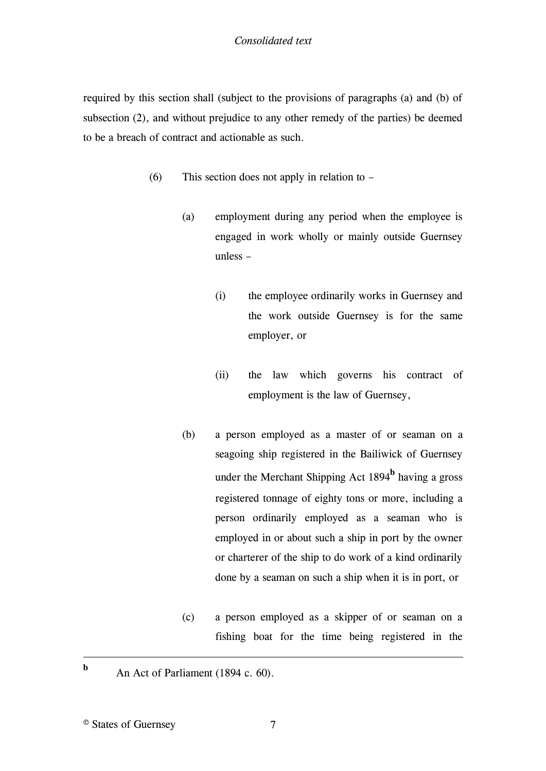required by this section shall (subject to the provisions of paragraphs (a) and (b) of subsection (2), and without prejudice to any other remedy of the parties) be deemed to be a breach of contract and actionable as such.

(6) This section does not apply in relation to –

(a) employment during any period when the employee is engaged in work wholly or mainly outside Guernsey unless –

(i) the employee ordinarily works in Guernsey and the work outside Guernsey is for the same employer, or

(ii) the law which governs his contract of employment is the law of Guernsey,

(b) a person employed as a master of or seaman on a seagoing ship registered in the Bailiwick of Guernsey under the Merchant Shipping Act 1894[b] having a gross registered tonnage of eighty tons or more, including a person ordinarily employed as a seaman who is employed in or about such a ship in port by the owner or charterer of the ship to do work of a kind ordinarily done by a seaman on such a ship when it is in port, or

(c) a person employed as a skipper of or seaman on a fishing boat for the time being registered in the

---

[b] An Act of Parliament (1894 c. 60).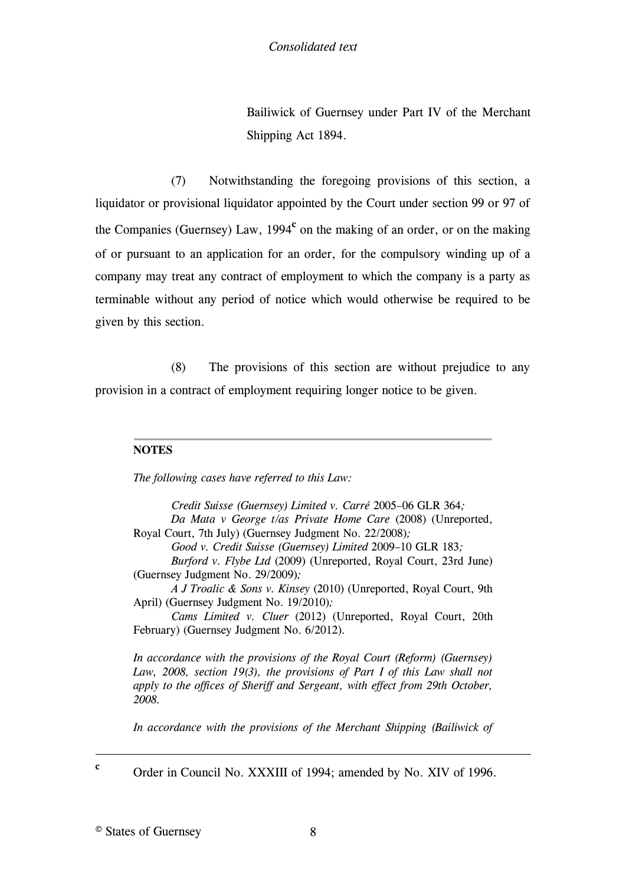Bailiwick of Guernsey under Part IV of the Merchant Shipping Act 1894.

(7) Notwithstanding the foregoing provisions of this section, a liquidator or provisional liquidator appointed by the Court under section 99 or 97 of the Companies (Guernsey) Law, 1994[c] on the making of an order, or on the making of or pursuant to an application for an order, for the compulsory winding up of a company may treat any contract of employment to which the company is a party as terminable without any period of notice which would otherwise be required to be given by this section.

(8) The provisions of this section are without prejudice to any provision in a contract of employment requiring longer notice to be given.

---

**NOTES**

*The following cases have referred to this Law:*

*Credit Suisse (Guernsey) Limited v. Carré* 2005–06 GLR 364*;*
*Da Mata v George t/as Private Home Care* (2008) (Unreported, Royal Court, 7th July) (Guernsey Judgment No. 22/2008)*;*
*Good v. Credit Suisse (Guernsey) Limited* 2009–10 GLR 183*;*
*Burford v. Flybe Ltd* (2009) (Unreported, Royal Court, 23rd June) (Guernsey Judgment No. 29/2009)*;*
*A J Troalic & Sons v. Kinsey* (2010) (Unreported, Royal Court, 9th April) (Guernsey Judgment No. 19/2010)*;*
*Cams Limited v. Cluer* (2012) (Unreported, Royal Court, 20th February) (Guernsey Judgment No. 6/2012).

*In accordance with the provisions of the Royal Court (Reform) (Guernsey) Law, 2008, section 19(3), the provisions of Part I of this Law shall not apply to the offices of Sheriff and Sergeant, with effect from 29th October, 2008.*

*In accordance with the provisions of the Merchant Shipping (Bailiwick of*

---

[c] Order in Council No. XXXIII of 1994; amended by No. XIV of 1996.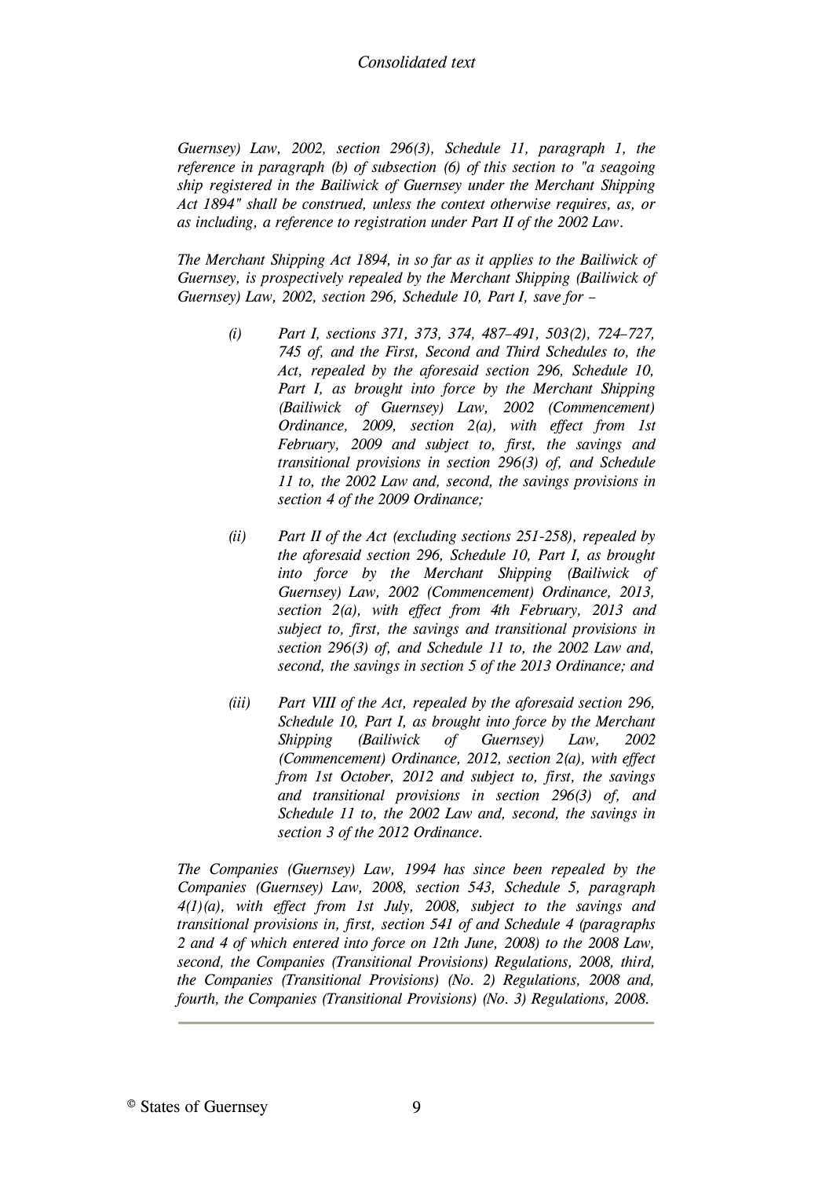*Guernsey) Law, 2002, section 296(3), Schedule 11, paragraph 1, the reference in paragraph (b) of subsection (6) of this section to "a seagoing ship registered in the Bailiwick of Guernsey under the Merchant Shipping Act 1894" shall be construed, unless the context otherwise requires, as, or as including, a reference to registration under Part II of the 2002 Law.*

*The Merchant Shipping Act 1894, in so far as it applies to the Bailiwick of Guernsey, is prospectively repealed by the Merchant Shipping (Bailiwick of Guernsey) Law, 2002, section 296, Schedule 10, Part I, save for –*

- *(i) Part I, sections 371, 373, 374, 487–491, 503(2), 724–727, 745 of, and the First, Second and Third Schedules to, the Act, repealed by the aforesaid section 296, Schedule 10, Part I, as brought into force by the Merchant Shipping (Bailiwick of Guernsey) Law, 2002 (Commencement) Ordinance, 2009, section 2(a), with effect from 1st February, 2009 and subject to, first, the savings and transitional provisions in section 296(3) of, and Schedule 11 to, the 2002 Law and, second, the savings provisions in section 4 of the 2009 Ordinance;*

- *(ii) Part II of the Act (excluding sections 251-258), repealed by the aforesaid section 296, Schedule 10, Part I, as brought into force by the Merchant Shipping (Bailiwick of Guernsey) Law, 2002 (Commencement) Ordinance, 2013, section 2(a), with effect from 4th February, 2013 and subject to, first, the savings and transitional provisions in section 296(3) of, and Schedule 11 to, the 2002 Law and, second, the savings in section 5 of the 2013 Ordinance; and*

- *(iii) Part VIII of the Act, repealed by the aforesaid section 296, Schedule 10, Part I, as brought into force by the Merchant Shipping (Bailiwick of Guernsey) Law, 2002 (Commencement) Ordinance, 2012, section 2(a), with effect from 1st October, 2012 and subject to, first, the savings and transitional provisions in section 296(3) of, and Schedule 11 to, the 2002 Law and, second, the savings in section 3 of the 2012 Ordinance.*

*The Companies (Guernsey) Law, 1994 has since been repealed by the Companies (Guernsey) Law, 2008, section 543, Schedule 5, paragraph 4(1)(a), with effect from 1st July, 2008, subject to the savings and transitional provisions in, first, section 541 of and Schedule 4 (paragraphs 2 and 4 of which entered into force on 12th June, 2008) to the 2008 Law, second, the Companies (Transitional Provisions) Regulations, 2008, third, the Companies (Transitional Provisions) (No. 2) Regulations, 2008 and, fourth, the Companies (Transitional Provisions) (No. 3) Regulations, 2008.*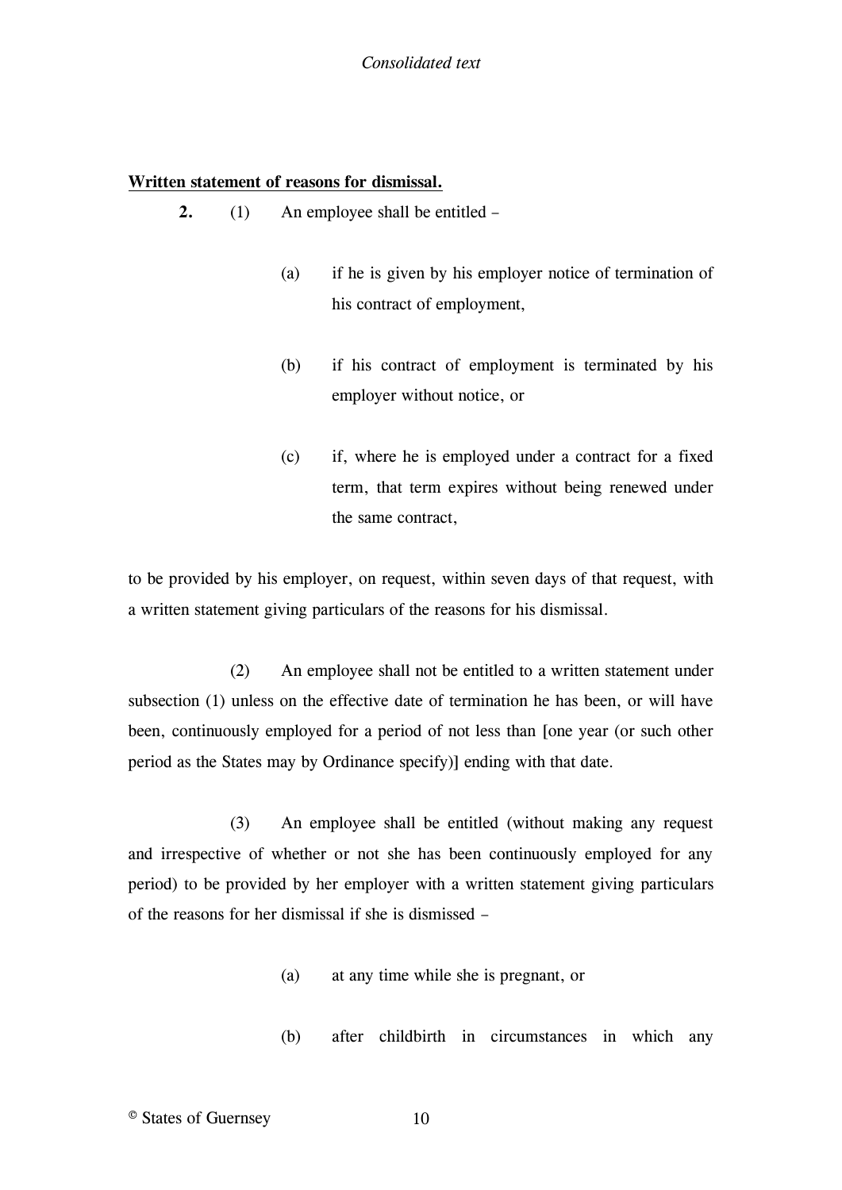**Written statement of reasons for dismissal.**

**2.** (1) An employee shall be entitled –

(a) if he is given by his employer notice of termination of his contract of employment,

(b) if his contract of employment is terminated by his employer without notice, or

(c) if, where he is employed under a contract for a fixed term, that term expires without being renewed under the same contract,

to be provided by his employer, on request, within seven days of that request, with a written statement giving particulars of the reasons for his dismissal.

(2) An employee shall not be entitled to a written statement under subsection (1) unless on the effective date of termination he has been, or will have been, continuously employed for a period of not less than [one year (or such other period as the States may by Ordinance specify)] ending with that date.

(3) An employee shall be entitled (without making any request and irrespective of whether or not she has been continuously employed for any period) to be provided by her employer with a written statement giving particulars of the reasons for her dismissal if she is dismissed –

(a) at any time while she is pregnant, or

(b) after childbirth in circumstances in which any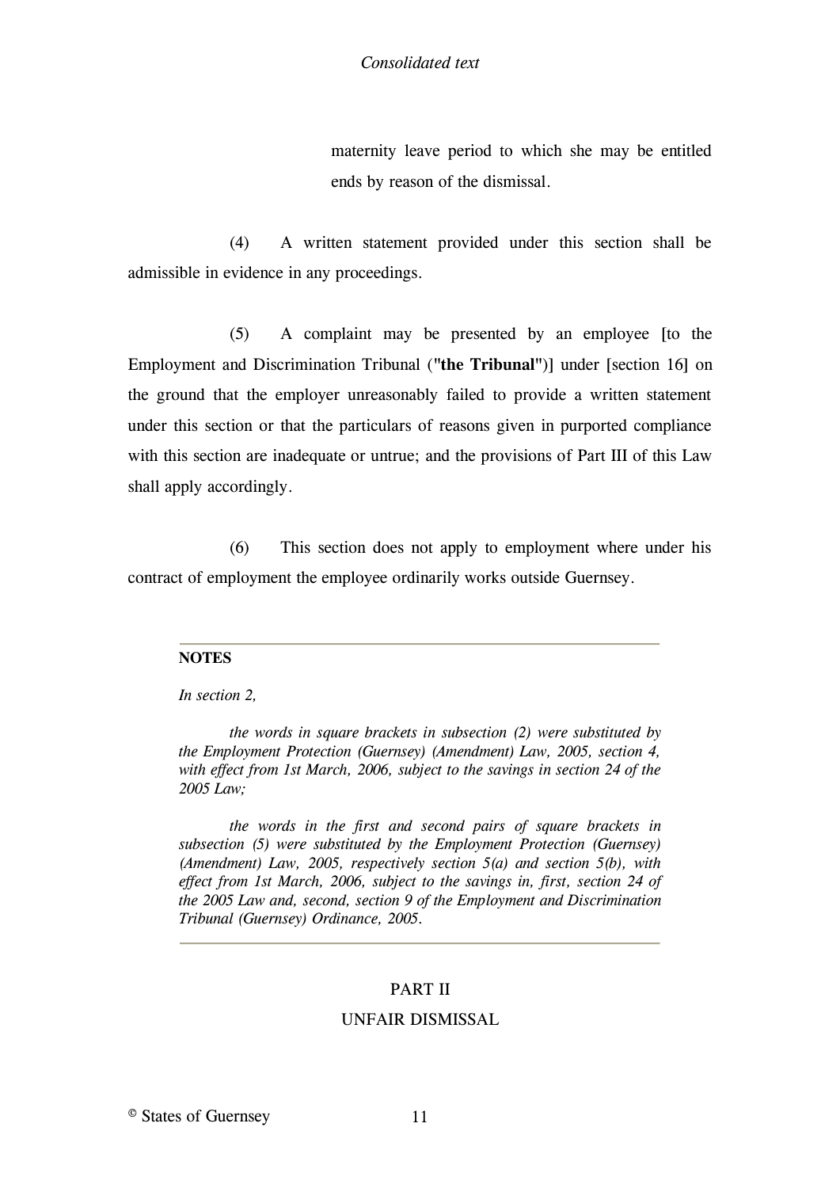maternity leave period to which she may be entitled ends by reason of the dismissal.

(4) A written statement provided under this section shall be admissible in evidence in any proceedings.

(5) A complaint may be presented by an employee [to the Employment and Discrimination Tribunal ("**the Tribunal**")] under [section 16] on the ground that the employer unreasonably failed to provide a written statement under this section or that the particulars of reasons given in purported compliance with this section are inadequate or untrue; and the provisions of Part III of this Law shall apply accordingly.

(6) This section does not apply to employment where under his contract of employment the employee ordinarily works outside Guernsey.

---

**NOTES**

*In section 2,*

*the words in square brackets in subsection (2) were substituted by the Employment Protection (Guernsey) (Amendment) Law, 2005, section 4, with effect from 1st March, 2006, subject to the savings in section 24 of the 2005 Law;*

*the words in the first and second pairs of square brackets in subsection (5) were substituted by the Employment Protection (Guernsey) (Amendment) Law, 2005, respectively section 5(a) and section 5(b), with effect from 1st March, 2006, subject to the savings in, first, section 24 of the 2005 Law and, second, section 9 of the Employment and Discrimination Tribunal (Guernsey) Ordinance, 2005.*

---

## PART II
## UNFAIR DISMISSAL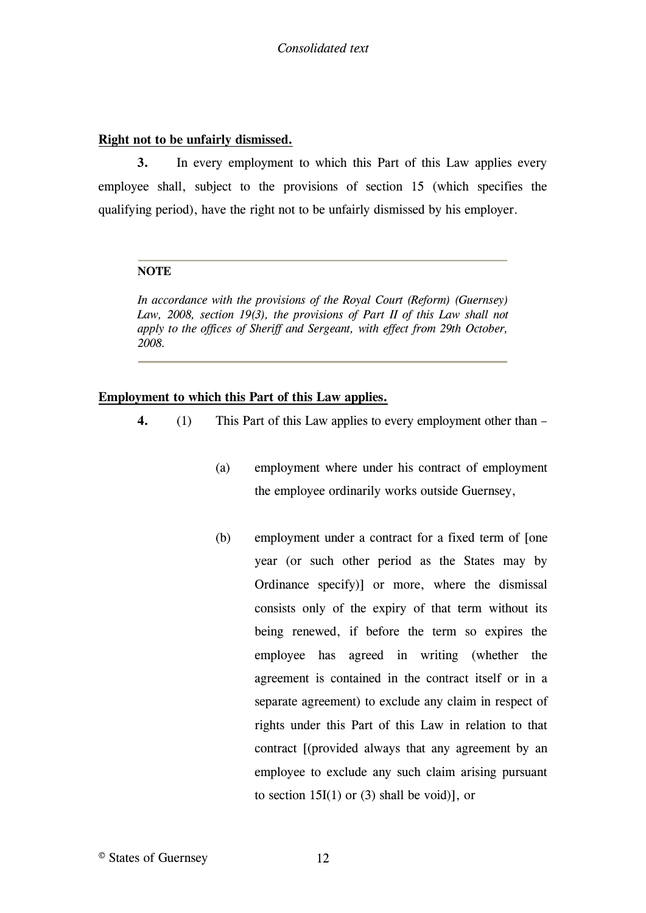**Right not to be unfairly dismissed.**

**3.** In every employment to which this Part of this Law applies every employee shall, subject to the provisions of section 15 (which specifies the qualifying period), have the right not to be unfairly dismissed by his employer.

---

**NOTE**

*In accordance with the provisions of the Royal Court (Reform) (Guernsey) Law, 2008, section 19(3), the provisions of Part II of this Law shall not apply to the offices of Sheriff and Sergeant, with effect from 29th October, 2008.*

---

**Employment to which this Part of this Law applies.**

**4.** (1) This Part of this Law applies to every employment other than –

(a) employment where under his contract of employment the employee ordinarily works outside Guernsey,

(b) employment under a contract for a fixed term of [one year (or such other period as the States may by Ordinance specify)] or more, where the dismissal consists only of the expiry of that term without its being renewed, if before the term so expires the employee has agreed in writing (whether the agreement is contained in the contract itself or in a separate agreement) to exclude any claim in respect of rights under this Part of this Law in relation to that contract [(provided always that any agreement by an employee to exclude any such claim arising pursuant to section 15I(1) or (3) shall be void)], or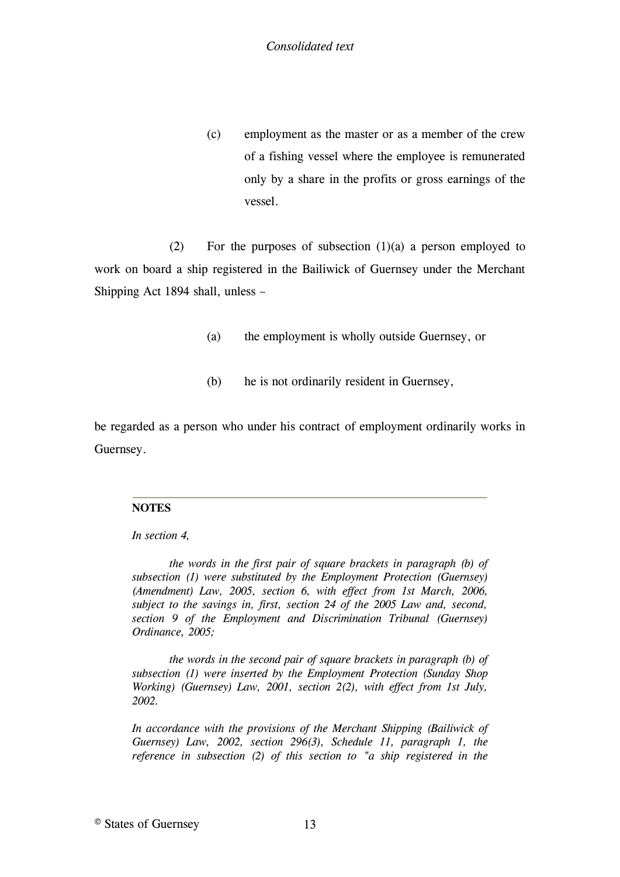(c) employment as the master or as a member of the crew of a fishing vessel where the employee is remunerated only by a share in the profits or gross earnings of the vessel.

(2) For the purposes of subsection (1)(a) a person employed to work on board a ship registered in the Bailiwick of Guernsey under the Merchant Shipping Act 1894 shall, unless –

(a) the employment is wholly outside Guernsey, or

(b) he is not ordinarily resident in Guernsey,

be regarded as a person who under his contract of employment ordinarily works in Guernsey.

---

**NOTES**

*In section 4,*

*the words in the first pair of square brackets in paragraph (b) of subsection (1) were substituted by the Employment Protection (Guernsey) (Amendment) Law, 2005, section 6, with effect from 1st March, 2006, subject to the savings in, first, section 24 of the 2005 Law and, second, section 9 of the Employment and Discrimination Tribunal (Guernsey) Ordinance, 2005;*

*the words in the second pair of square brackets in paragraph (b) of subsection (1) were inserted by the Employment Protection (Sunday Shop Working) (Guernsey) Law, 2001, section 2(2), with effect from 1st July, 2002.*

*In accordance with the provisions of the Merchant Shipping (Bailiwick of Guernsey) Law, 2002, section 296(3), Schedule 11, paragraph 1, the reference in subsection (2) of this section to "a ship registered in the*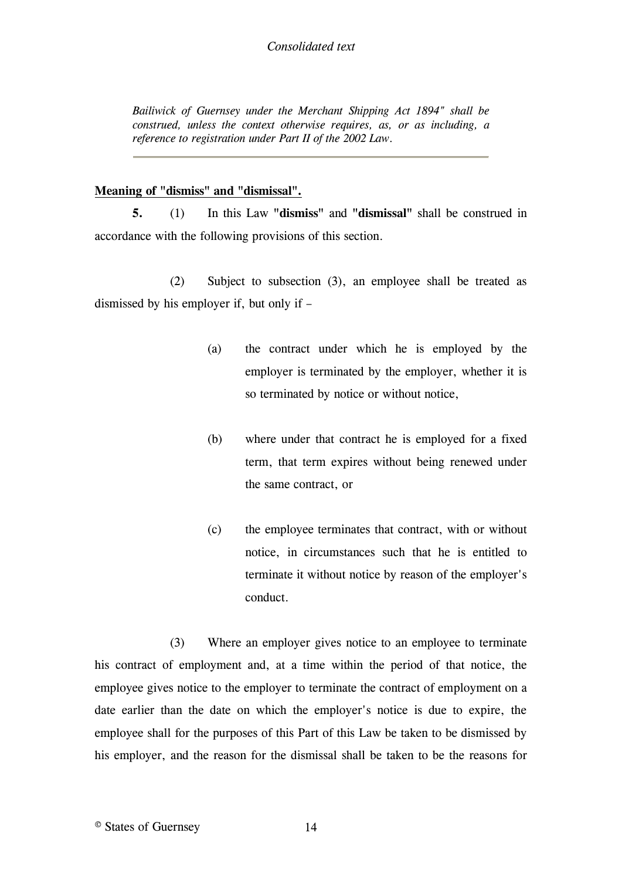*Bailiwick of Guernsey under the Merchant Shipping Act 1894" shall be construed, unless the context otherwise requires, as, or as including, a reference to registration under Part II of the 2002 Law.*

---

**Meaning of "dismiss" and "dismissal".**

**5.** (1) In this Law **"dismiss"** and **"dismissal"** shall be construed in accordance with the following provisions of this section.

(2) Subject to subsection (3), an employee shall be treated as dismissed by his employer if, but only if –

(a) the contract under which he is employed by the employer is terminated by the employer, whether it is so terminated by notice or without notice,

(b) where under that contract he is employed for a fixed term, that term expires without being renewed under the same contract, or

(c) the employee terminates that contract, with or without notice, in circumstances such that he is entitled to terminate it without notice by reason of the employer's conduct.

(3) Where an employer gives notice to an employee to terminate his contract of employment and, at a time within the period of that notice, the employee gives notice to the employer to terminate the contract of employment on a date earlier than the date on which the employer's notice is due to expire, the employee shall for the purposes of this Part of this Law be taken to be dismissed by his employer, and the reason for the dismissal shall be taken to be the reasons for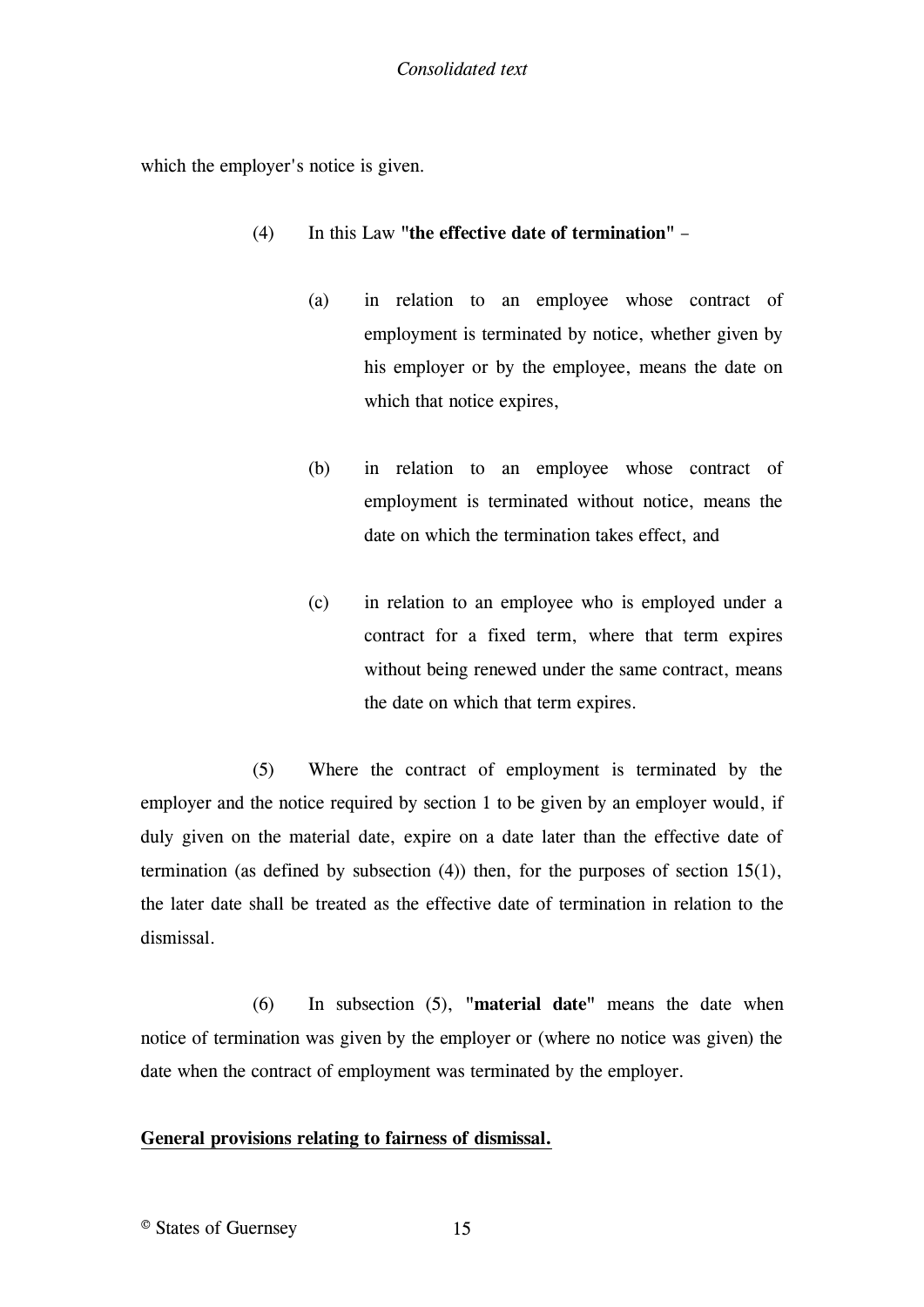which the employer's notice is given.

(4) In this Law **"the effective date of termination"** –

(a) in relation to an employee whose contract of employment is terminated by notice, whether given by his employer or by the employee, means the date on which that notice expires,

(b) in relation to an employee whose contract of employment is terminated without notice, means the date on which the termination takes effect, and

(c) in relation to an employee who is employed under a contract for a fixed term, where that term expires without being renewed under the same contract, means the date on which that term expires.

(5) Where the contract of employment is terminated by the employer and the notice required by section 1 to be given by an employer would, if duly given on the material date, expire on a date later than the effective date of termination (as defined by subsection (4)) then, for the purposes of section 15(1), the later date shall be treated as the effective date of termination in relation to the dismissal.

(6) In subsection (5), **"material date"** means the date when notice of termination was given by the employer or (where no notice was given) the date when the contract of employment was terminated by the employer.

**General provisions relating to fairness of dismissal.**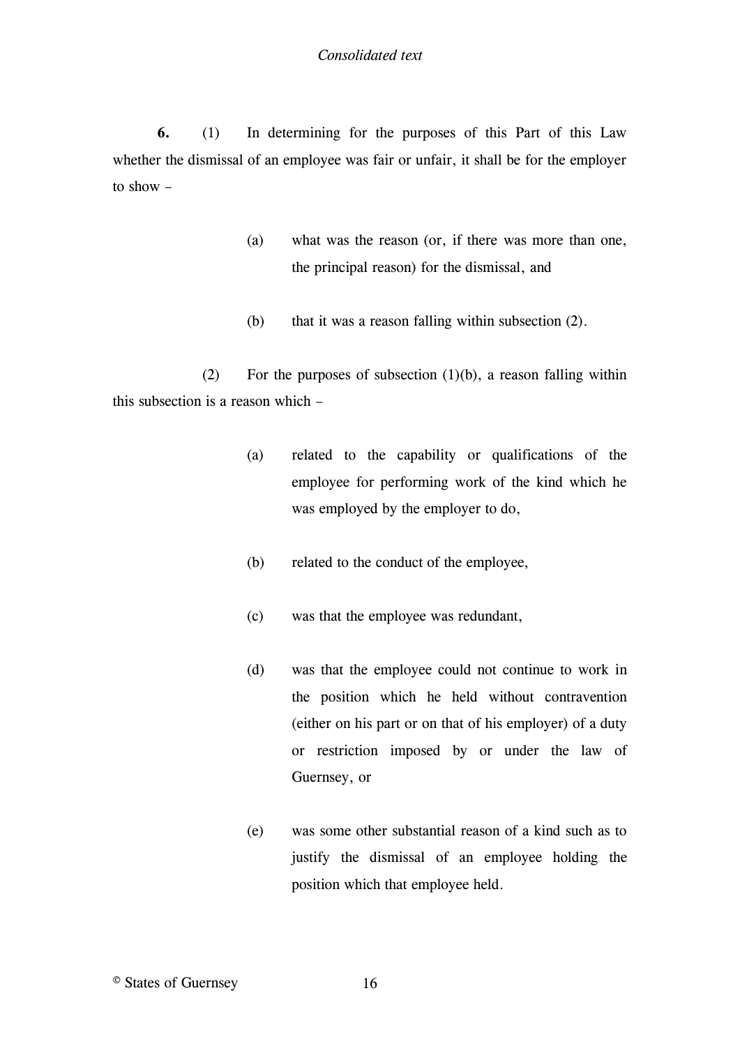**6.** (1) In determining for the purposes of this Part of this Law whether the dismissal of an employee was fair or unfair, it shall be for the employer to show –

(a) what was the reason (or, if there was more than one, the principal reason) for the dismissal, and

(b) that it was a reason falling within subsection (2).

(2) For the purposes of subsection (1)(b), a reason falling within this subsection is a reason which –

(a) related to the capability or qualifications of the employee for performing work of the kind which he was employed by the employer to do,

(b) related to the conduct of the employee,

(c) was that the employee was redundant,

(d) was that the employee could not continue to work in the position which he held without contravention (either on his part or on that of his employer) of a duty or restriction imposed by or under the law of Guernsey, or

(e) was some other substantial reason of a kind such as to justify the dismissal of an employee holding the position which that employee held.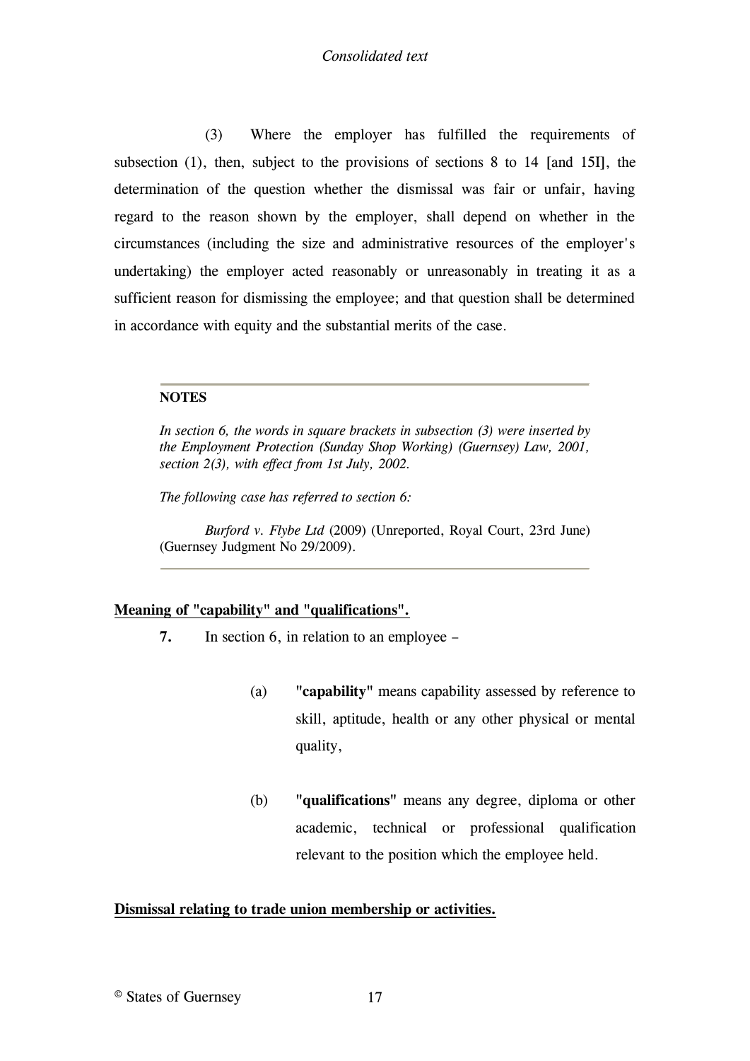(3) Where the employer has fulfilled the requirements of subsection (1), then, subject to the provisions of sections 8 to 14 [and 15I], the determination of the question whether the dismissal was fair or unfair, having regard to the reason shown by the employer, shall depend on whether in the circumstances (including the size and administrative resources of the employer's undertaking) the employer acted reasonably or unreasonably in treating it as a sufficient reason for dismissing the employee; and that question shall be determined in accordance with equity and the substantial merits of the case.

---

**NOTES**

*In section 6, the words in square brackets in subsection (3) were inserted by the Employment Protection (Sunday Shop Working) (Guernsey) Law, 2001, section 2(3), with effect from 1st July, 2002.*

*The following case has referred to section 6:*

*Burford v. Flybe Ltd* (2009) (Unreported, Royal Court, 23rd June) (Guernsey Judgment No 29/2009).

---

**Meaning of "capability" and "qualifications".**

**7.** In section 6, in relation to an employee –

(a) **"capability"** means capability assessed by reference to skill, aptitude, health or any other physical or mental quality,

(b) **"qualifications"** means any degree, diploma or other academic, technical or professional qualification relevant to the position which the employee held.

**Dismissal relating to trade union membership or activities.**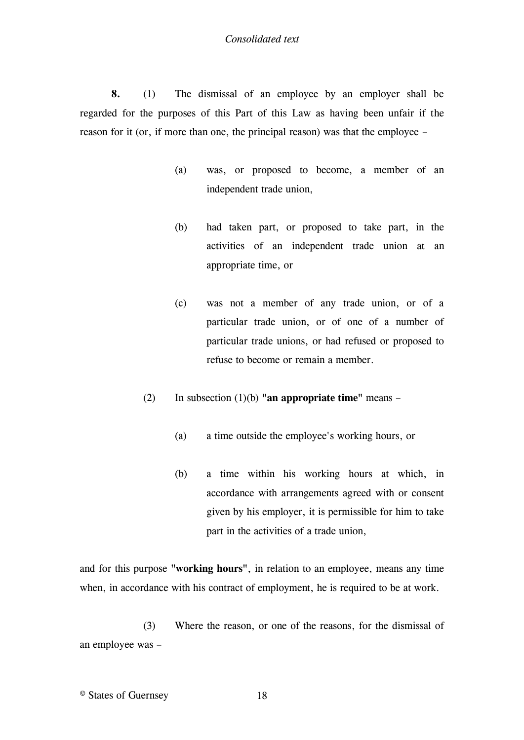**8.** (1) The dismissal of an employee by an employer shall be regarded for the purposes of this Part of this Law as having been unfair if the reason for it (or, if more than one, the principal reason) was that the employee –

> (a) was, or proposed to become, a member of an independent trade union,
>
> (b) had taken part, or proposed to take part, in the activities of an independent trade union at an appropriate time, or
>
> (c) was not a member of any trade union, or of a particular trade union, or of one of a number of particular trade unions, or had refused or proposed to refuse to become or remain a member.

(2) In subsection (1)(b) "**an appropriate time**" means –

> (a) a time outside the employee's working hours, or
>
> (b) a time within his working hours at which, in accordance with arrangements agreed with or consent given by his employer, it is permissible for him to take part in the activities of a trade union,

and for this purpose "**working hours**", in relation to an employee, means any time when, in accordance with his contract of employment, he is required to be at work.

(3) Where the reason, or one of the reasons, for the dismissal of an employee was –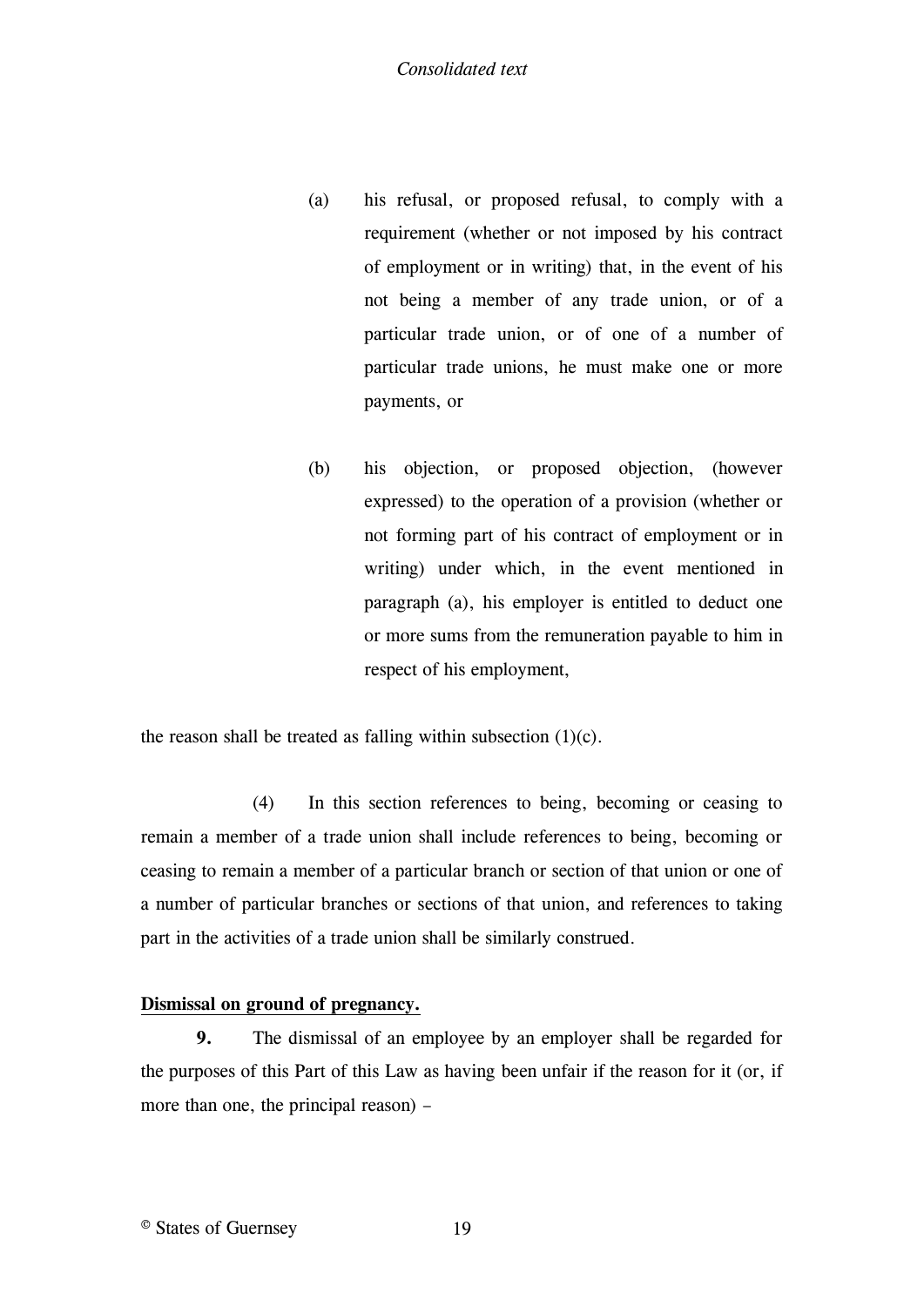(a) his refusal, or proposed refusal, to comply with a requirement (whether or not imposed by his contract of employment or in writing) that, in the event of his not being a member of any trade union, or of a particular trade union, or of one of a number of particular trade unions, he must make one or more payments, or

(b) his objection, or proposed objection, (however expressed) to the operation of a provision (whether or not forming part of his contract of employment or in writing) under which, in the event mentioned in paragraph (a), his employer is entitled to deduct one or more sums from the remuneration payable to him in respect of his employment,

the reason shall be treated as falling within subsection (1)(c).

(4) In this section references to being, becoming or ceasing to remain a member of a trade union shall include references to being, becoming or ceasing to remain a member of a particular branch or section of that union or one of a number of particular branches or sections of that union, and references to taking part in the activities of a trade union shall be similarly construed.

**Dismissal on ground of pregnancy.**

**9.** The dismissal of an employee by an employer shall be regarded for the purposes of this Part of this Law as having been unfair if the reason for it (or, if more than one, the principal reason) –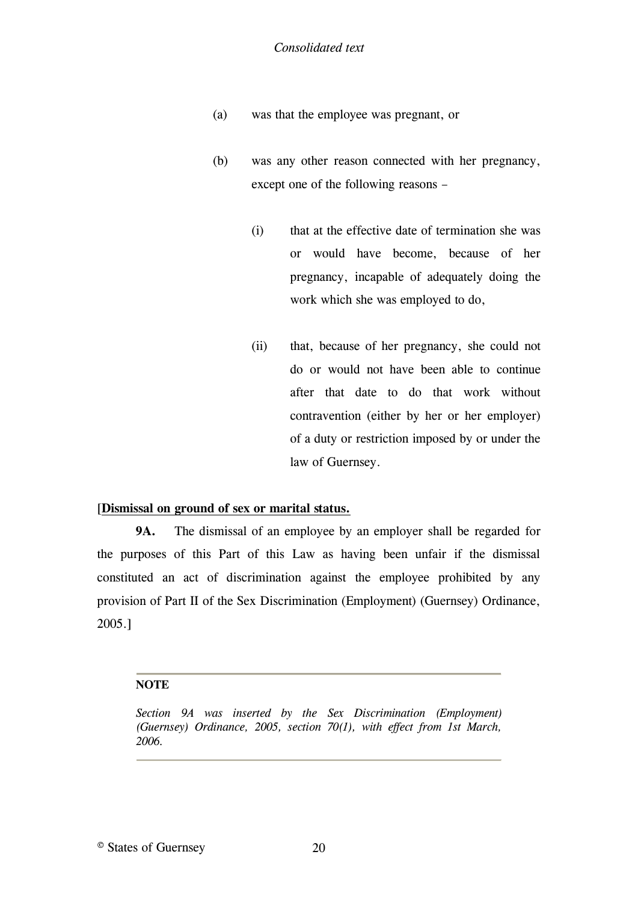(a) was that the employee was pregnant, or

(b) was any other reason connected with her pregnancy, except one of the following reasons –

(i) that at the effective date of termination she was or would have become, because of her pregnancy, incapable of adequately doing the work which she was employed to do,

(ii) that, because of her pregnancy, she could not do or would not have been able to continue after that date to do that work without contravention (either by her or her employer) of a duty or restriction imposed by or under the law of Guernsey.

[<u>**Dismissal on ground of sex or marital status.**</u>

**9A.** The dismissal of an employee by an employer shall be regarded for the purposes of this Part of this Law as having been unfair if the dismissal constituted an act of discrimination against the employee prohibited by any provision of Part II of the Sex Discrimination (Employment) (Guernsey) Ordinance, 2005.]

---

**NOTE**

*Section 9A was inserted by the Sex Discrimination (Employment) (Guernsey) Ordinance, 2005, section 70(1), with effect from 1st March, 2006.*

---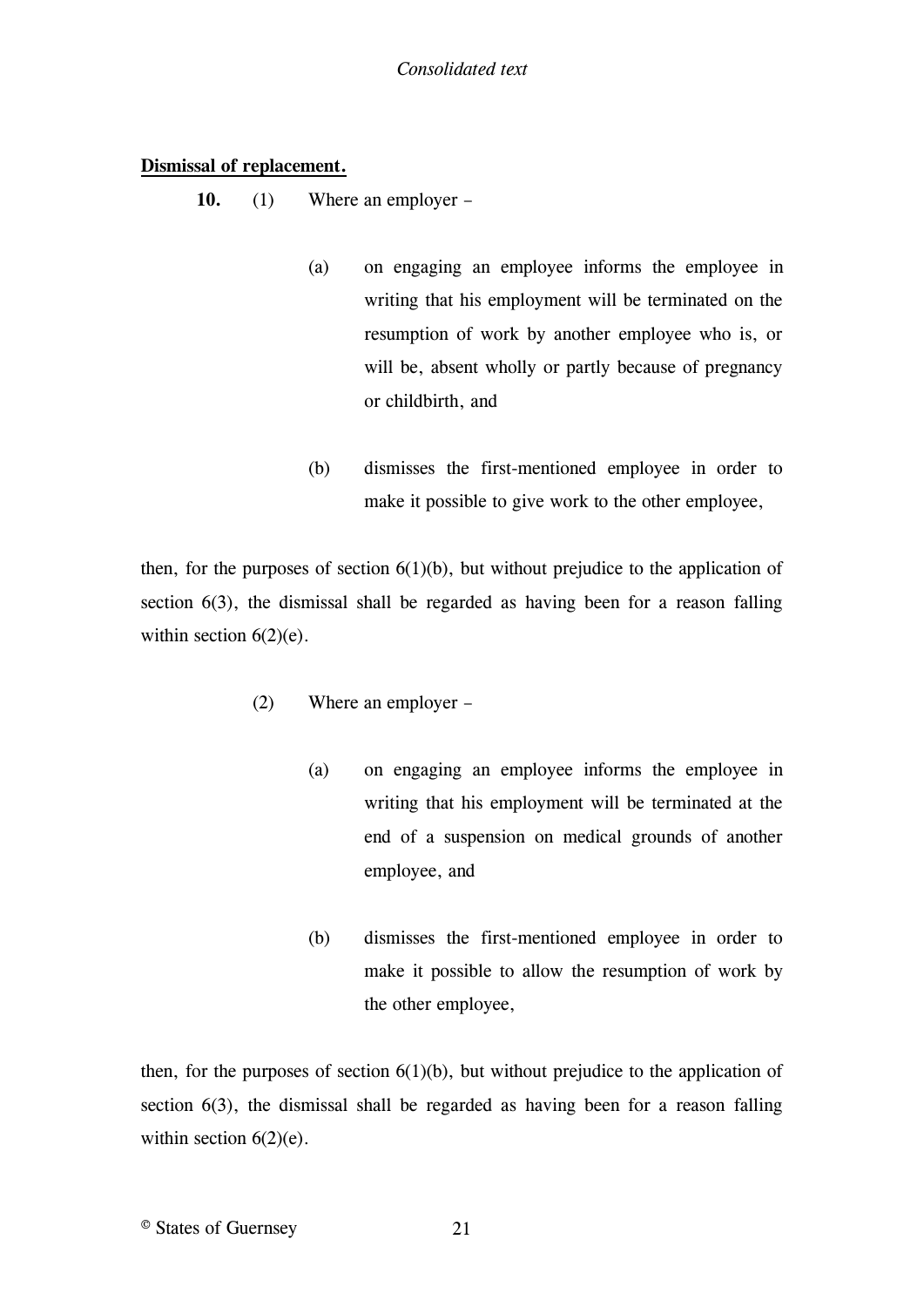**Dismissal of replacement.**

**10.** (1) Where an employer –

(a) on engaging an employee informs the employee in writing that his employment will be terminated on the resumption of work by another employee who is, or will be, absent wholly or partly because of pregnancy or childbirth, and

(b) dismisses the first-mentioned employee in order to make it possible to give work to the other employee,

then, for the purposes of section 6(1)(b), but without prejudice to the application of section 6(3), the dismissal shall be regarded as having been for a reason falling within section 6(2)(e).

(2) Where an employer –

(a) on engaging an employee informs the employee in writing that his employment will be terminated at the end of a suspension on medical grounds of another employee, and

(b) dismisses the first-mentioned employee in order to make it possible to allow the resumption of work by the other employee,

then, for the purposes of section 6(1)(b), but without prejudice to the application of section 6(3), the dismissal shall be regarded as having been for a reason falling within section 6(2)(e).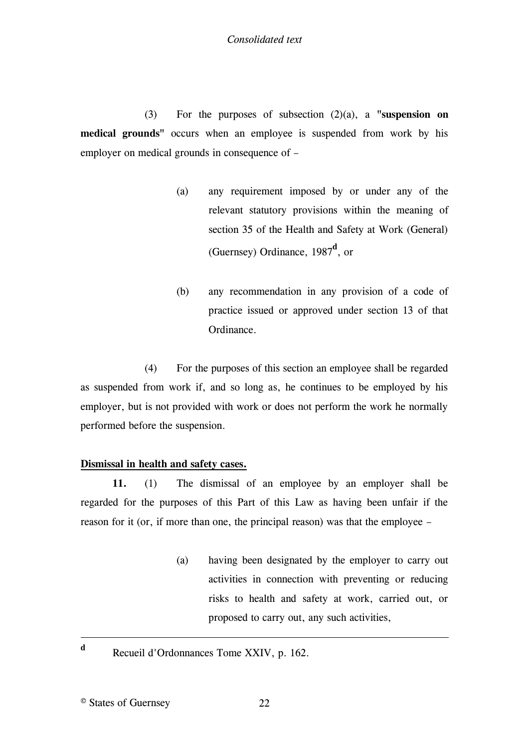(3) For the purposes of subsection (2)(a), a "**suspension on medical grounds**" occurs when an employee is suspended from work by his employer on medical grounds in consequence of –

(a) any requirement imposed by or under any of the relevant statutory provisions within the meaning of section 35 of the Health and Safety at Work (General) (Guernsey) Ordinance, 1987[d], or

(b) any recommendation in any provision of a code of practice issued or approved under section 13 of that Ordinance.

(4) For the purposes of this section an employee shall be regarded as suspended from work if, and so long as, he continues to be employed by his employer, but is not provided with work or does not perform the work he normally performed before the suspension.

**Dismissal in health and safety cases.**

**11.** (1) The dismissal of an employee by an employer shall be regarded for the purposes of this Part of this Law as having been unfair if the reason for it (or, if more than one, the principal reason) was that the employee –

(a) having been designated by the employer to carry out activities in connection with preventing or reducing risks to health and safety at work, carried out, or proposed to carry out, any such activities,

---

[d] Recueil d'Ordonnances Tome XXIV, p. 162.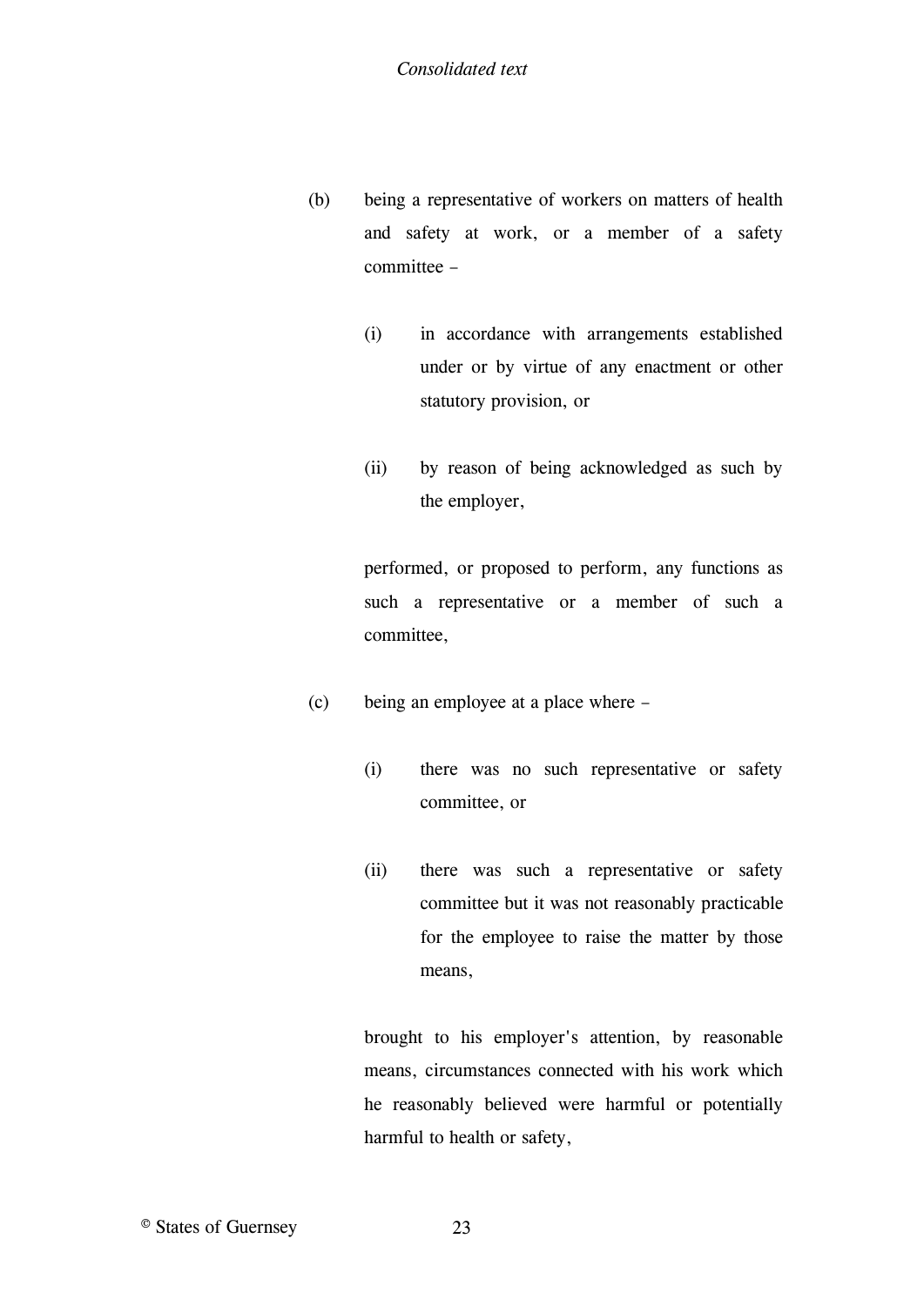(b) being a representative of workers on matters of health and safety at work, or a member of a safety committee –

  (i) in accordance with arrangements established under or by virtue of any enactment or other statutory provision, or

  (ii) by reason of being acknowledged as such by the employer,

  performed, or proposed to perform, any functions as such a representative or a member of such a committee,

(c) being an employee at a place where –

  (i) there was no such representative or safety committee, or

  (ii) there was such a representative or safety committee but it was not reasonably practicable for the employee to raise the matter by those means,

  brought to his employer's attention, by reasonable means, circumstances connected with his work which he reasonably believed were harmful or potentially harmful to health or safety,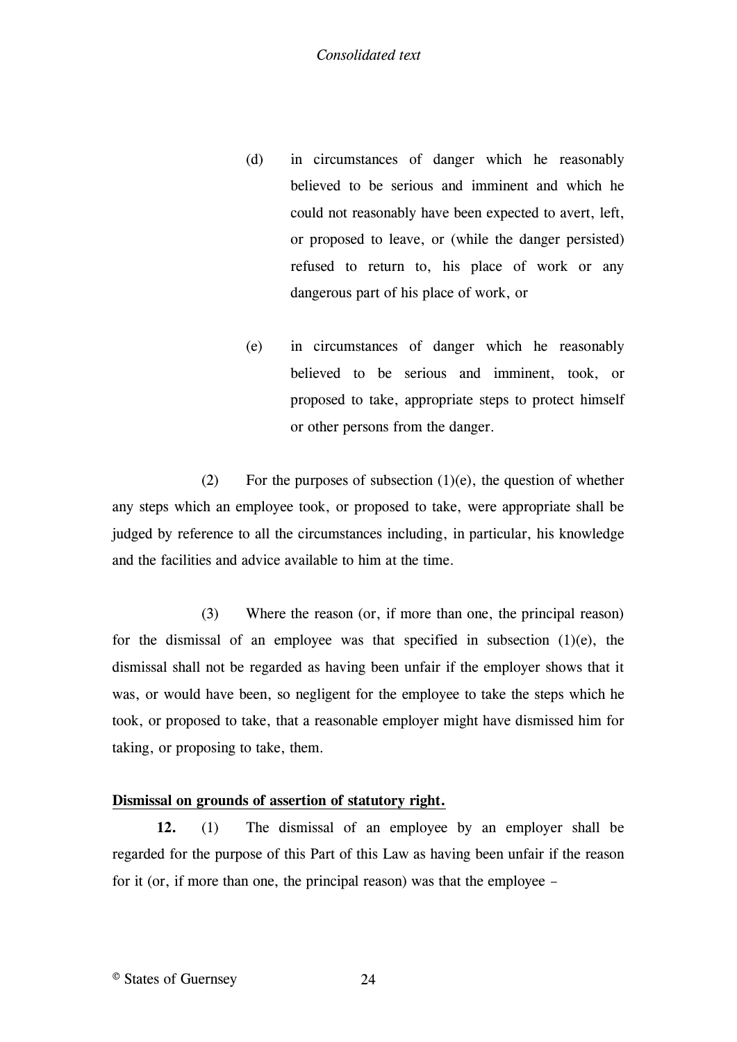(d) in circumstances of danger which he reasonably believed to be serious and imminent and which he could not reasonably have been expected to avert, left, or proposed to leave, or (while the danger persisted) refused to return to, his place of work or any dangerous part of his place of work, or

(e) in circumstances of danger which he reasonably believed to be serious and imminent, took, or proposed to take, appropriate steps to protect himself or other persons from the danger.

(2) For the purposes of subsection (1)(e), the question of whether any steps which an employee took, or proposed to take, were appropriate shall be judged by reference to all the circumstances including, in particular, his knowledge and the facilities and advice available to him at the time.

(3) Where the reason (or, if more than one, the principal reason) for the dismissal of an employee was that specified in subsection (1)(e), the dismissal shall not be regarded as having been unfair if the employer shows that it was, or would have been, so negligent for the employee to take the steps which he took, or proposed to take, that a reasonable employer might have dismissed him for taking, or proposing to take, them.

**Dismissal on grounds of assertion of statutory right.**

**12.** (1) The dismissal of an employee by an employer shall be regarded for the purpose of this Part of this Law as having been unfair if the reason for it (or, if more than one, the principal reason) was that the employee –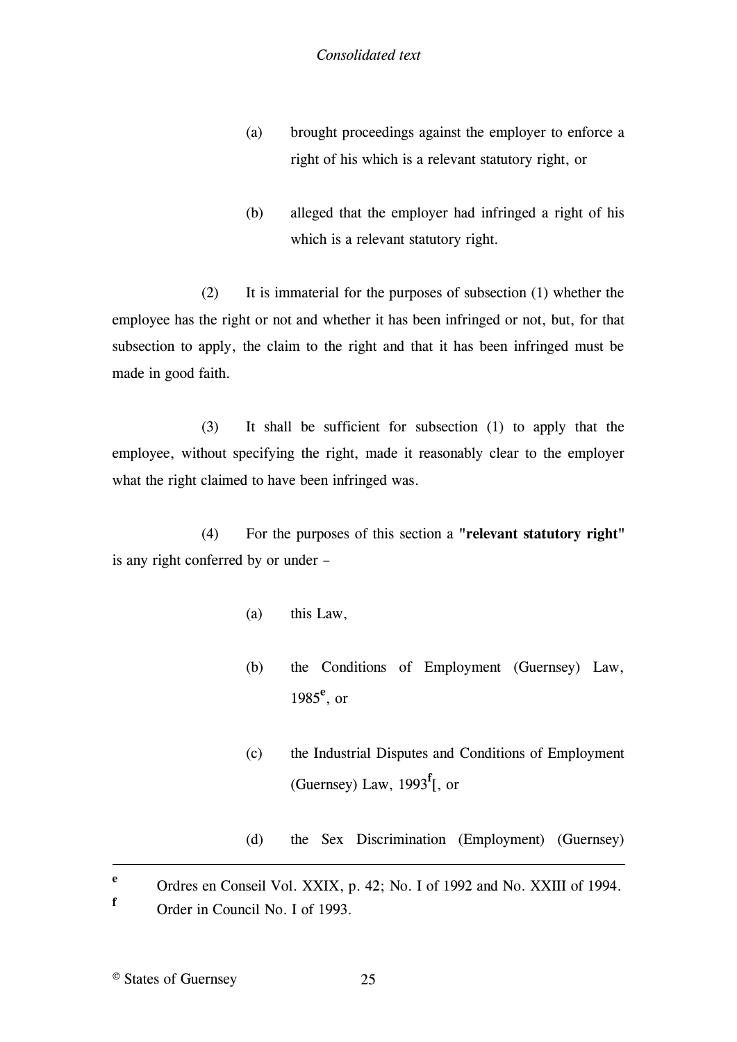(a) brought proceedings against the employer to enforce a right of his which is a relevant statutory right, or

(b) alleged that the employer had infringed a right of his which is a relevant statutory right.

(2) It is immaterial for the purposes of subsection (1) whether the employee has the right or not and whether it has been infringed or not, but, for that subsection to apply, the claim to the right and that it has been infringed must be made in good faith.

(3) It shall be sufficient for subsection (1) to apply that the employee, without specifying the right, made it reasonably clear to the employer what the right claimed to have been infringed was.

(4) For the purposes of this section a **"relevant statutory right"** is any right conferred by or under –

(a) this Law,

(b) the Conditions of Employment (Guernsey) Law, 1985[e], or

(c) the Industrial Disputes and Conditions of Employment (Guernsey) Law, 1993[f][, or

(d) the Sex Discrimination (Employment) (Guernsey)

---

[e] Ordres en Conseil Vol. XXIX, p. 42; No. I of 1992 and No. XXIII of 1994.

[f] Order in Council No. I of 1993.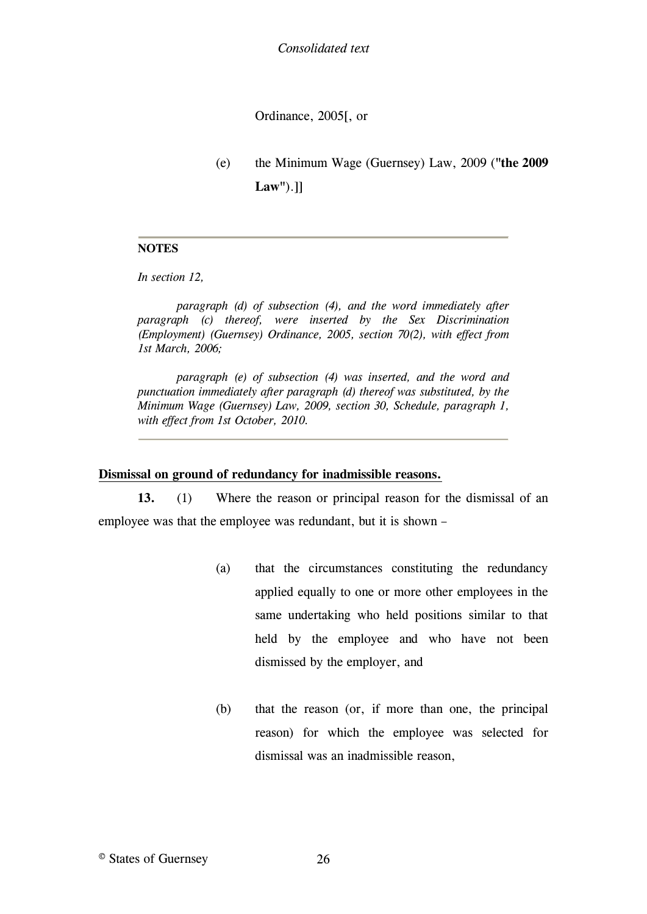Ordinance, 2005[, or

(e) the Minimum Wage (Guernsey) Law, 2009 ("**the 2009 Law**").]]

---

**NOTES**

*In section 12,*

*paragraph (d) of subsection (4), and the word immediately after paragraph (c) thereof, were inserted by the Sex Discrimination (Employment) (Guernsey) Ordinance, 2005, section 70(2), with effect from 1st March, 2006;*

*paragraph (e) of subsection (4) was inserted, and the word and punctuation immediately after paragraph (d) thereof was substituted, by the Minimum Wage (Guernsey) Law, 2009, section 30, Schedule, paragraph 1, with effect from 1st October, 2010.*

---

**Dismissal on ground of redundancy for inadmissible reasons.**

**13.** (1) Where the reason or principal reason for the dismissal of an employee was that the employee was redundant, but it is shown –

(a) that the circumstances constituting the redundancy applied equally to one or more other employees in the same undertaking who held positions similar to that held by the employee and who have not been dismissed by the employer, and

(b) that the reason (or, if more than one, the principal reason) for which the employee was selected for dismissal was an inadmissible reason,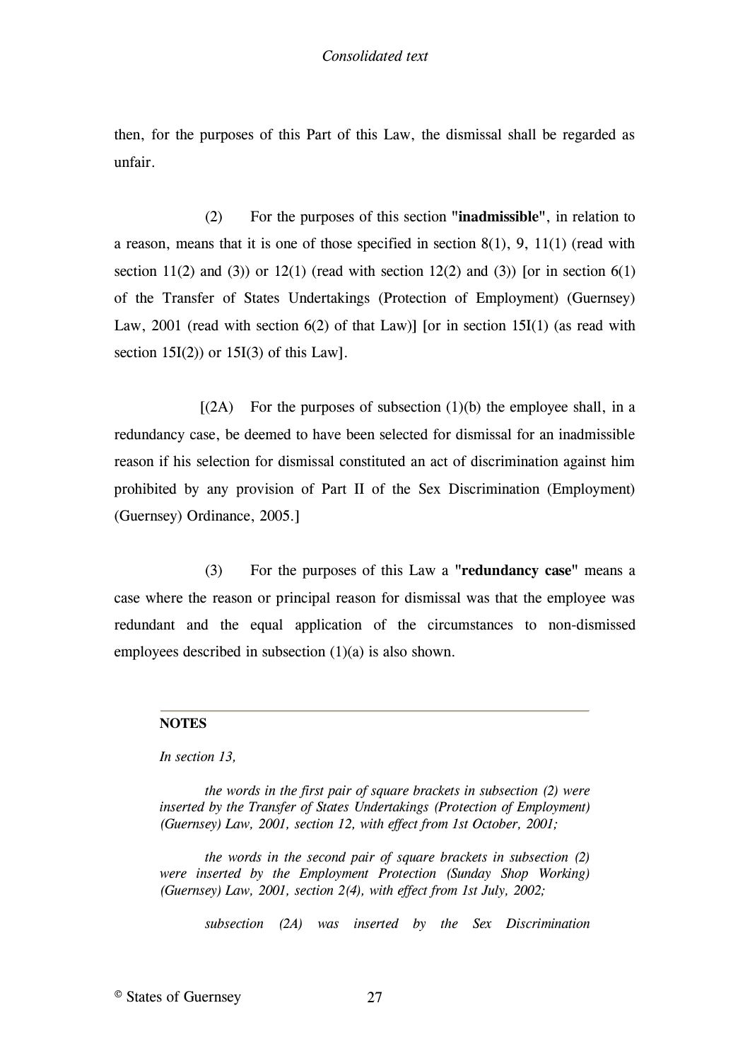then, for the purposes of this Part of this Law, the dismissal shall be regarded as unfair.

(2) For the purposes of this section "**inadmissible**", in relation to a reason, means that it is one of those specified in section 8(1), 9, 11(1) (read with section 11(2) and (3)) or 12(1) (read with section 12(2) and (3)) [or in section 6(1) of the Transfer of States Undertakings (Protection of Employment) (Guernsey) Law, 2001 (read with section 6(2) of that Law)] [or in section 15I(1) (as read with section 15I(2)) or 15I(3) of this Law].

[(2A) For the purposes of subsection (1)(b) the employee shall, in a redundancy case, be deemed to have been selected for dismissal for an inadmissible reason if his selection for dismissal constituted an act of discrimination against him prohibited by any provision of Part II of the Sex Discrimination (Employment) (Guernsey) Ordinance, 2005.]

(3) For the purposes of this Law a "**redundancy case**" means a case where the reason or principal reason for dismissal was that the employee was redundant and the equal application of the circumstances to non-dismissed employees described in subsection (1)(a) is also shown.

---

**NOTES**

*In section 13,*

*the words in the first pair of square brackets in subsection (2) were inserted by the Transfer of States Undertakings (Protection of Employment) (Guernsey) Law, 2001, section 12, with effect from 1st October, 2001;*

*the words in the second pair of square brackets in subsection (2) were inserted by the Employment Protection (Sunday Shop Working) (Guernsey) Law, 2001, section 2(4), with effect from 1st July, 2002;*

*subsection (2A) was inserted by the Sex Discrimination*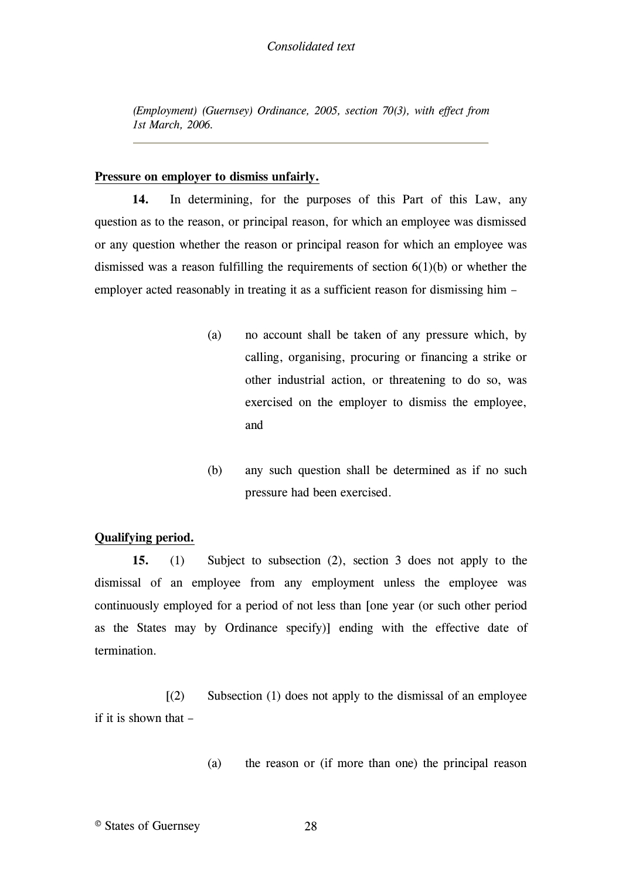*(Employment) (Guernsey) Ordinance, 2005, section 70(3), with effect from 1st March, 2006.*

---

**Pressure on employer to dismiss unfairly.**

**14.** In determining, for the purposes of this Part of this Law, any question as to the reason, or principal reason, for which an employee was dismissed or any question whether the reason or principal reason for which an employee was dismissed was a reason fulfilling the requirements of section 6(1)(b) or whether the employer acted reasonably in treating it as a sufficient reason for dismissing him –

(a) no account shall be taken of any pressure which, by calling, organising, procuring or financing a strike or other industrial action, or threatening to do so, was exercised on the employer to dismiss the employee, and

(b) any such question shall be determined as if no such pressure had been exercised.

**Qualifying period.**

**15.** (1) Subject to subsection (2), section 3 does not apply to the dismissal of an employee from any employment unless the employee was continuously employed for a period of not less than [one year (or such other period as the States may by Ordinance specify)] ending with the effective date of termination.

[(2) Subsection (1) does not apply to the dismissal of an employee if it is shown that –

(a) the reason or (if more than one) the principal reason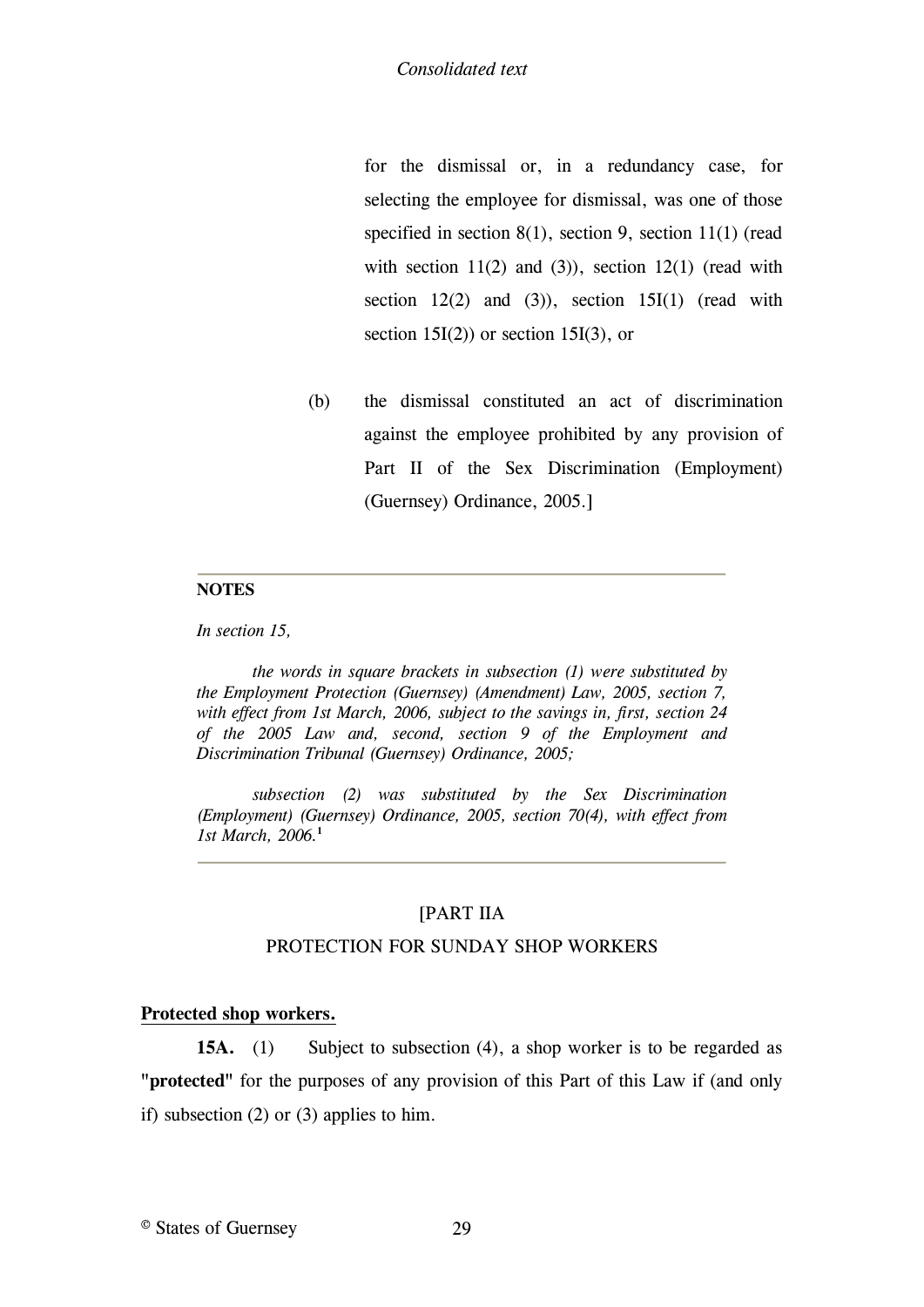for the dismissal or, in a redundancy case, for selecting the employee for dismissal, was one of those specified in section 8(1), section 9, section 11(1) (read with section 11(2) and (3)), section 12(1) (read with section 12(2) and (3)), section 15I(1) (read with section 15I(2)) or section 15I(3), or

(b) the dismissal constituted an act of discrimination against the employee prohibited by any provision of Part II of the Sex Discrimination (Employment) (Guernsey) Ordinance, 2005.]

---

**NOTES**

*In section 15,*

*the words in square brackets in subsection (1) were substituted by the Employment Protection (Guernsey) (Amendment) Law, 2005, section 7, with effect from 1st March, 2006, subject to the savings in, first, section 24 of the 2005 Law and, second, section 9 of the Employment and Discrimination Tribunal (Guernsey) Ordinance, 2005;*

*subsection (2) was substituted by the Sex Discrimination (Employment) (Guernsey) Ordinance, 2005, section 70(4), with effect from 1st March, 2006.*[1]

---

[PART IIA

PROTECTION FOR SUNDAY SHOP WORKERS

**Protected shop workers.**

**15A.** (1) Subject to subsection (4), a shop worker is to be regarded as **"protected"** for the purposes of any provision of this Part of this Law if (and only if) subsection (2) or (3) applies to him.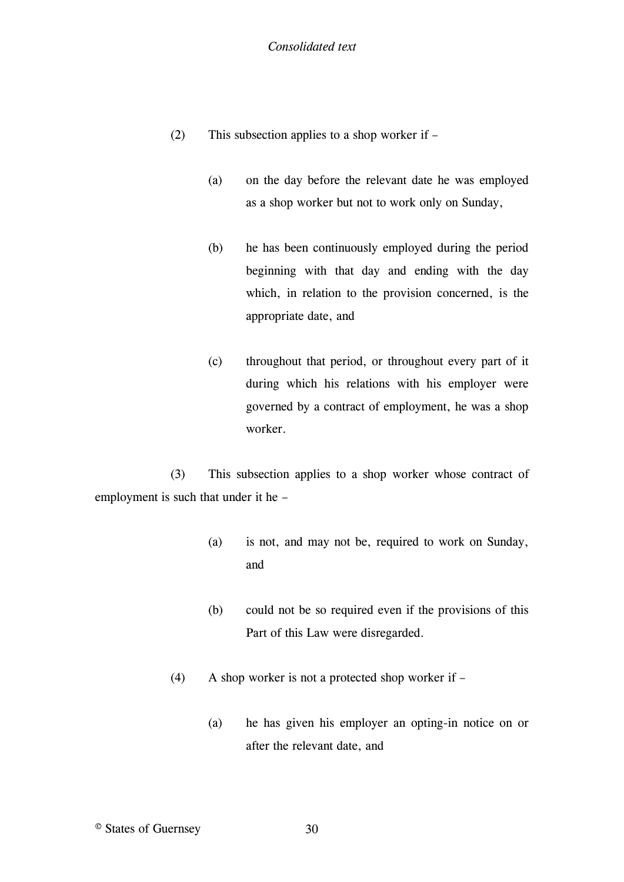(2) This subsection applies to a shop worker if –

(a) on the day before the relevant date he was employed as a shop worker but not to work only on Sunday,

(b) he has been continuously employed during the period beginning with that day and ending with the day which, in relation to the provision concerned, is the appropriate date, and

(c) throughout that period, or throughout every part of it during which his relations with his employer were governed by a contract of employment, he was a shop worker.

(3) This subsection applies to a shop worker whose contract of employment is such that under it he –

(a) is not, and may not be, required to work on Sunday, and

(b) could not be so required even if the provisions of this Part of this Law were disregarded.

(4) A shop worker is not a protected shop worker if –

(a) he has given his employer an opting-in notice on or after the relevant date, and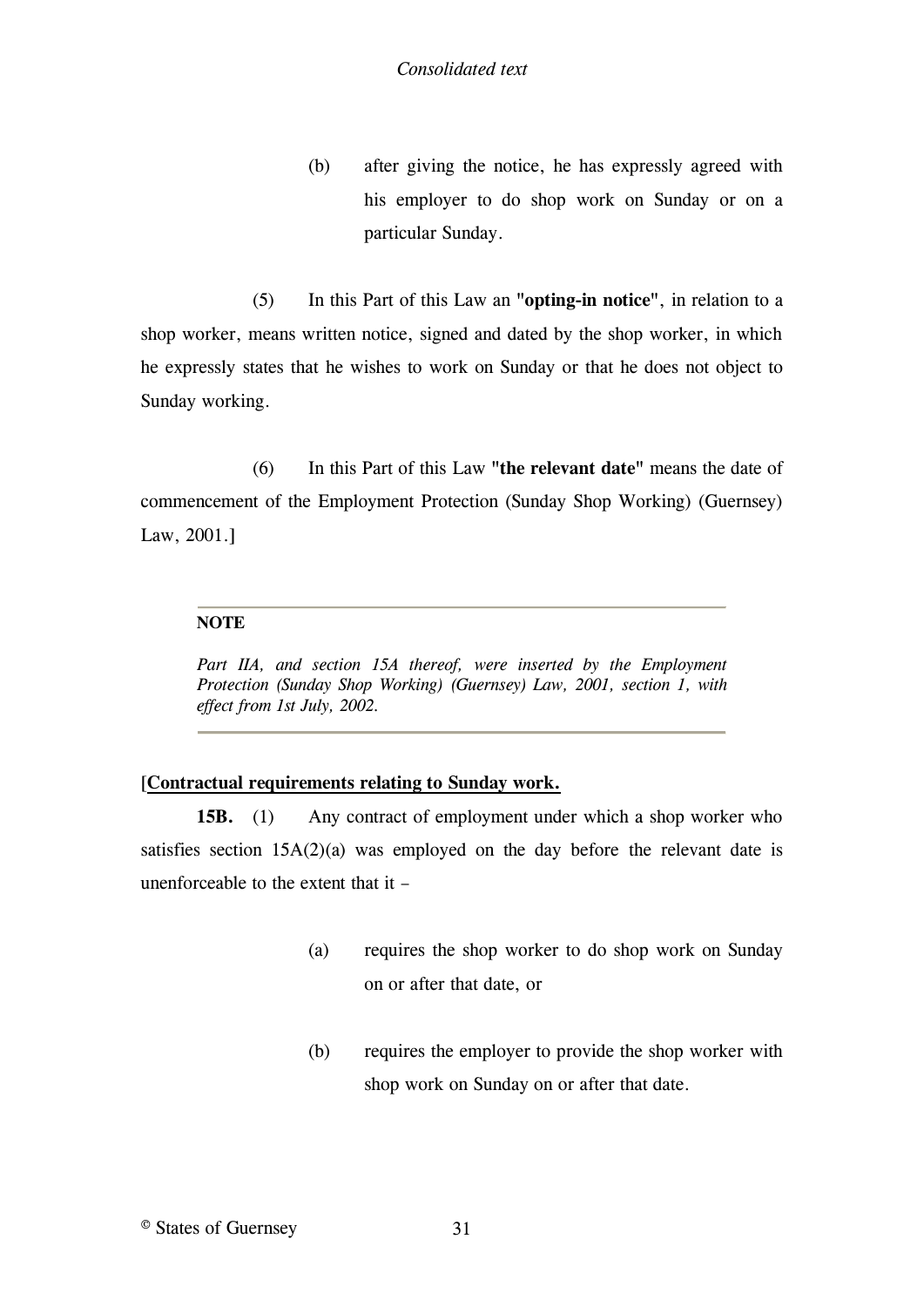(b) after giving the notice, he has expressly agreed with his employer to do shop work on Sunday or on a particular Sunday.

(5) In this Part of this Law an "**opting-in notice**", in relation to a shop worker, means written notice, signed and dated by the shop worker, in which he expressly states that he wishes to work on Sunday or that he does not object to Sunday working.

(6) In this Part of this Law "**the relevant date**" means the date of commencement of the Employment Protection (Sunday Shop Working) (Guernsey) Law, 2001.]

**NOTE**

*Part IIA, and section 15A thereof, were inserted by the Employment Protection (Sunday Shop Working) (Guernsey) Law, 2001, section 1, with effect from 1st July, 2002.*

[**Contractual requirements relating to Sunday work.**

**15B.** (1) Any contract of employment under which a shop worker who satisfies section 15A(2)(a) was employed on the day before the relevant date is unenforceable to the extent that it –

(a) requires the shop worker to do shop work on Sunday on or after that date, or

(b) requires the employer to provide the shop worker with shop work on Sunday on or after that date.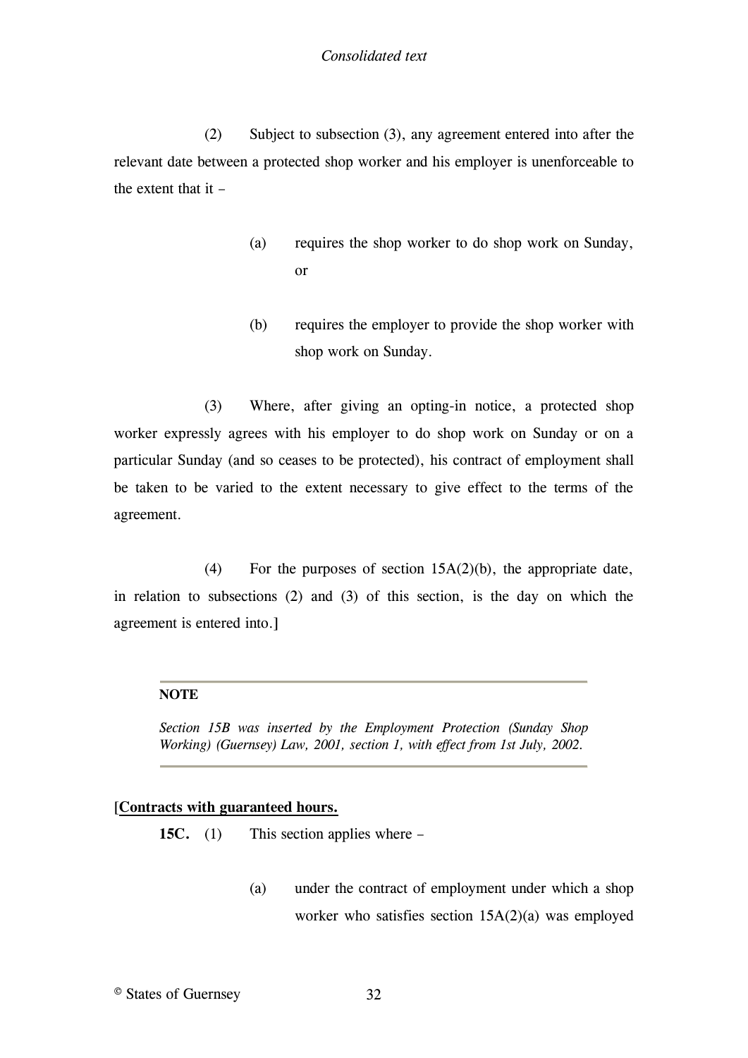(2) Subject to subsection (3), any agreement entered into after the relevant date between a protected shop worker and his employer is unenforceable to the extent that it –

(a) requires the shop worker to do shop work on Sunday, or

(b) requires the employer to provide the shop worker with shop work on Sunday.

(3) Where, after giving an opting-in notice, a protected shop worker expressly agrees with his employer to do shop work on Sunday or on a particular Sunday (and so ceases to be protected), his contract of employment shall be taken to be varied to the extent necessary to give effect to the terms of the agreement.

(4) For the purposes of section 15A(2)(b), the appropriate date, in relation to subsections (2) and (3) of this section, is the day on which the agreement is entered into.]

---

**NOTE**

*Section 15B was inserted by the Employment Protection (Sunday Shop Working) (Guernsey) Law, 2001, section 1, with effect from 1st July, 2002.*

---

[**Contracts with guaranteed hours.**

**15C.** (1) This section applies where –

(a) under the contract of employment under which a shop worker who satisfies section 15A(2)(a) was employed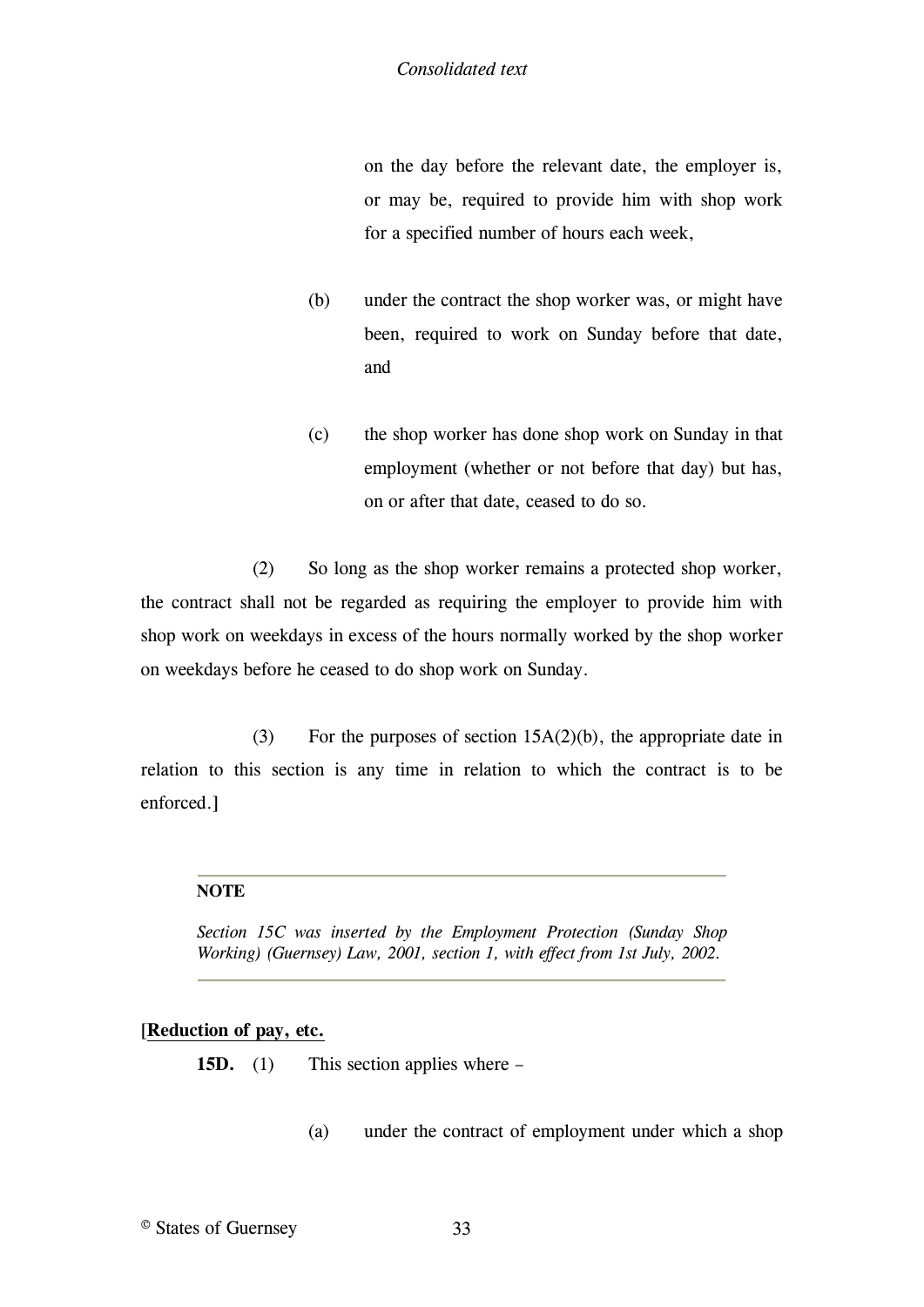on the day before the relevant date, the employer is, or may be, required to provide him with shop work for a specified number of hours each week,

(b) under the contract the shop worker was, or might have been, required to work on Sunday before that date, and

(c) the shop worker has done shop work on Sunday in that employment (whether or not before that day) but has, on or after that date, ceased to do so.

(2) So long as the shop worker remains a protected shop worker, the contract shall not be regarded as requiring the employer to provide him with shop work on weekdays in excess of the hours normally worked by the shop worker on weekdays before he ceased to do shop work on Sunday.

(3) For the purposes of section 15A(2)(b), the appropriate date in relation to this section is any time in relation to which the contract is to be enforced.]

---

**NOTE**

*Section 15C was inserted by the Employment Protection (Sunday Shop Working) (Guernsey) Law, 2001, section 1, with effect from 1st July, 2002.*

---

[**Reduction of pay, etc.**

**15D.** (1) This section applies where –

(a) under the contract of employment under which a shop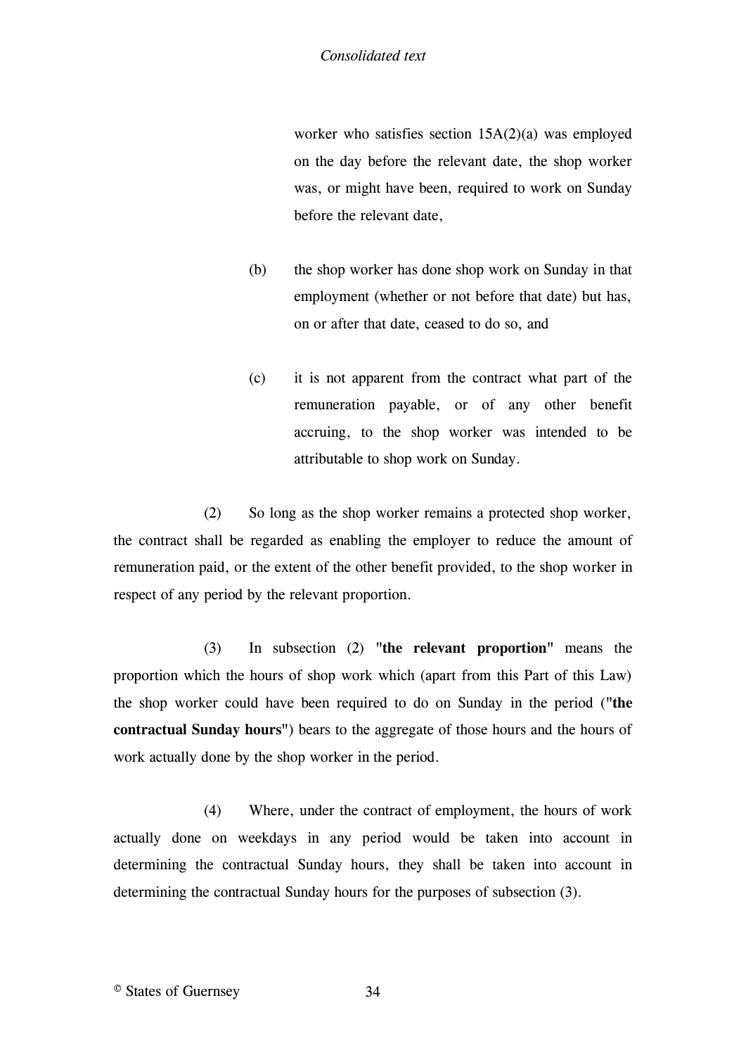worker who satisfies section 15A(2)(a) was employed on the day before the relevant date, the shop worker was, or might have been, required to work on Sunday before the relevant date,

(b) the shop worker has done shop work on Sunday in that employment (whether or not before that date) but has, on or after that date, ceased to do so, and

(c) it is not apparent from the contract what part of the remuneration payable, or of any other benefit accruing, to the shop worker was intended to be attributable to shop work on Sunday.

(2) So long as the shop worker remains a protected shop worker, the contract shall be regarded as enabling the employer to reduce the amount of remuneration paid, or the extent of the other benefit provided, to the shop worker in respect of any period by the relevant proportion.

(3) In subsection (2) "**the relevant proportion**" means the proportion which the hours of shop work which (apart from this Part of this Law) the shop worker could have been required to do on Sunday in the period ("**the contractual Sunday hours**") bears to the aggregate of those hours and the hours of work actually done by the shop worker in the period.

(4) Where, under the contract of employment, the hours of work actually done on weekdays in any period would be taken into account in determining the contractual Sunday hours, they shall be taken into account in determining the contractual Sunday hours for the purposes of subsection (3).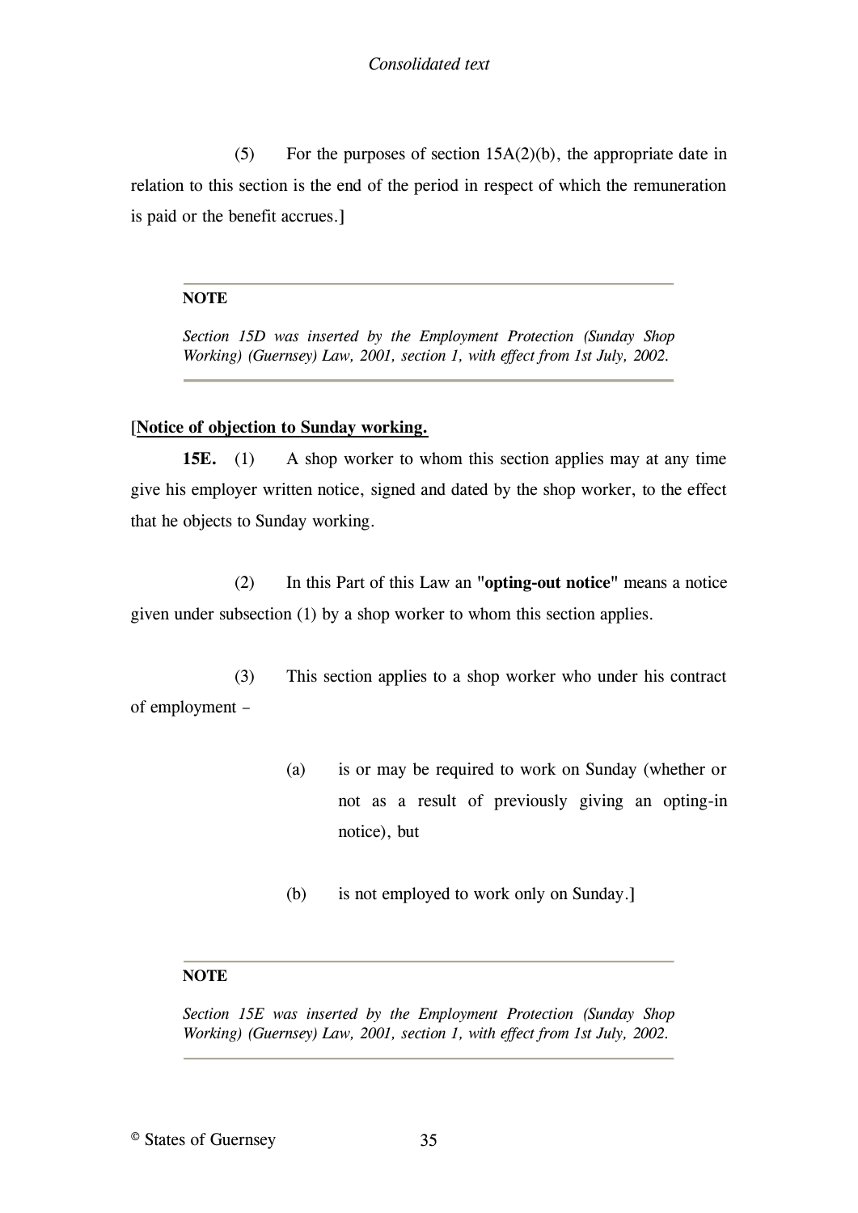(5) For the purposes of section 15A(2)(b), the appropriate date in relation to this section is the end of the period in respect of which the remuneration is paid or the benefit accrues.]

---

**NOTE**

*Section 15D was inserted by the Employment Protection (Sunday Shop Working) (Guernsey) Law, 2001, section 1, with effect from 1st July, 2002.*

---

[**Notice of objection to Sunday working.**

**15E.** (1) A shop worker to whom this section applies may at any time give his employer written notice, signed and dated by the shop worker, to the effect that he objects to Sunday working.

(2) In this Part of this Law an **"opting-out notice"** means a notice given under subsection (1) by a shop worker to whom this section applies.

(3) This section applies to a shop worker who under his contract of employment –

(a) is or may be required to work on Sunday (whether or not as a result of previously giving an opting-in notice), but

(b) is not employed to work only on Sunday.]

---

**NOTE**

*Section 15E was inserted by the Employment Protection (Sunday Shop Working) (Guernsey) Law, 2001, section 1, with effect from 1st July, 2002.*

---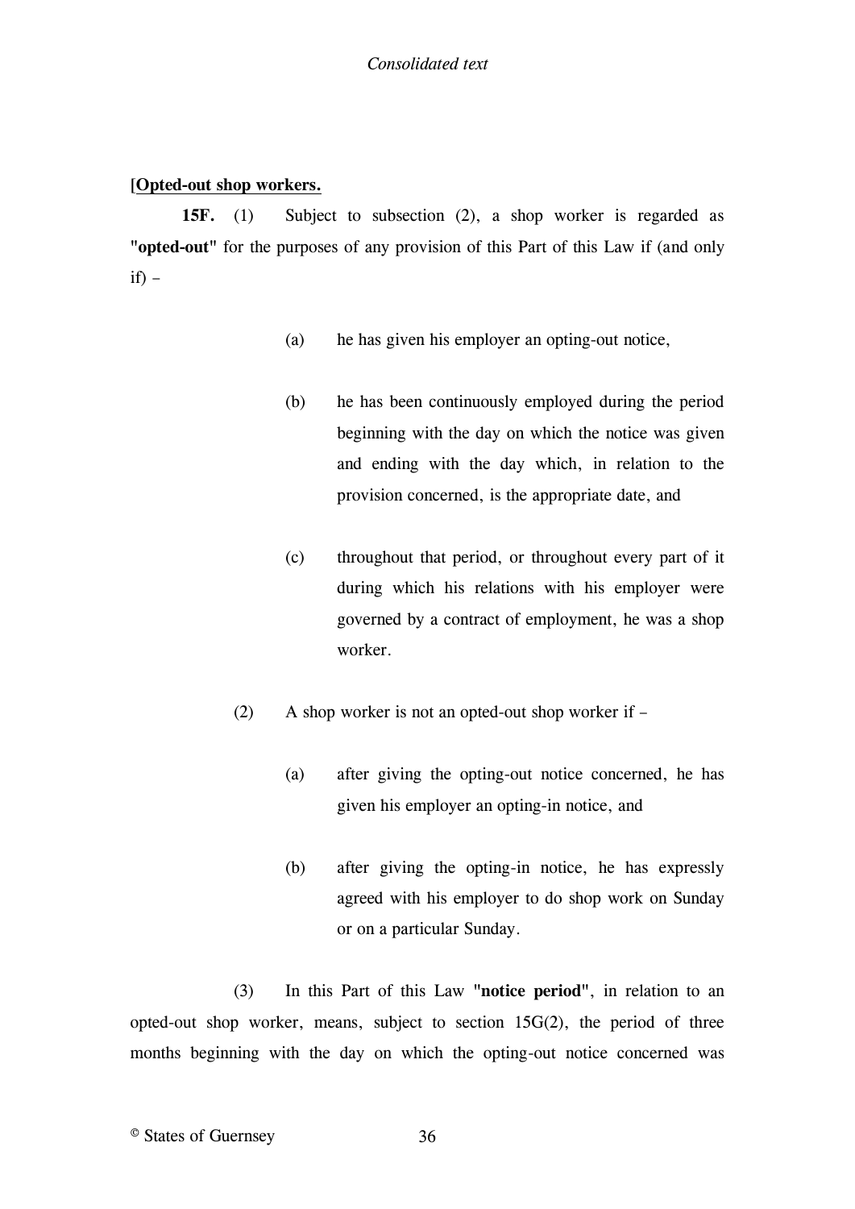[**Opted-out shop workers.**

**15F.** (1) Subject to subsection (2), a shop worker is regarded as **"opted-out"** for the purposes of any provision of this Part of this Law if (and only if) –

(a) he has given his employer an opting-out notice,

(b) he has been continuously employed during the period beginning with the day on which the notice was given and ending with the day which, in relation to the provision concerned, is the appropriate date, and

(c) throughout that period, or throughout every part of it during which his relations with his employer were governed by a contract of employment, he was a shop worker.

(2) A shop worker is not an opted-out shop worker if –

(a) after giving the opting-out notice concerned, he has given his employer an opting-in notice, and

(b) after giving the opting-in notice, he has expressly agreed with his employer to do shop work on Sunday or on a particular Sunday.

(3) In this Part of this Law **"notice period"**, in relation to an opted-out shop worker, means, subject to section 15G(2), the period of three months beginning with the day on which the opting-out notice concerned was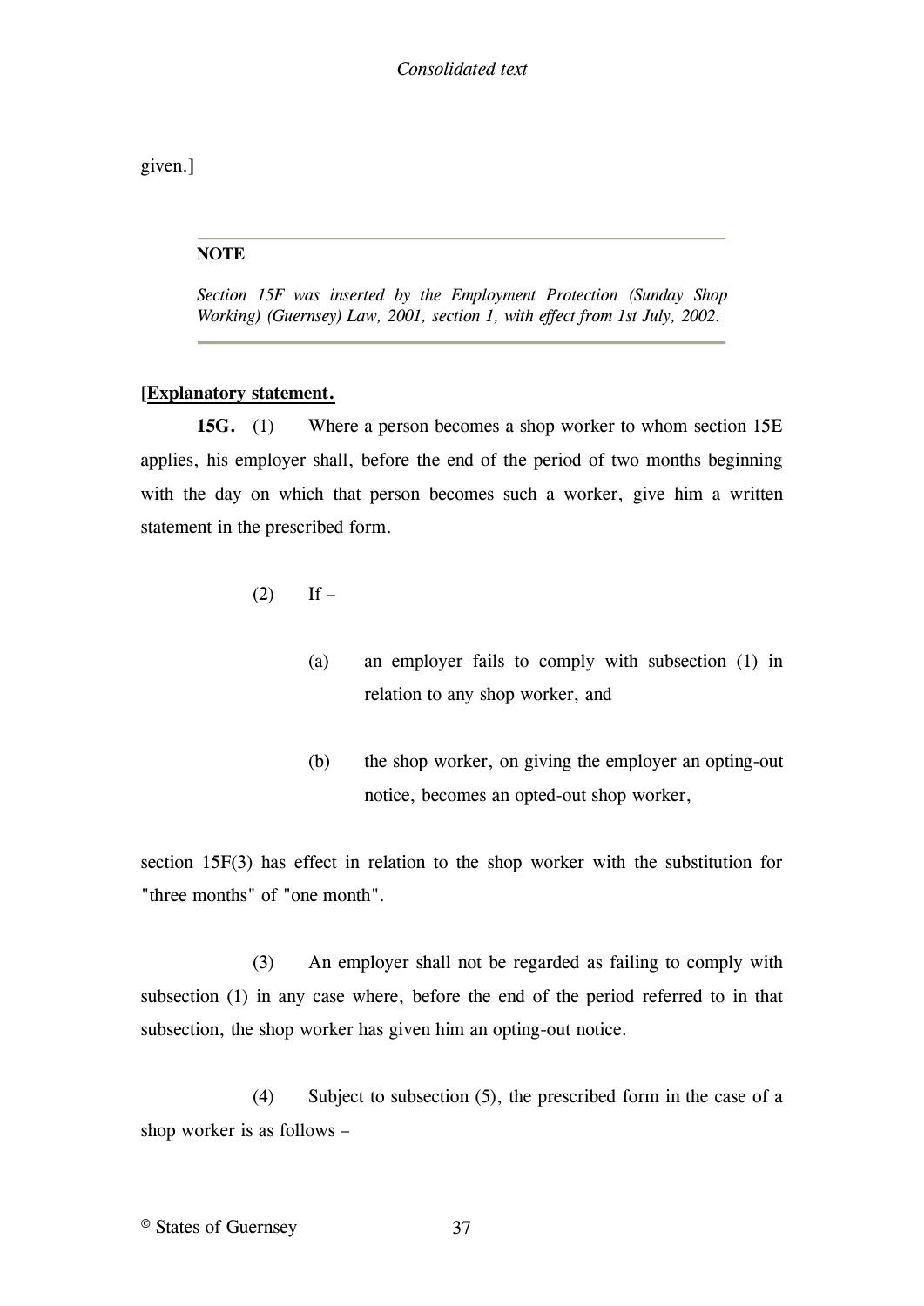given.]

---

**NOTE**

*Section 15F was inserted by the Employment Protection (Sunday Shop Working) (Guernsey) Law, 2001, section 1, with effect from 1st July, 2002.*

---

[**Explanatory statement.**

**15G.** (1) Where a person becomes a shop worker to whom section 15E applies, his employer shall, before the end of the period of two months beginning with the day on which that person becomes such a worker, give him a written statement in the prescribed form.

(2) If –

(a) an employer fails to comply with subsection (1) in relation to any shop worker, and

(b) the shop worker, on giving the employer an opting-out notice, becomes an opted-out shop worker,

section 15F(3) has effect in relation to the shop worker with the substitution for "three months" of "one month".

(3) An employer shall not be regarded as failing to comply with subsection (1) in any case where, before the end of the period referred to in that subsection, the shop worker has given him an opting-out notice.

(4) Subject to subsection (5), the prescribed form in the case of a shop worker is as follows –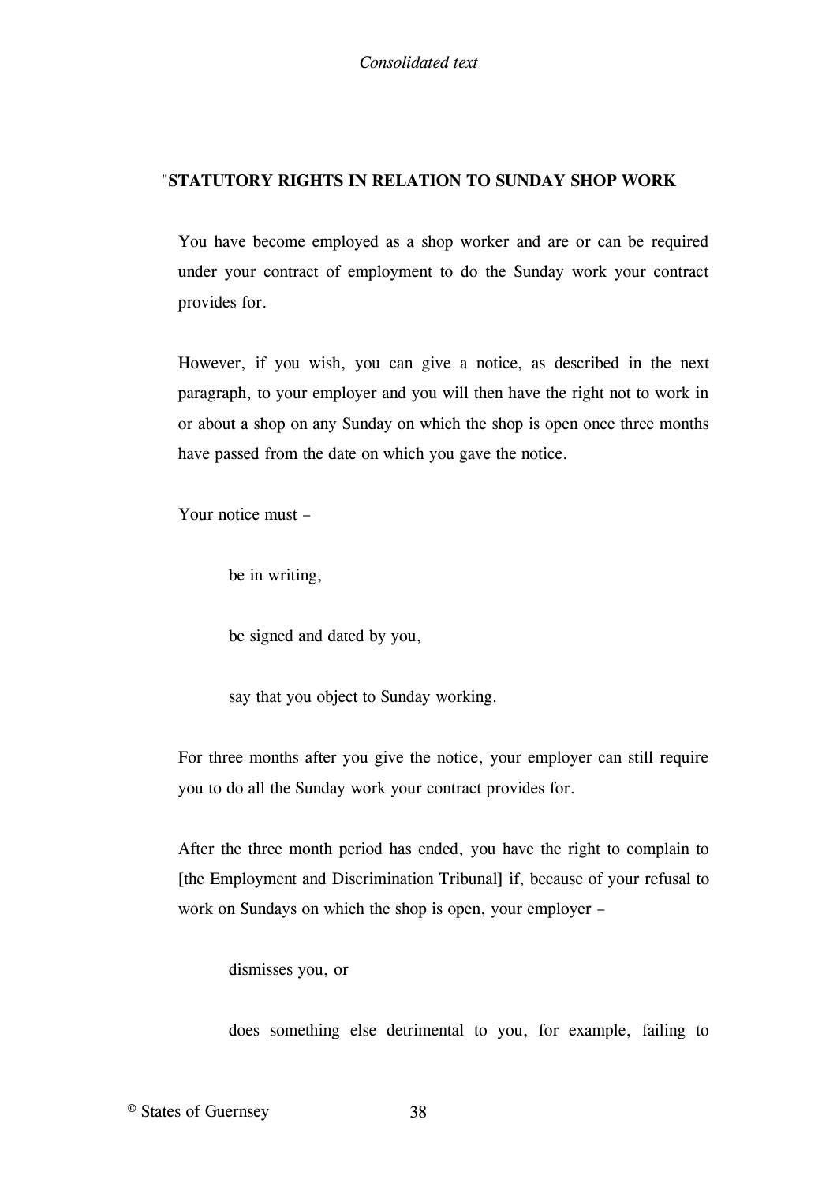"**STATUTORY RIGHTS IN RELATION TO SUNDAY SHOP WORK**

You have become employed as a shop worker and are or can be required under your contract of employment to do the Sunday work your contract provides for.

However, if you wish, you can give a notice, as described in the next paragraph, to your employer and you will then have the right not to work in or about a shop on any Sunday on which the shop is open once three months have passed from the date on which you gave the notice.

Your notice must –

be in writing,

be signed and dated by you,

say that you object to Sunday working.

For three months after you give the notice, your employer can still require you to do all the Sunday work your contract provides for.

After the three month period has ended, you have the right to complain to [the Employment and Discrimination Tribunal] if, because of your refusal to work on Sundays on which the shop is open, your employer –

dismisses you, or

does something else detrimental to you, for example, failing to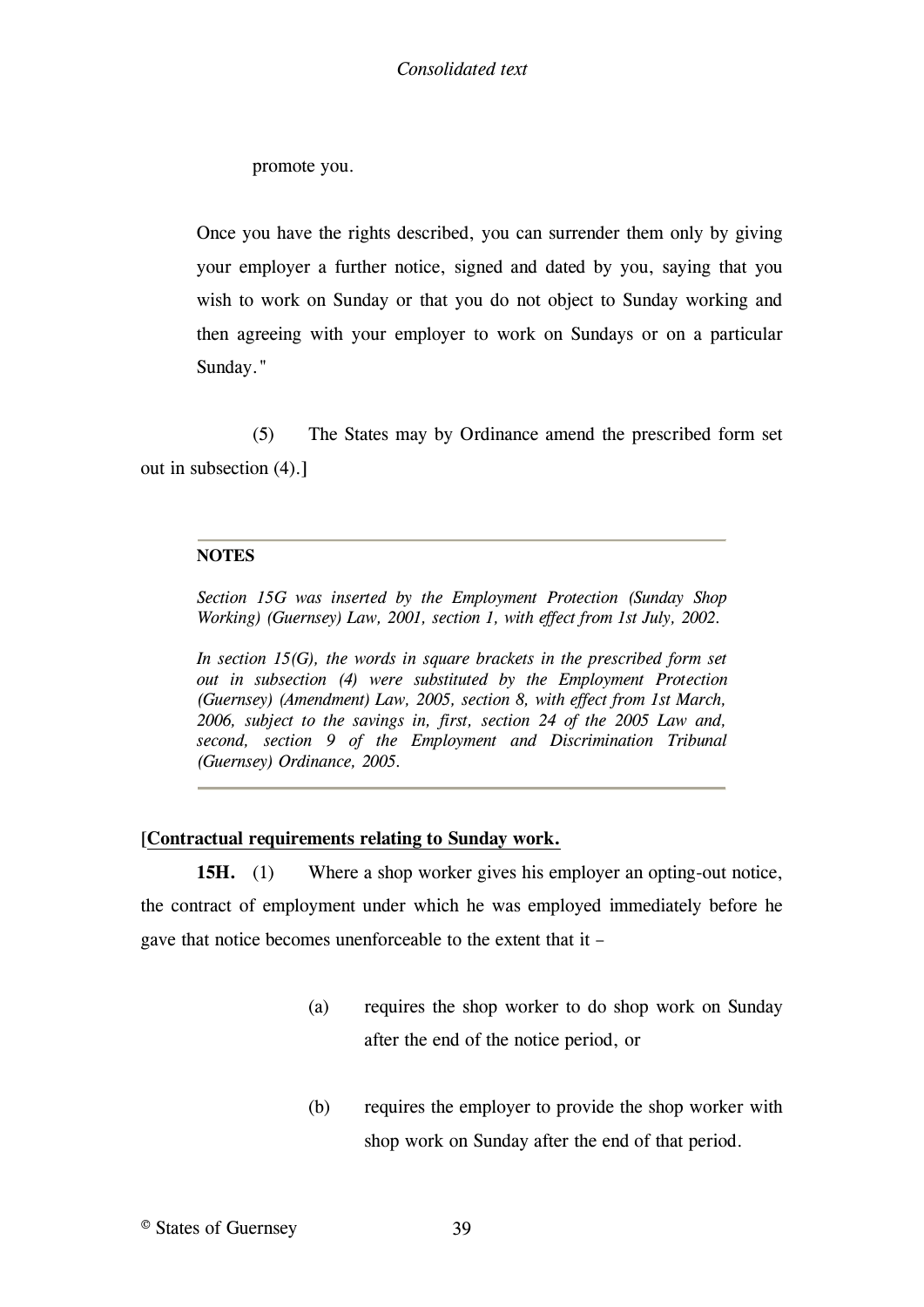promote you.

Once you have the rights described, you can surrender them only by giving your employer a further notice, signed and dated by you, saying that you wish to work on Sunday or that you do not object to Sunday working and then agreeing with your employer to work on Sundays or on a particular Sunday."

(5) The States may by Ordinance amend the prescribed form set out in subsection (4).]

---

**NOTES**

*Section 15G was inserted by the Employment Protection (Sunday Shop Working) (Guernsey) Law, 2001, section 1, with effect from 1st July, 2002.*

*In section 15(G), the words in square brackets in the prescribed form set out in subsection (4) were substituted by the Employment Protection (Guernsey) (Amendment) Law, 2005, section 8, with effect from 1st March, 2006, subject to the savings in, first, section 24 of the 2005 Law and, second, section 9 of the Employment and Discrimination Tribunal (Guernsey) Ordinance, 2005.*

---

[**Contractual requirements relating to Sunday work.**

**15H.** (1) Where a shop worker gives his employer an opting-out notice, the contract of employment under which he was employed immediately before he gave that notice becomes unenforceable to the extent that it –

(a) requires the shop worker to do shop work on Sunday after the end of the notice period, or

(b) requires the employer to provide the shop worker with shop work on Sunday after the end of that period.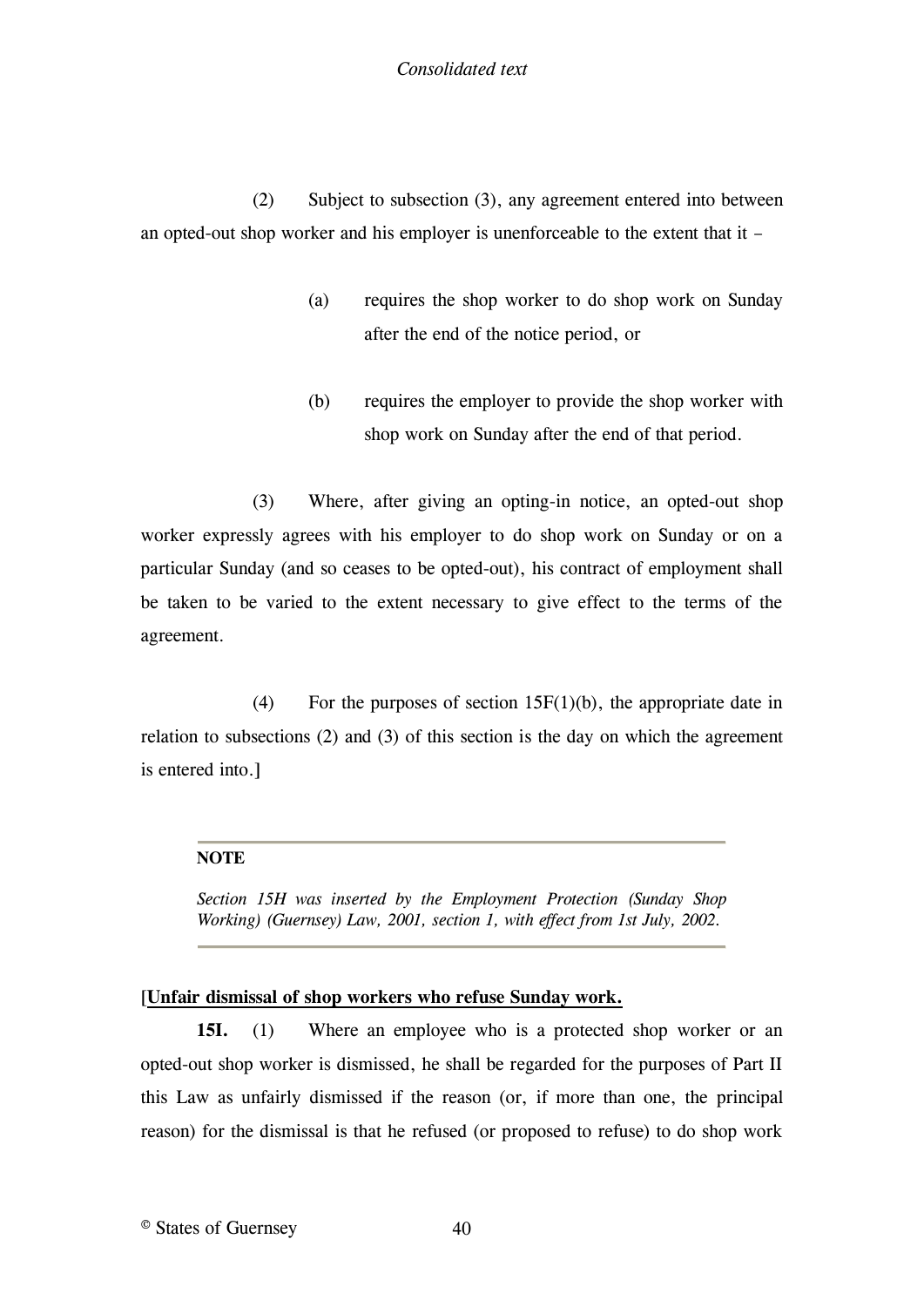(2) Subject to subsection (3), any agreement entered into between an opted-out shop worker and his employer is unenforceable to the extent that it –

(a) requires the shop worker to do shop work on Sunday after the end of the notice period, or

(b) requires the employer to provide the shop worker with shop work on Sunday after the end of that period.

(3) Where, after giving an opting-in notice, an opted-out shop worker expressly agrees with his employer to do shop work on Sunday or on a particular Sunday (and so ceases to be opted-out), his contract of employment shall be taken to be varied to the extent necessary to give effect to the terms of the agreement.

(4) For the purposes of section 15F(1)(b), the appropriate date in relation to subsections (2) and (3) of this section is the day on which the agreement is entered into.]

**NOTE**

*Section 15H was inserted by the Employment Protection (Sunday Shop Working) (Guernsey) Law, 2001, section 1, with effect from 1st July, 2002.*

**[Unfair dismissal of shop workers who refuse Sunday work.**

**15I.** (1) Where an employee who is a protected shop worker or an opted-out shop worker is dismissed, he shall be regarded for the purposes of Part II this Law as unfairly dismissed if the reason (or, if more than one, the principal reason) for the dismissal is that he refused (or proposed to refuse) to do shop work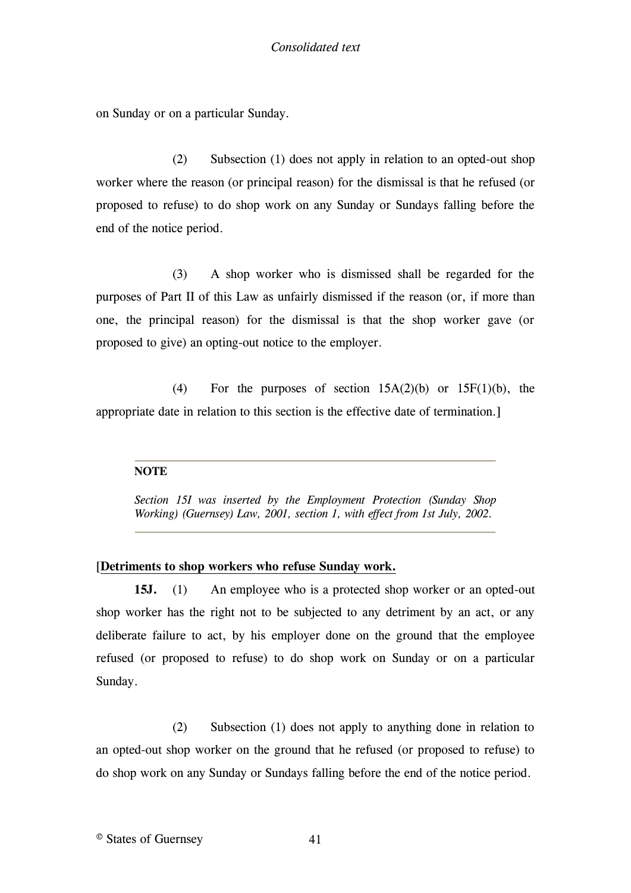on Sunday or on a particular Sunday.

(2) Subsection (1) does not apply in relation to an opted-out shop worker where the reason (or principal reason) for the dismissal is that he refused (or proposed to refuse) to do shop work on any Sunday or Sundays falling before the end of the notice period.

(3) A shop worker who is dismissed shall be regarded for the purposes of Part II of this Law as unfairly dismissed if the reason (or, if more than one, the principal reason) for the dismissal is that the shop worker gave (or proposed to give) an opting-out notice to the employer.

(4) For the purposes of section 15A(2)(b) or 15F(1)(b), the appropriate date in relation to this section is the effective date of termination.]

---

**NOTE**

*Section 15I was inserted by the Employment Protection (Sunday Shop Working) (Guernsey) Law, 2001, section 1, with effect from 1st July, 2002.*

---

[**Detriments to shop workers who refuse Sunday work.**

**15J.** (1) An employee who is a protected shop worker or an opted-out shop worker has the right not to be subjected to any detriment by an act, or any deliberate failure to act, by his employer done on the ground that the employee refused (or proposed to refuse) to do shop work on Sunday or on a particular Sunday.

(2) Subsection (1) does not apply to anything done in relation to an opted-out shop worker on the ground that he refused (or proposed to refuse) to do shop work on any Sunday or Sundays falling before the end of the notice period.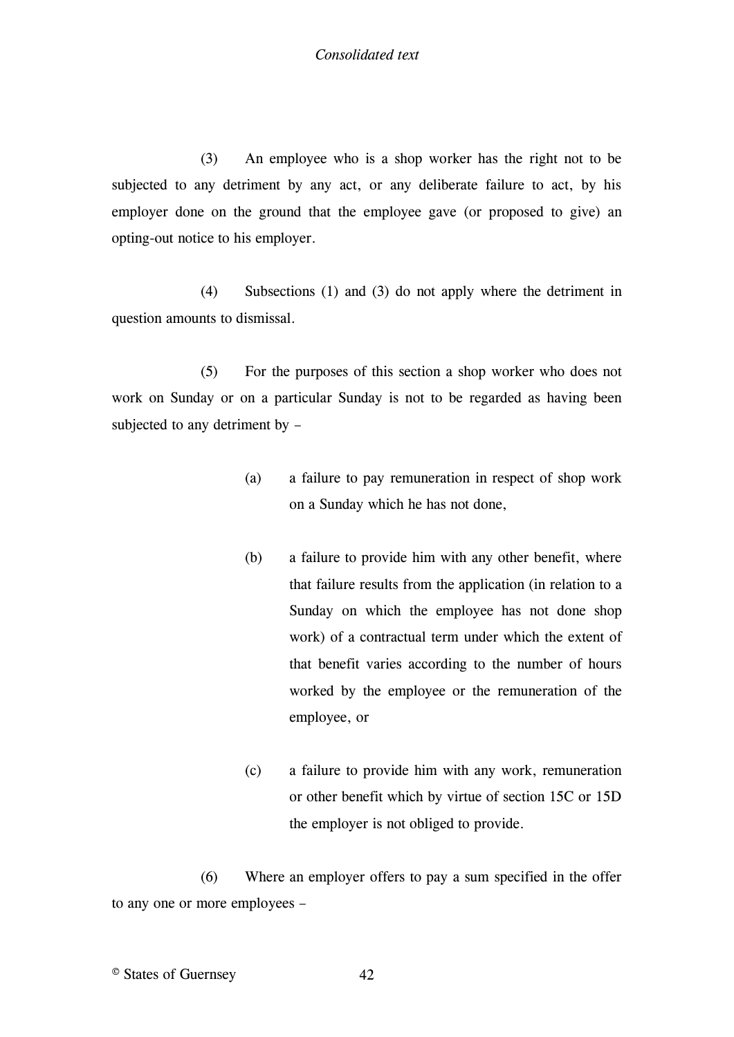(3) An employee who is a shop worker has the right not to be subjected to any detriment by any act, or any deliberate failure to act, by his employer done on the ground that the employee gave (or proposed to give) an opting-out notice to his employer.

(4) Subsections (1) and (3) do not apply where the detriment in question amounts to dismissal.

(5) For the purposes of this section a shop worker who does not work on Sunday or on a particular Sunday is not to be regarded as having been subjected to any detriment by –

(a) a failure to pay remuneration in respect of shop work on a Sunday which he has not done,

(b) a failure to provide him with any other benefit, where that failure results from the application (in relation to a Sunday on which the employee has not done shop work) of a contractual term under which the extent of that benefit varies according to the number of hours worked by the employee or the remuneration of the employee, or

(c) a failure to provide him with any work, remuneration or other benefit which by virtue of section 15C or 15D the employer is not obliged to provide.

(6) Where an employer offers to pay a sum specified in the offer to any one or more employees –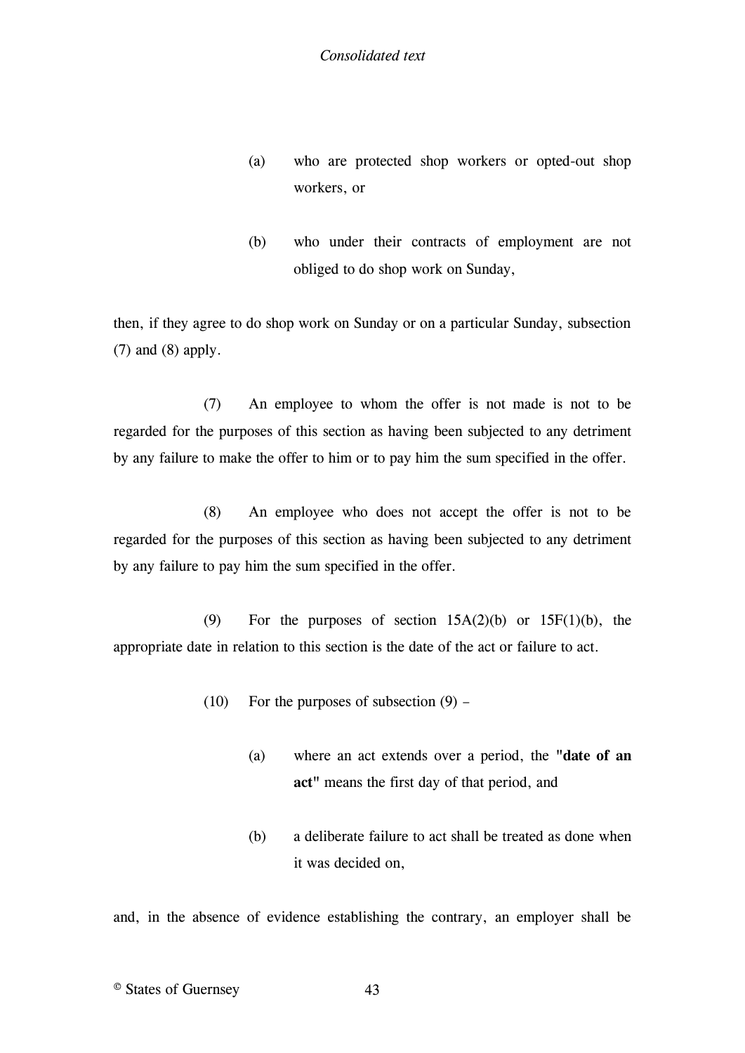(a) who are protected shop workers or opted-out shop workers, or

(b) who under their contracts of employment are not obliged to do shop work on Sunday,

then, if they agree to do shop work on Sunday or on a particular Sunday, subsection (7) and (8) apply.

(7) An employee to whom the offer is not made is not to be regarded for the purposes of this section as having been subjected to any detriment by any failure to make the offer to him or to pay him the sum specified in the offer.

(8) An employee who does not accept the offer is not to be regarded for the purposes of this section as having been subjected to any detriment by any failure to pay him the sum specified in the offer.

(9) For the purposes of section 15A(2)(b) or 15F(1)(b), the appropriate date in relation to this section is the date of the act or failure to act.

(10) For the purposes of subsection (9) –

(a) where an act extends over a period, the **"date of an act"** means the first day of that period, and

(b) a deliberate failure to act shall be treated as done when it was decided on,

and, in the absence of evidence establishing the contrary, an employer shall be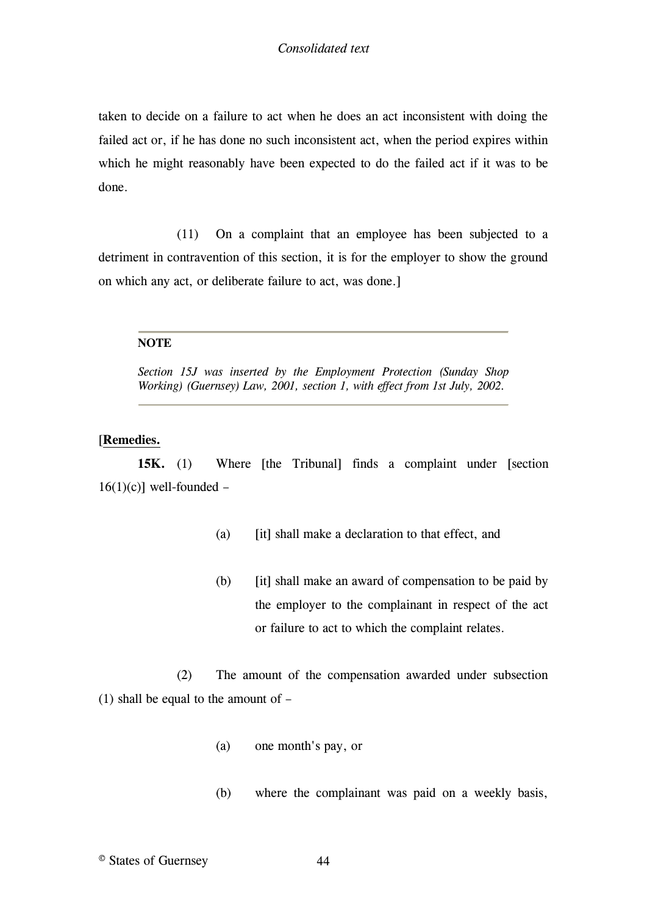taken to decide on a failure to act when he does an act inconsistent with doing the failed act or, if he has done no such inconsistent act, when the period expires within which he might reasonably have been expected to do the failed act if it was to be done.

(11) On a complaint that an employee has been subjected to a detriment in contravention of this section, it is for the employer to show the ground on which any act, or deliberate failure to act, was done.]

---

**NOTE**

*Section 15J was inserted by the Employment Protection (Sunday Shop Working) (Guernsey) Law, 2001, section 1, with effect from 1st July, 2002.*

---

[**Remedies.**

**15K.** (1) Where [the Tribunal] finds a complaint under [section 16(1)(c)] well-founded –

(a) [it] shall make a declaration to that effect, and

(b) [it] shall make an award of compensation to be paid by the employer to the complainant in respect of the act or failure to act to which the complaint relates.

(2) The amount of the compensation awarded under subsection (1) shall be equal to the amount of –

(a) one month's pay, or

(b) where the complainant was paid on a weekly basis,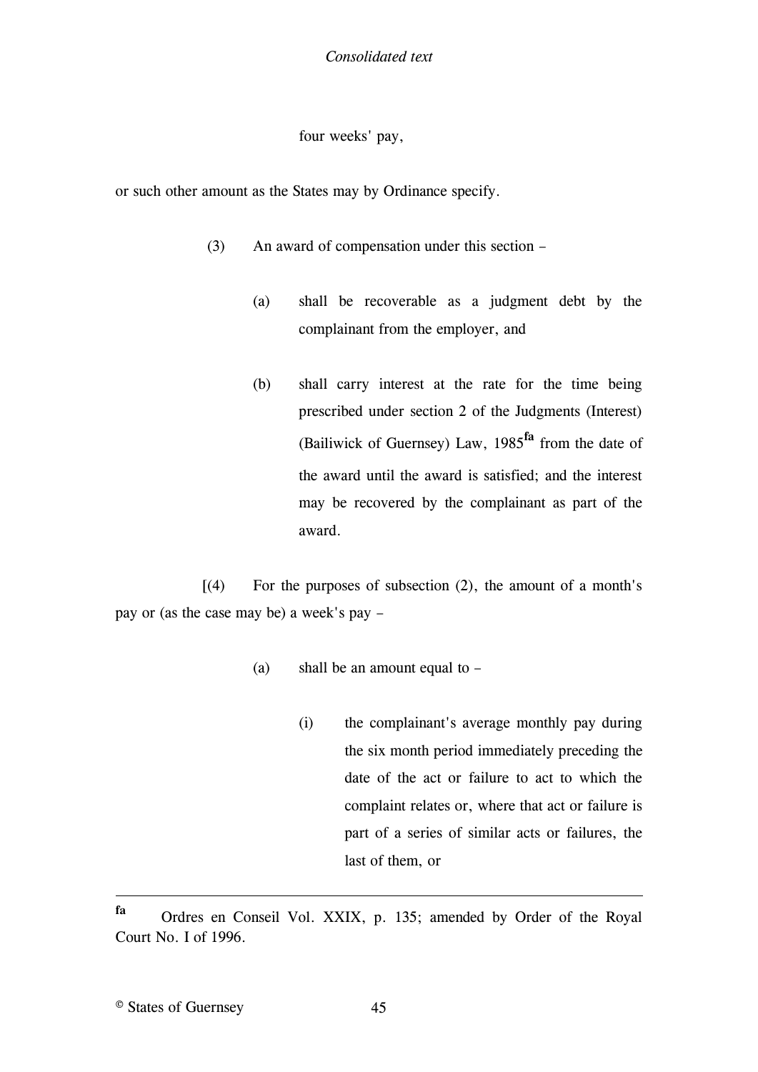four weeks' pay,

or such other amount as the States may by Ordinance specify.

(3) An award of compensation under this section –

(a) shall be recoverable as a judgment debt by the complainant from the employer, and

(b) shall carry interest at the rate for the time being prescribed under section 2 of the Judgments (Interest) (Bailiwick of Guernsey) Law, 1985[fa] from the date of the award until the award is satisfied; and the interest may be recovered by the complainant as part of the award.

[(4) For the purposes of subsection (2), the amount of a month's pay or (as the case may be) a week's pay –

(a) shall be an amount equal to –

(i) the complainant's average monthly pay during the six month period immediately preceding the date of the act or failure to act to which the complaint relates or, where that act or failure is part of a series of similar acts or failures, the last of them, or

---

[fa] Ordres en Conseil Vol. XXIX, p. 135; amended by Order of the Royal Court No. I of 1996.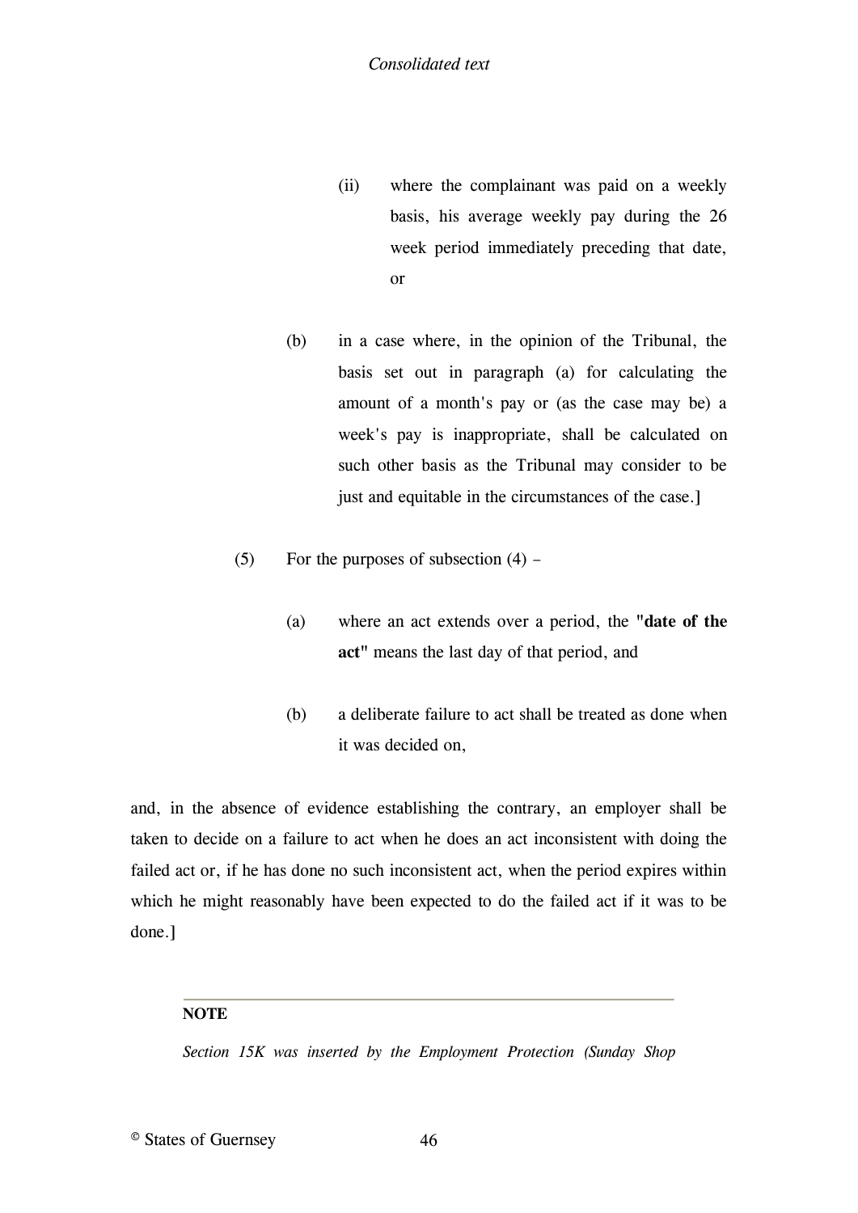(ii) where the complainant was paid on a weekly basis, his average weekly pay during the 26 week period immediately preceding that date, or

(b) in a case where, in the opinion of the Tribunal, the basis set out in paragraph (a) for calculating the amount of a month's pay or (as the case may be) a week's pay is inappropriate, shall be calculated on such other basis as the Tribunal may consider to be just and equitable in the circumstances of the case.]

(5) For the purposes of subsection (4) –

(a) where an act extends over a period, the **"date of the act"** means the last day of that period, and

(b) a deliberate failure to act shall be treated as done when it was decided on,

and, in the absence of evidence establishing the contrary, an employer shall be taken to decide on a failure to act when he does an act inconsistent with doing the failed act or, if he has done no such inconsistent act, when the period expires within which he might reasonably have been expected to do the failed act if it was to be done.]

---

**NOTE**

*Section 15K was inserted by the Employment Protection (Sunday Shop*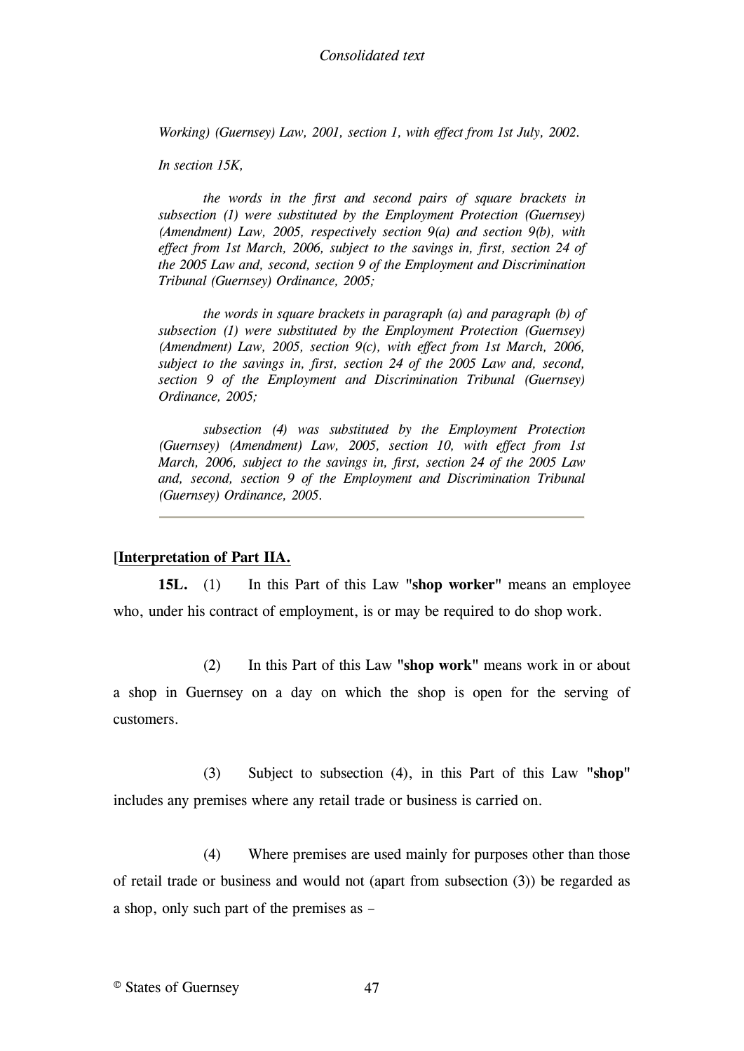*Working) (Guernsey) Law, 2001, section 1, with effect from 1st July, 2002.*

*In section 15K,*

*the words in the first and second pairs of square brackets in subsection (1) were substituted by the Employment Protection (Guernsey) (Amendment) Law, 2005, respectively section 9(a) and section 9(b), with effect from 1st March, 2006, subject to the savings in, first, section 24 of the 2005 Law and, second, section 9 of the Employment and Discrimination Tribunal (Guernsey) Ordinance, 2005;*

*the words in square brackets in paragraph (a) and paragraph (b) of subsection (1) were substituted by the Employment Protection (Guernsey) (Amendment) Law, 2005, section 9(c), with effect from 1st March, 2006, subject to the savings in, first, section 24 of the 2005 Law and, second, section 9 of the Employment and Discrimination Tribunal (Guernsey) Ordinance, 2005;*

*subsection (4) was substituted by the Employment Protection (Guernsey) (Amendment) Law, 2005, section 10, with effect from 1st March, 2006, subject to the savings in, first, section 24 of the 2005 Law and, second, section 9 of the Employment and Discrimination Tribunal (Guernsey) Ordinance, 2005.*

---

[**Interpretation of Part IIA.**

**15L.** (1) In this Part of this Law "**shop worker**" means an employee who, under his contract of employment, is or may be required to do shop work.

(2) In this Part of this Law "**shop work**" means work in or about a shop in Guernsey on a day on which the shop is open for the serving of customers.

(3) Subject to subsection (4), in this Part of this Law "**shop**" includes any premises where any retail trade or business is carried on.

(4) Where premises are used mainly for purposes other than those of retail trade or business and would not (apart from subsection (3)) be regarded as a shop, only such part of the premises as –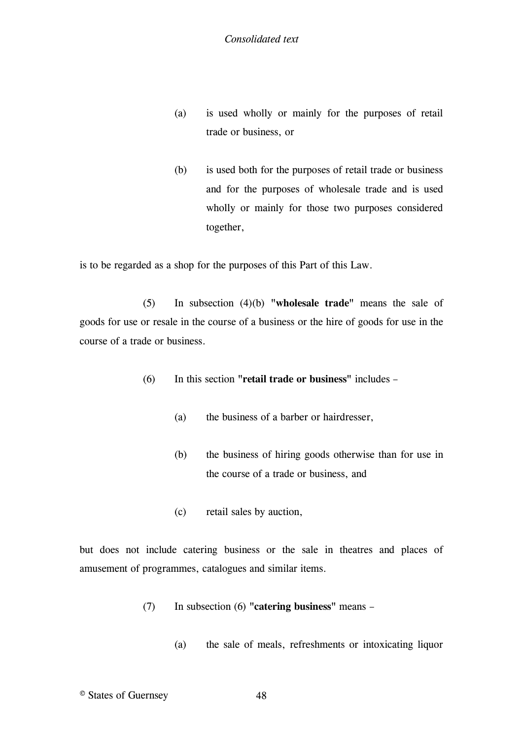(a) is used wholly or mainly for the purposes of retail trade or business, or

(b) is used both for the purposes of retail trade or business and for the purposes of wholesale trade and is used wholly or mainly for those two purposes considered together,

is to be regarded as a shop for the purposes of this Part of this Law.

(5) In subsection (4)(b) "**wholesale trade**" means the sale of goods for use or resale in the course of a business or the hire of goods for use in the course of a trade or business.

(6) In this section "**retail trade or business**" includes –

(a) the business of a barber or hairdresser,

(b) the business of hiring goods otherwise than for use in the course of a trade or business, and

(c) retail sales by auction,

but does not include catering business or the sale in theatres and places of amusement of programmes, catalogues and similar items.

(7) In subsection (6) "**catering business**" means –

(a) the sale of meals, refreshments or intoxicating liquor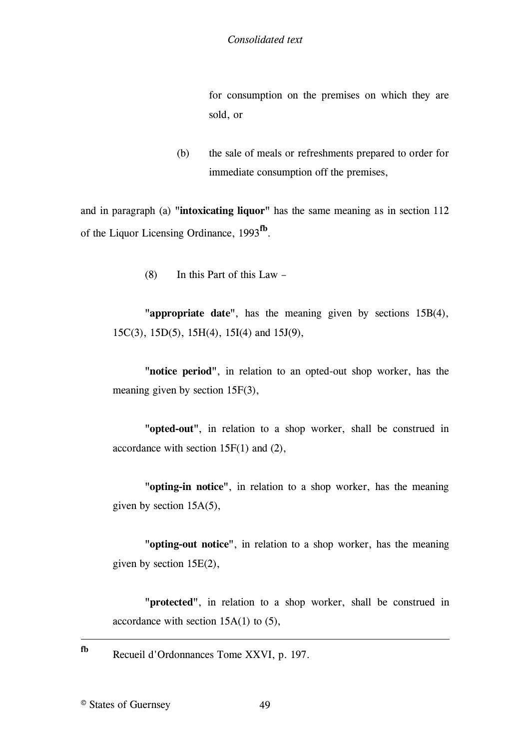for consumption on the premises on which they are sold, or

(b) the sale of meals or refreshments prepared to order for immediate consumption off the premises,

and in paragraph (a) "**intoxicating liquor**" has the same meaning as in section 112 of the Liquor Licensing Ordinance, 1993[fb].

(8) In this Part of this Law –

"**appropriate date**", has the meaning given by sections 15B(4), 15C(3), 15D(5), 15H(4), 15I(4) and 15J(9),

"**notice period**", in relation to an opted-out shop worker, has the meaning given by section 15F(3),

"**opted-out**", in relation to a shop worker, shall be construed in accordance with section 15F(1) and (2),

"**opting-in notice**", in relation to a shop worker, has the meaning given by section 15A(5),

"**opting-out notice**", in relation to a shop worker, has the meaning given by section 15E(2),

"**protected**", in relation to a shop worker, shall be construed in accordance with section 15A(1) to (5),

---

[fb] Recueil d'Ordonnances Tome XXVI, p. 197.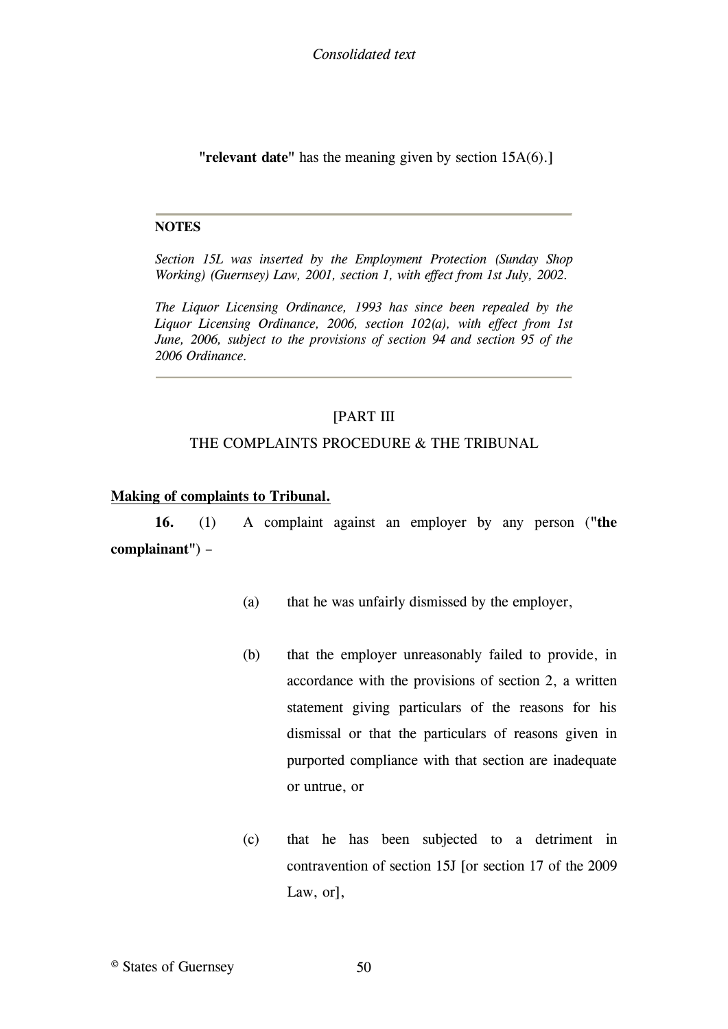"**relevant date**" has the meaning given by section 15A(6).]

---

**NOTES**

*Section 15L was inserted by the Employment Protection (Sunday Shop Working) (Guernsey) Law, 2001, section 1, with effect from 1st July, 2002.*

*The Liquor Licensing Ordinance, 1993 has since been repealed by the Liquor Licensing Ordinance, 2006, section 102(a), with effect from 1st June, 2006, subject to the provisions of section 94 and section 95 of the 2006 Ordinance.*

---

[PART III

THE COMPLAINTS PROCEDURE & THE TRIBUNAL

**Making of complaints to Tribunal.**

**16.** (1) A complaint against an employer by any person ("**the complainant**") –

(a) that he was unfairly dismissed by the employer,

(b) that the employer unreasonably failed to provide, in accordance with the provisions of section 2, a written statement giving particulars of the reasons for his dismissal or that the particulars of reasons given in purported compliance with that section are inadequate or untrue, or

(c) that he has been subjected to a detriment in contravention of section 15J [or section 17 of the 2009 Law, or],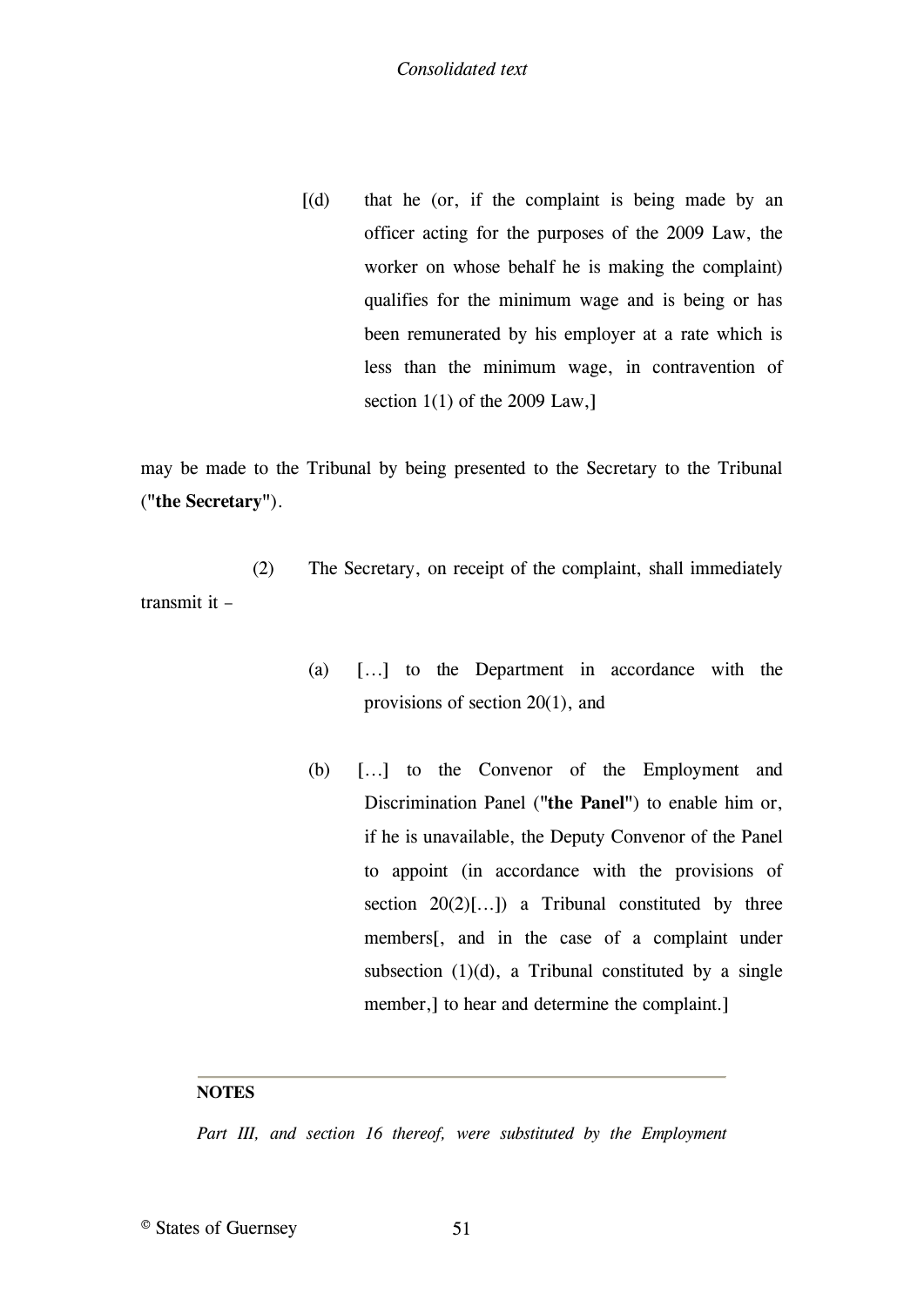[(d) that he (or, if the complaint is being made by an officer acting for the purposes of the 2009 Law, the worker on whose behalf he is making the complaint) qualifies for the minimum wage and is being or has been remunerated by his employer at a rate which is less than the minimum wage, in contravention of section 1(1) of the 2009 Law,]

may be made to the Tribunal by being presented to the Secretary to the Tribunal ("**the Secretary**").

(2) The Secretary, on receipt of the complaint, shall immediately transmit it –

(a) […] to the Department in accordance with the provisions of section 20(1), and

(b) […] to the Convenor of the Employment and Discrimination Panel ("**the Panel**") to enable him or, if he is unavailable, the Deputy Convenor of the Panel to appoint (in accordance with the provisions of section 20(2)[…]) a Tribunal constituted by three members[, and in the case of a complaint under subsection (1)(d), a Tribunal constituted by a single member,] to hear and determine the complaint.]

---

**NOTES**

*Part III, and section 16 thereof, were substituted by the Employment*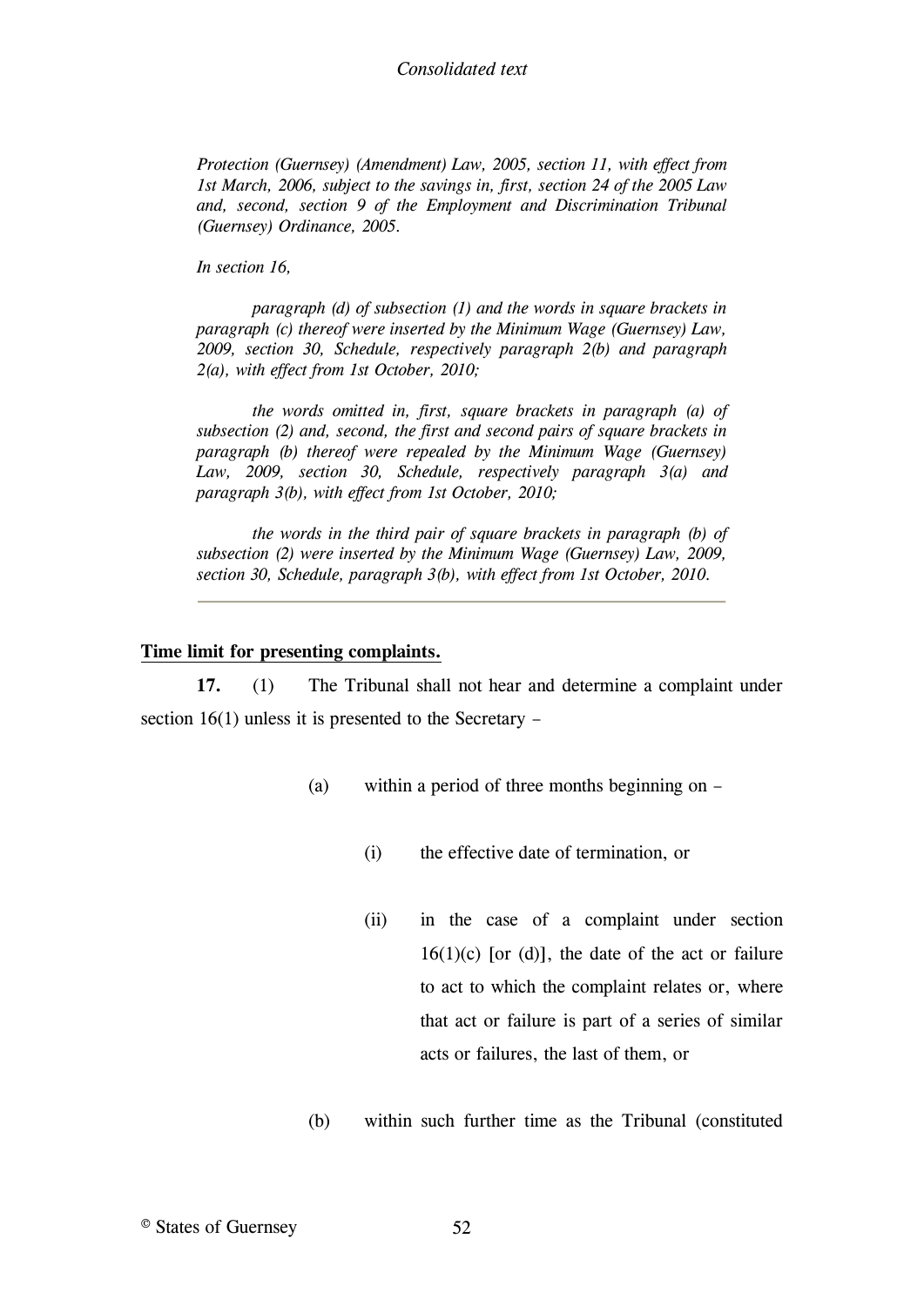*Protection (Guernsey) (Amendment) Law, 2005, section 11, with effect from 1st March, 2006, subject to the savings in, first, section 24 of the 2005 Law and, second, section 9 of the Employment and Discrimination Tribunal (Guernsey) Ordinance, 2005.*

*In section 16,*

*paragraph (d) of subsection (1) and the words in square brackets in paragraph (c) thereof were inserted by the Minimum Wage (Guernsey) Law, 2009, section 30, Schedule, respectively paragraph 2(b) and paragraph 2(a), with effect from 1st October, 2010;*

*the words omitted in, first, square brackets in paragraph (a) of subsection (2) and, second, the first and second pairs of square brackets in paragraph (b) thereof were repealed by the Minimum Wage (Guernsey) Law, 2009, section 30, Schedule, respectively paragraph 3(a) and paragraph 3(b), with effect from 1st October, 2010;*

*the words in the third pair of square brackets in paragraph (b) of subsection (2) were inserted by the Minimum Wage (Guernsey) Law, 2009, section 30, Schedule, paragraph 3(b), with effect from 1st October, 2010.*

---

**Time limit for presenting complaints.**

**17.** (1) The Tribunal shall not hear and determine a complaint under section 16(1) unless it is presented to the Secretary –

(a) within a period of three months beginning on –

(i) the effective date of termination, or

(ii) in the case of a complaint under section 16(1)(c) [or (d)], the date of the act or failure to act to which the complaint relates or, where that act or failure is part of a series of similar acts or failures, the last of them, or

(b) within such further time as the Tribunal (constituted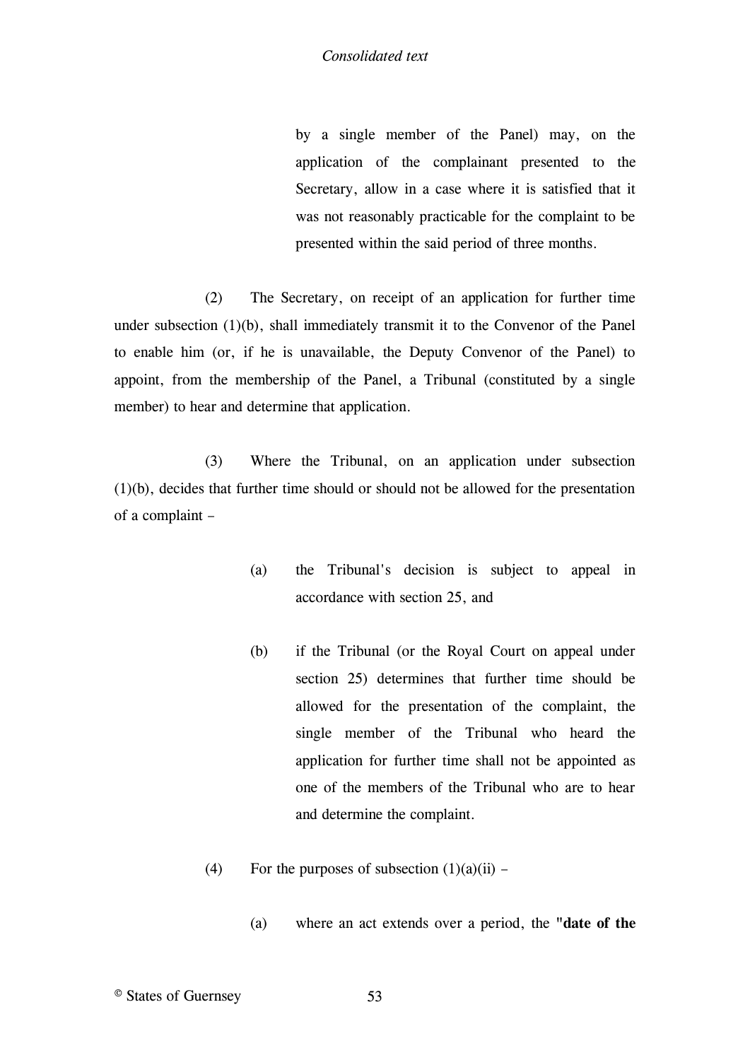by a single member of the Panel) may, on the application of the complainant presented to the Secretary, allow in a case where it is satisfied that it was not reasonably practicable for the complaint to be presented within the said period of three months.

(2) The Secretary, on receipt of an application for further time under subsection (1)(b), shall immediately transmit it to the Convenor of the Panel to enable him (or, if he is unavailable, the Deputy Convenor of the Panel) to appoint, from the membership of the Panel, a Tribunal (constituted by a single member) to hear and determine that application.

(3) Where the Tribunal, on an application under subsection (1)(b), decides that further time should or should not be allowed for the presentation of a complaint –

(a) the Tribunal's decision is subject to appeal in accordance with section 25, and

(b) if the Tribunal (or the Royal Court on appeal under section 25) determines that further time should be allowed for the presentation of the complaint, the single member of the Tribunal who heard the application for further time shall not be appointed as one of the members of the Tribunal who are to hear and determine the complaint.

(4) For the purposes of subsection (1)(a)(ii) –

(a) where an act extends over a period, the "**date of the**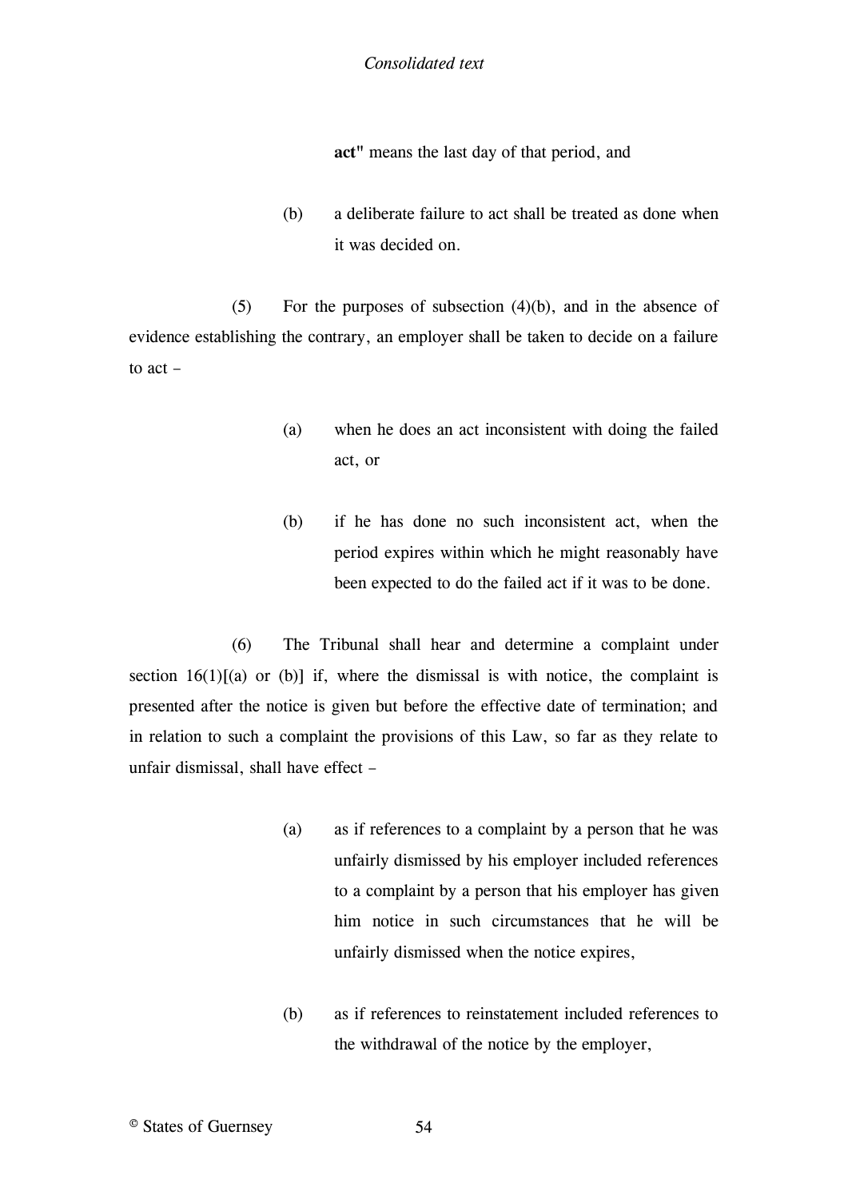**act**" means the last day of that period, and

(b) a deliberate failure to act shall be treated as done when it was decided on.

(5) For the purposes of subsection (4)(b), and in the absence of evidence establishing the contrary, an employer shall be taken to decide on a failure to act –

(a) when he does an act inconsistent with doing the failed act, or

(b) if he has done no such inconsistent act, when the period expires within which he might reasonably have been expected to do the failed act if it was to be done.

(6) The Tribunal shall hear and determine a complaint under section 16(1)[(a) or (b)] if, where the dismissal is with notice, the complaint is presented after the notice is given but before the effective date of termination; and in relation to such a complaint the provisions of this Law, so far as they relate to unfair dismissal, shall have effect –

(a) as if references to a complaint by a person that he was unfairly dismissed by his employer included references to a complaint by a person that his employer has given him notice in such circumstances that he will be unfairly dismissed when the notice expires,

(b) as if references to reinstatement included references to the withdrawal of the notice by the employer,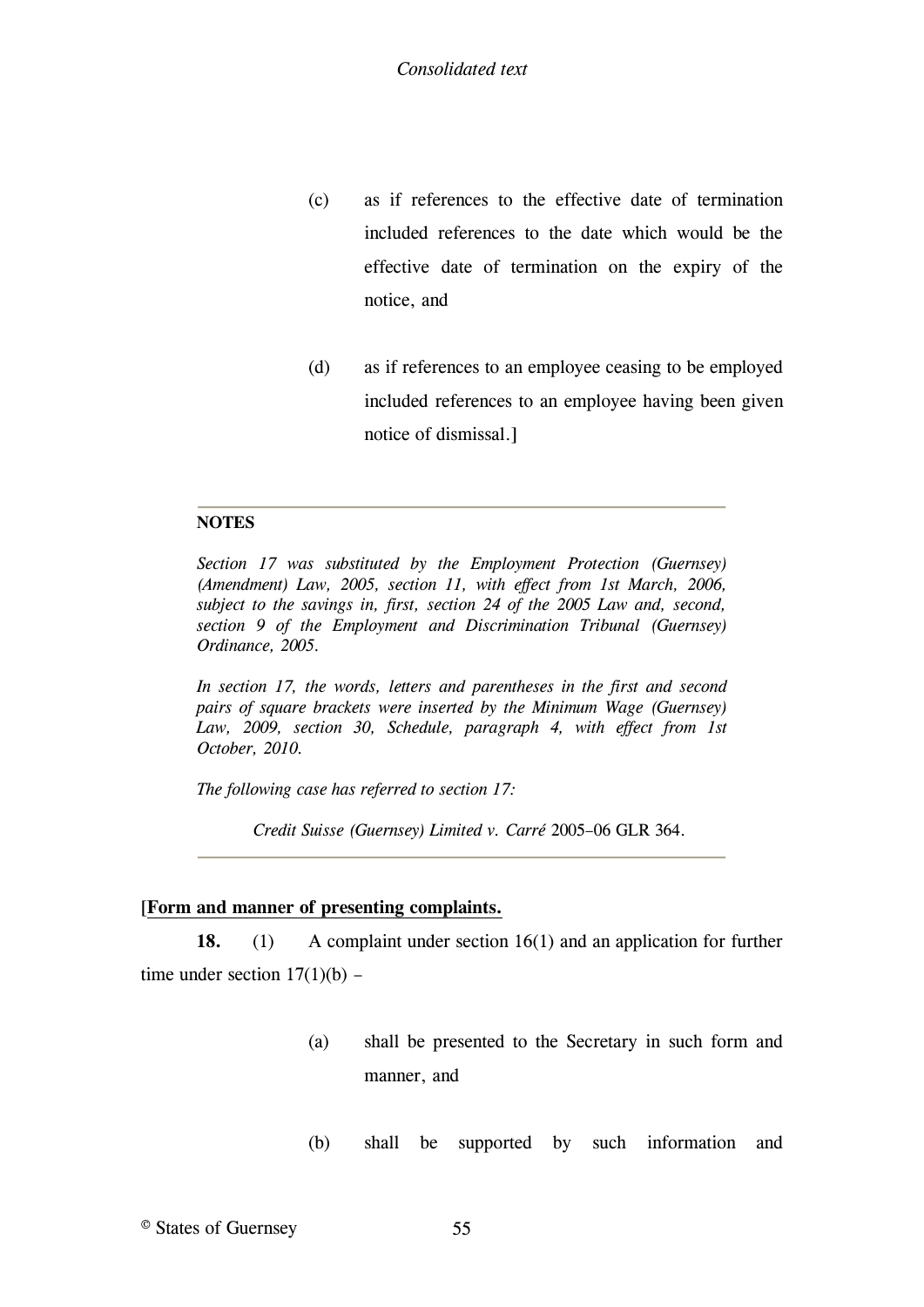(c) as if references to the effective date of termination included references to the date which would be the effective date of termination on the expiry of the notice, and

(d) as if references to an employee ceasing to be employed included references to an employee having been given notice of dismissal.]

---

**NOTES**

*Section 17 was substituted by the Employment Protection (Guernsey) (Amendment) Law, 2005, section 11, with effect from 1st March, 2006, subject to the savings in, first, section 24 of the 2005 Law and, second, section 9 of the Employment and Discrimination Tribunal (Guernsey) Ordinance, 2005.*

*In section 17, the words, letters and parentheses in the first and second pairs of square brackets were inserted by the Minimum Wage (Guernsey) Law, 2009, section 30, Schedule, paragraph 4, with effect from 1st October, 2010.*

*The following case has referred to section 17:*

*Credit Suisse (Guernsey) Limited v. Carré* 2005–06 GLR 364.

---

**[Form and manner of presenting complaints.**

**18.** (1) A complaint under section 16(1) and an application for further time under section 17(1)(b) –

(a) shall be presented to the Secretary in such form and manner, and

(b) shall be supported by such information and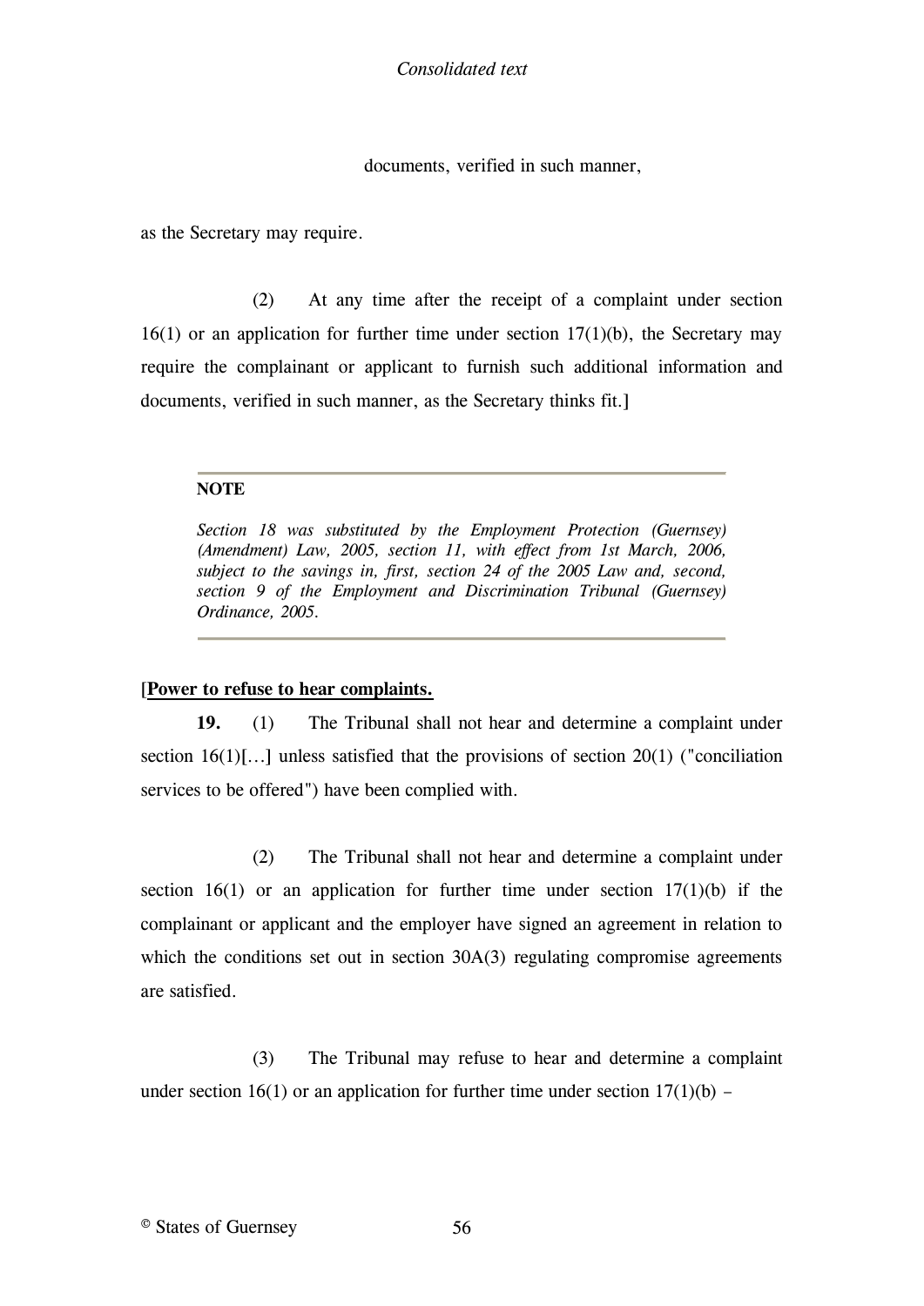documents, verified in such manner,

as the Secretary may require.

(2) At any time after the receipt of a complaint under section 16(1) or an application for further time under section 17(1)(b), the Secretary may require the complainant or applicant to furnish such additional information and documents, verified in such manner, as the Secretary thinks fit.]

---

**NOTE**

*Section 18 was substituted by the Employment Protection (Guernsey) (Amendment) Law, 2005, section 11, with effect from 1st March, 2006, subject to the savings in, first, section 24 of the 2005 Law and, second, section 9 of the Employment and Discrimination Tribunal (Guernsey) Ordinance, 2005.*

---

[**Power to refuse to hear complaints.**

**19.** (1) The Tribunal shall not hear and determine a complaint under section 16(1)[…] unless satisfied that the provisions of section 20(1) ("conciliation services to be offered") have been complied with.

(2) The Tribunal shall not hear and determine a complaint under section 16(1) or an application for further time under section 17(1)(b) if the complainant or applicant and the employer have signed an agreement in relation to which the conditions set out in section 30A(3) regulating compromise agreements are satisfied.

(3) The Tribunal may refuse to hear and determine a complaint under section 16(1) or an application for further time under section 17(1)(b) –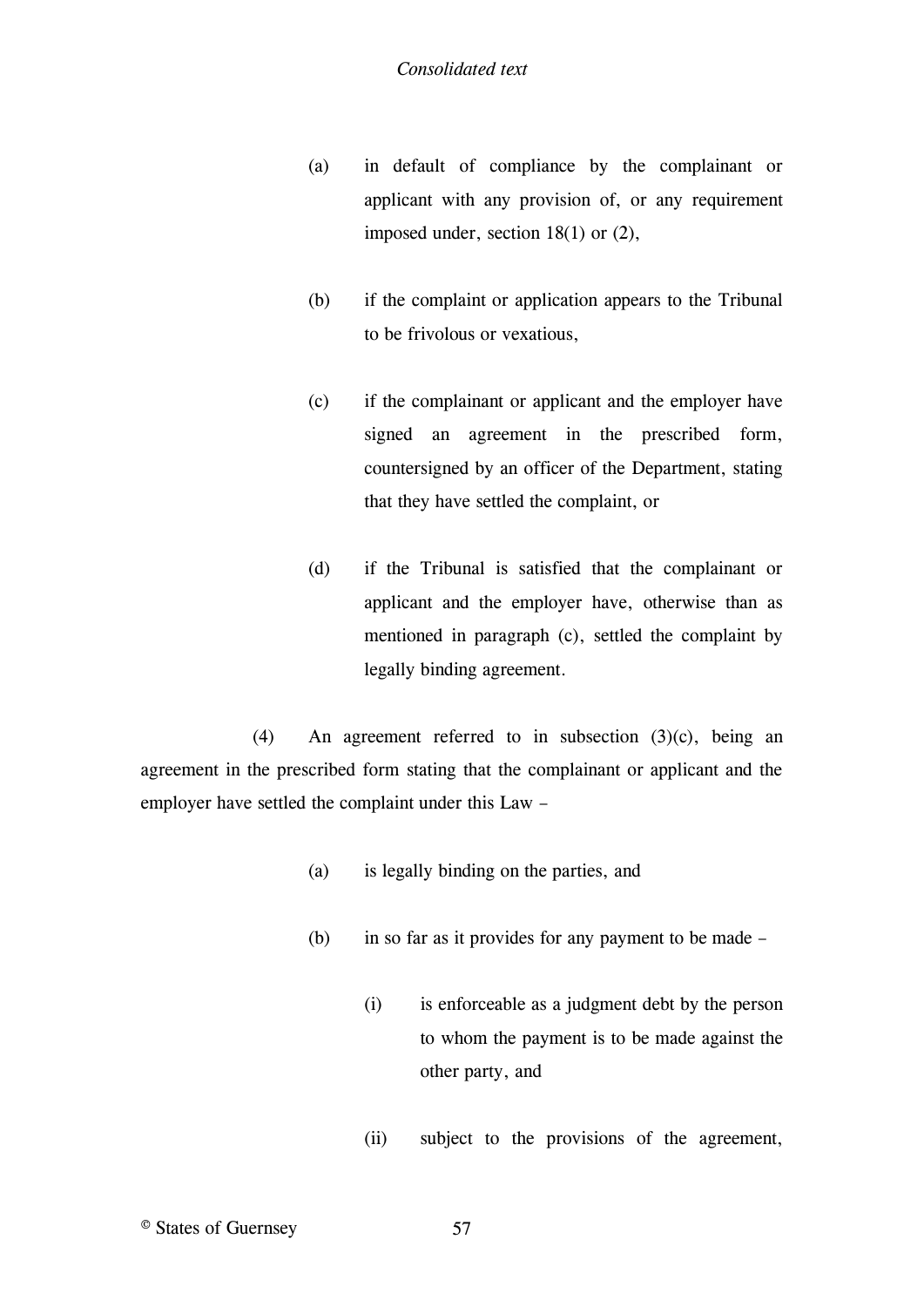(a) in default of compliance by the complainant or applicant with any provision of, or any requirement imposed under, section 18(1) or (2),

(b) if the complaint or application appears to the Tribunal to be frivolous or vexatious,

(c) if the complainant or applicant and the employer have signed an agreement in the prescribed form, countersigned by an officer of the Department, stating that they have settled the complaint, or

(d) if the Tribunal is satisfied that the complainant or applicant and the employer have, otherwise than as mentioned in paragraph (c), settled the complaint by legally binding agreement.

(4) An agreement referred to in subsection (3)(c), being an agreement in the prescribed form stating that the complainant or applicant and the employer have settled the complaint under this Law –

(a) is legally binding on the parties, and

(b) in so far as it provides for any payment to be made –

(i) is enforceable as a judgment debt by the person to whom the payment is to be made against the other party, and

(ii) subject to the provisions of the agreement,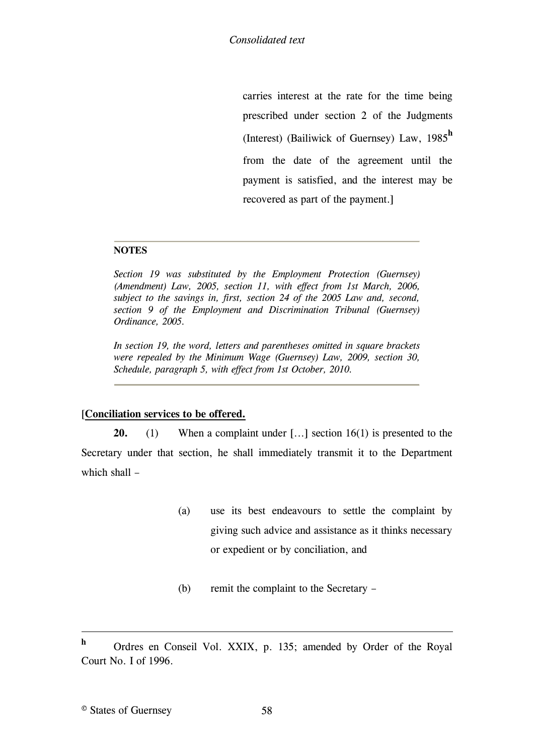carries interest at the rate for the time being prescribed under section 2 of the Judgments (Interest) (Bailiwick of Guernsey) Law, 1985[h] from the date of the agreement until the payment is satisfied, and the interest may be recovered as part of the payment.]

---

**NOTES**

*Section 19 was substituted by the Employment Protection (Guernsey) (Amendment) Law, 2005, section 11, with effect from 1st March, 2006, subject to the savings in, first, section 24 of the 2005 Law and, second, section 9 of the Employment and Discrimination Tribunal (Guernsey) Ordinance, 2005.*

*In section 19, the word, letters and parentheses omitted in square brackets were repealed by the Minimum Wage (Guernsey) Law, 2009, section 30, Schedule, paragraph 5, with effect from 1st October, 2010.*

---

[**Conciliation services to be offered.**

**20.** (1) When a complaint under […] section 16(1) is presented to the Secretary under that section, he shall immediately transmit it to the Department which shall –

(a) use its best endeavours to settle the complaint by giving such advice and assistance as it thinks necessary or expedient or by conciliation, and

(b) remit the complaint to the Secretary –

---

[h] Ordres en Conseil Vol. XXIX, p. 135; amended by Order of the Royal Court No. I of 1996.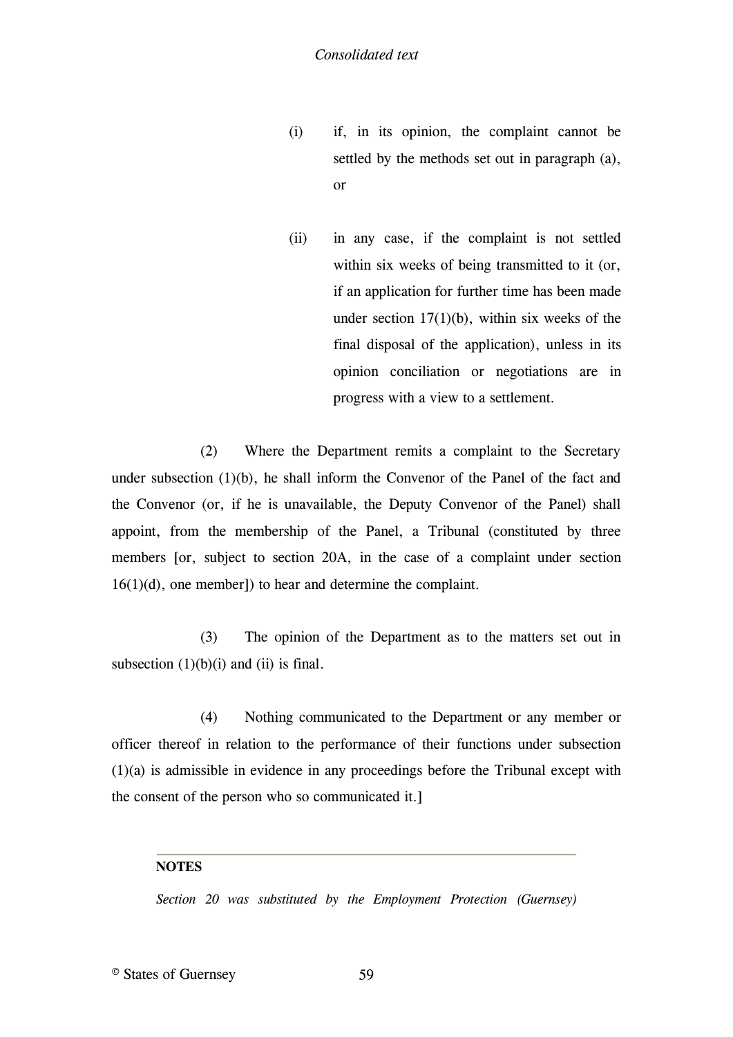(i) if, in its opinion, the complaint cannot be settled by the methods set out in paragraph (a), or

(ii) in any case, if the complaint is not settled within six weeks of being transmitted to it (or, if an application for further time has been made under section 17(1)(b), within six weeks of the final disposal of the application), unless in its opinion conciliation or negotiations are in progress with a view to a settlement.

(2) Where the Department remits a complaint to the Secretary under subsection (1)(b), he shall inform the Convenor of the Panel of the fact and the Convenor (or, if he is unavailable, the Deputy Convenor of the Panel) shall appoint, from the membership of the Panel, a Tribunal (constituted by three members [or, subject to section 20A, in the case of a complaint under section 16(1)(d), one member]) to hear and determine the complaint.

(3) The opinion of the Department as to the matters set out in subsection (1)(b)(i) and (ii) is final.

(4) Nothing communicated to the Department or any member or officer thereof in relation to the performance of their functions under subsection (1)(a) is admissible in evidence in any proceedings before the Tribunal except with the consent of the person who so communicated it.]

---

**NOTES**

*Section 20 was substituted by the Employment Protection (Guernsey)*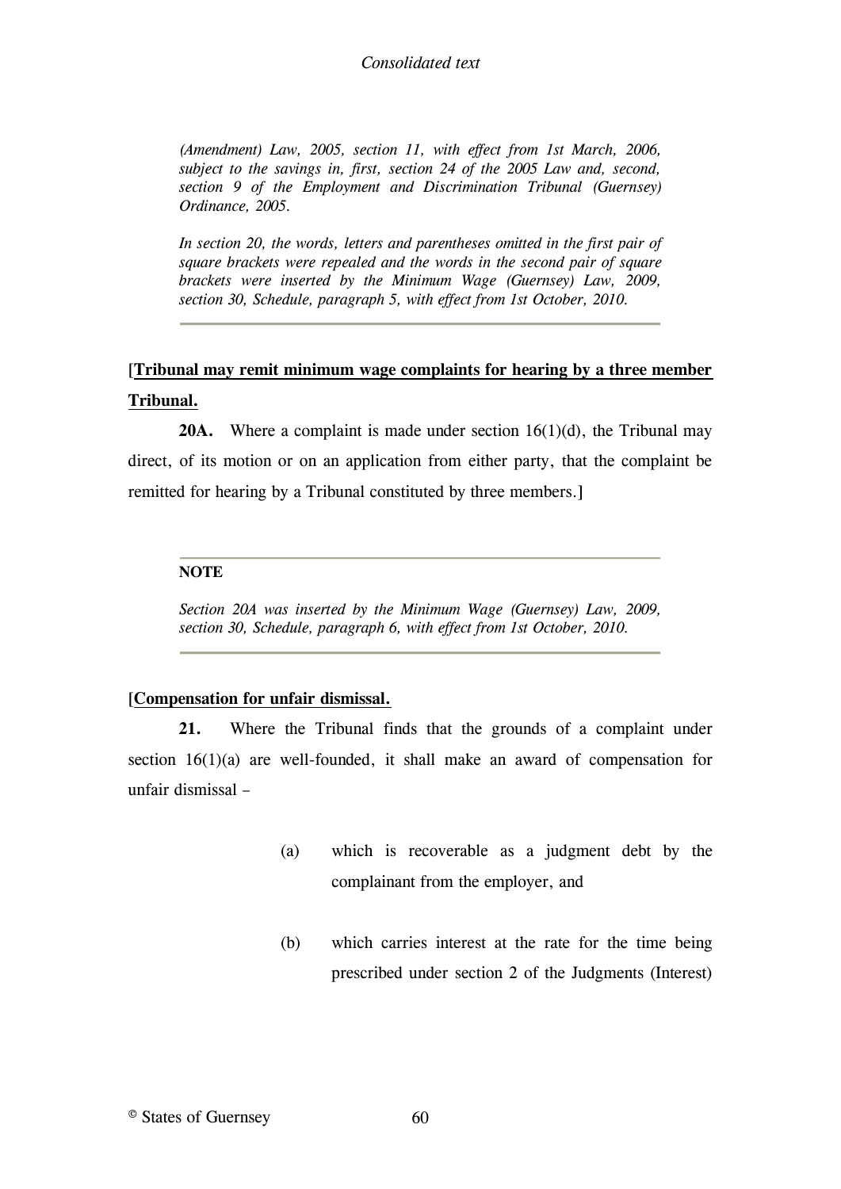*(Amendment) Law, 2005, section 11, with effect from 1st March, 2006, subject to the savings in, first, section 24 of the 2005 Law and, second, section 9 of the Employment and Discrimination Tribunal (Guernsey) Ordinance, 2005.*

*In section 20, the words, letters and parentheses omitted in the first pair of square brackets were repealed and the words in the second pair of square brackets were inserted by the Minimum Wage (Guernsey) Law, 2009, section 30, Schedule, paragraph 5, with effect from 1st October, 2010.*

---

[**Tribunal may remit minimum wage complaints for hearing by a three member Tribunal.**

**20A.** Where a complaint is made under section 16(1)(d), the Tribunal may direct, of its motion or on an application from either party, that the complaint be remitted for hearing by a Tribunal constituted by three members.]

---

**NOTE**

*Section 20A was inserted by the Minimum Wage (Guernsey) Law, 2009, section 30, Schedule, paragraph 6, with effect from 1st October, 2010.*

---

[**Compensation for unfair dismissal.**

**21.** Where the Tribunal finds that the grounds of a complaint under section 16(1)(a) are well-founded, it shall make an award of compensation for unfair dismissal –

(a) which is recoverable as a judgment debt by the complainant from the employer, and

(b) which carries interest at the rate for the time being prescribed under section 2 of the Judgments (Interest)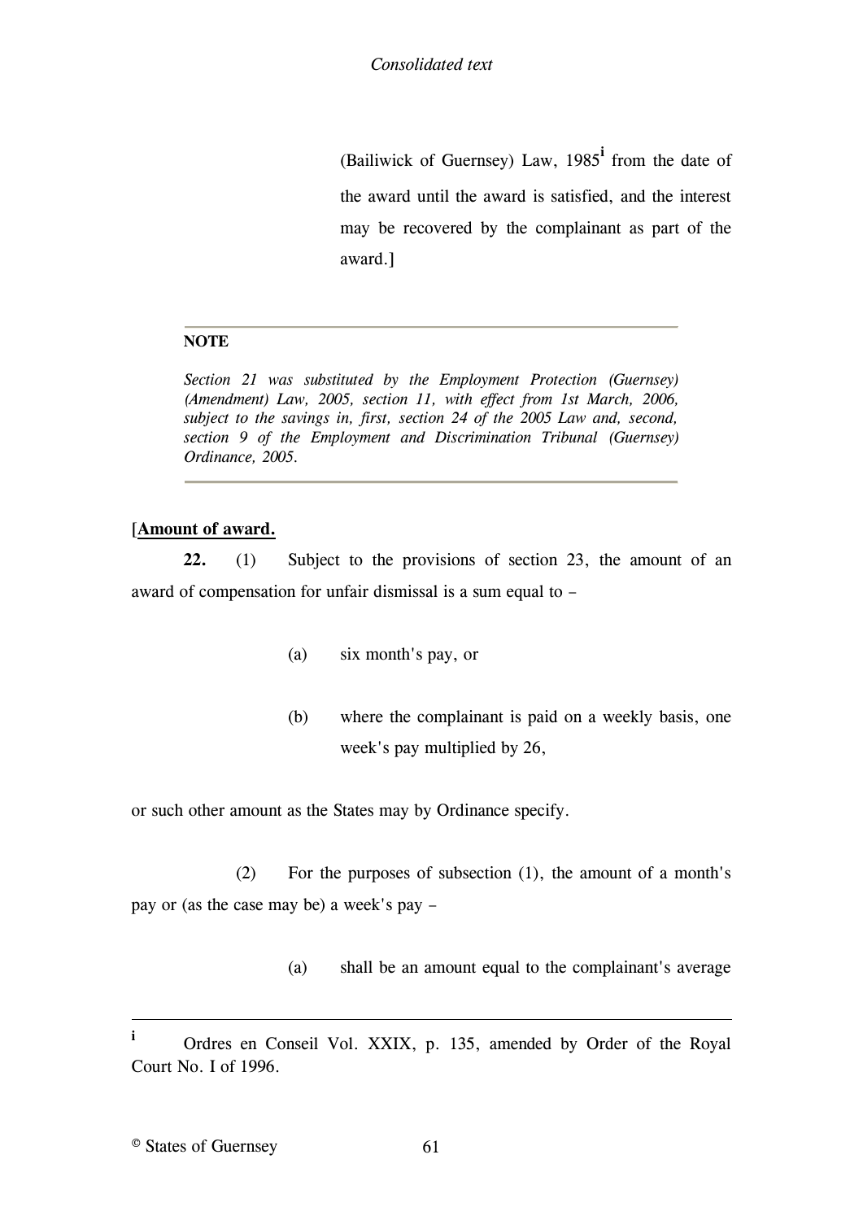(Bailiwick of Guernsey) Law, 1985[i] from the date of the award until the award is satisfied, and the interest may be recovered by the complainant as part of the award.]

---

**NOTE**

*Section 21 was substituted by the Employment Protection (Guernsey) (Amendment) Law, 2005, section 11, with effect from 1st March, 2006, subject to the savings in, first, section 24 of the 2005 Law and, second, section 9 of the Employment and Discrimination Tribunal (Guernsey) Ordinance, 2005.*

---

[**Amount of award.**

**22.** (1) Subject to the provisions of section 23, the amount of an award of compensation for unfair dismissal is a sum equal to –

(a) six month's pay, or

(b) where the complainant is paid on a weekly basis, one week's pay multiplied by 26,

or such other amount as the States may by Ordinance specify.

(2) For the purposes of subsection (1), the amount of a month's pay or (as the case may be) a week's pay –

(a) shall be an amount equal to the complainant's average

---

[i] Ordres en Conseil Vol. XXIX, p. 135, amended by Order of the Royal Court No. I of 1996.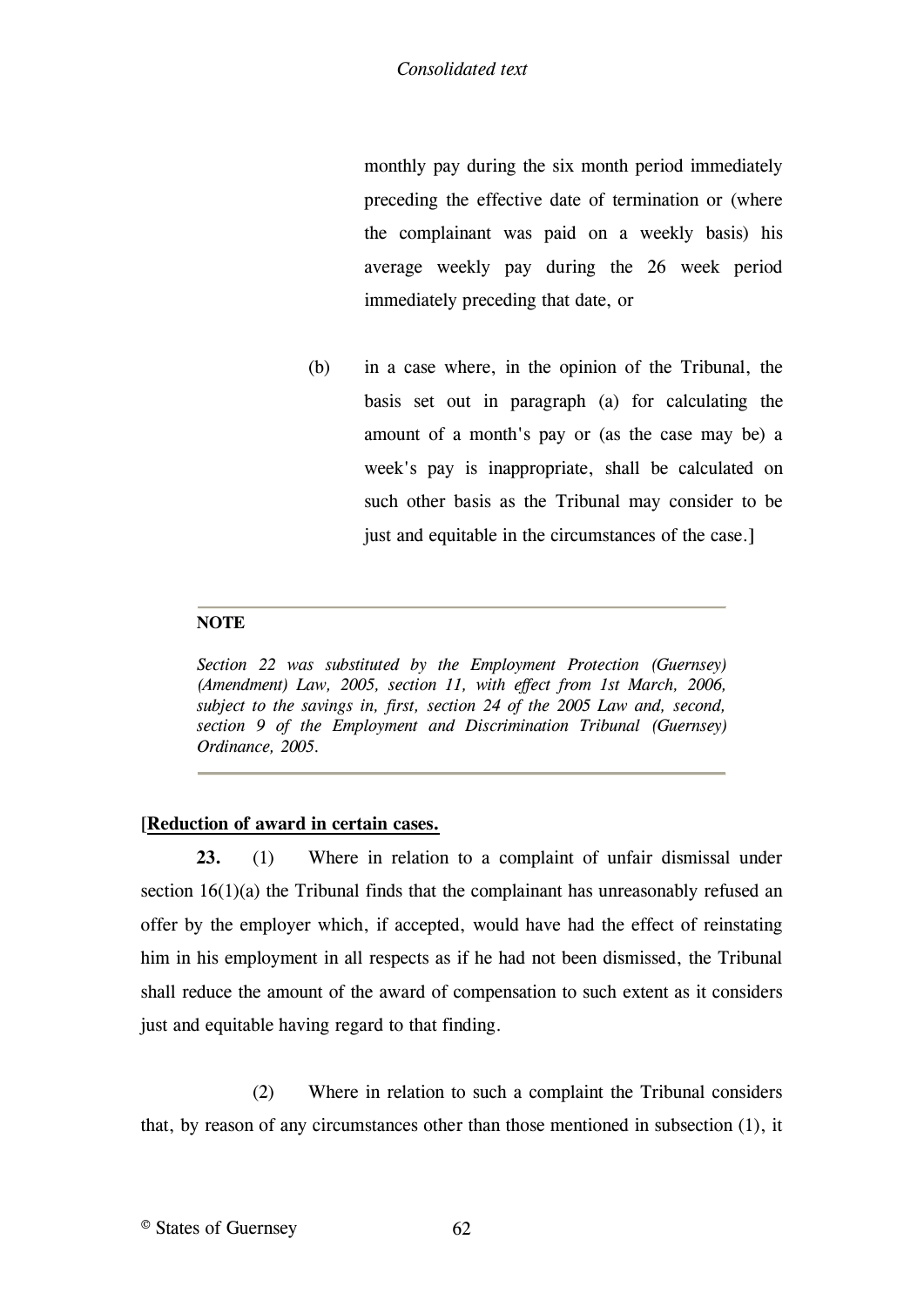monthly pay during the six month period immediately preceding the effective date of termination or (where the complainant was paid on a weekly basis) his average weekly pay during the 26 week period immediately preceding that date, or

(b) in a case where, in the opinion of the Tribunal, the basis set out in paragraph (a) for calculating the amount of a month's pay or (as the case may be) a week's pay is inappropriate, shall be calculated on such other basis as the Tribunal may consider to be just and equitable in the circumstances of the case.]

---

**NOTE**

*Section 22 was substituted by the Employment Protection (Guernsey) (Amendment) Law, 2005, section 11, with effect from 1st March, 2006, subject to the savings in, first, section 24 of the 2005 Law and, second, section 9 of the Employment and Discrimination Tribunal (Guernsey) Ordinance, 2005.*

---

[**Reduction of award in certain cases.**

**23.** (1) Where in relation to a complaint of unfair dismissal under section 16(1)(a) the Tribunal finds that the complainant has unreasonably refused an offer by the employer which, if accepted, would have had the effect of reinstating him in his employment in all respects as if he had not been dismissed, the Tribunal shall reduce the amount of the award of compensation to such extent as it considers just and equitable having regard to that finding.

(2) Where in relation to such a complaint the Tribunal considers that, by reason of any circumstances other than those mentioned in subsection (1), it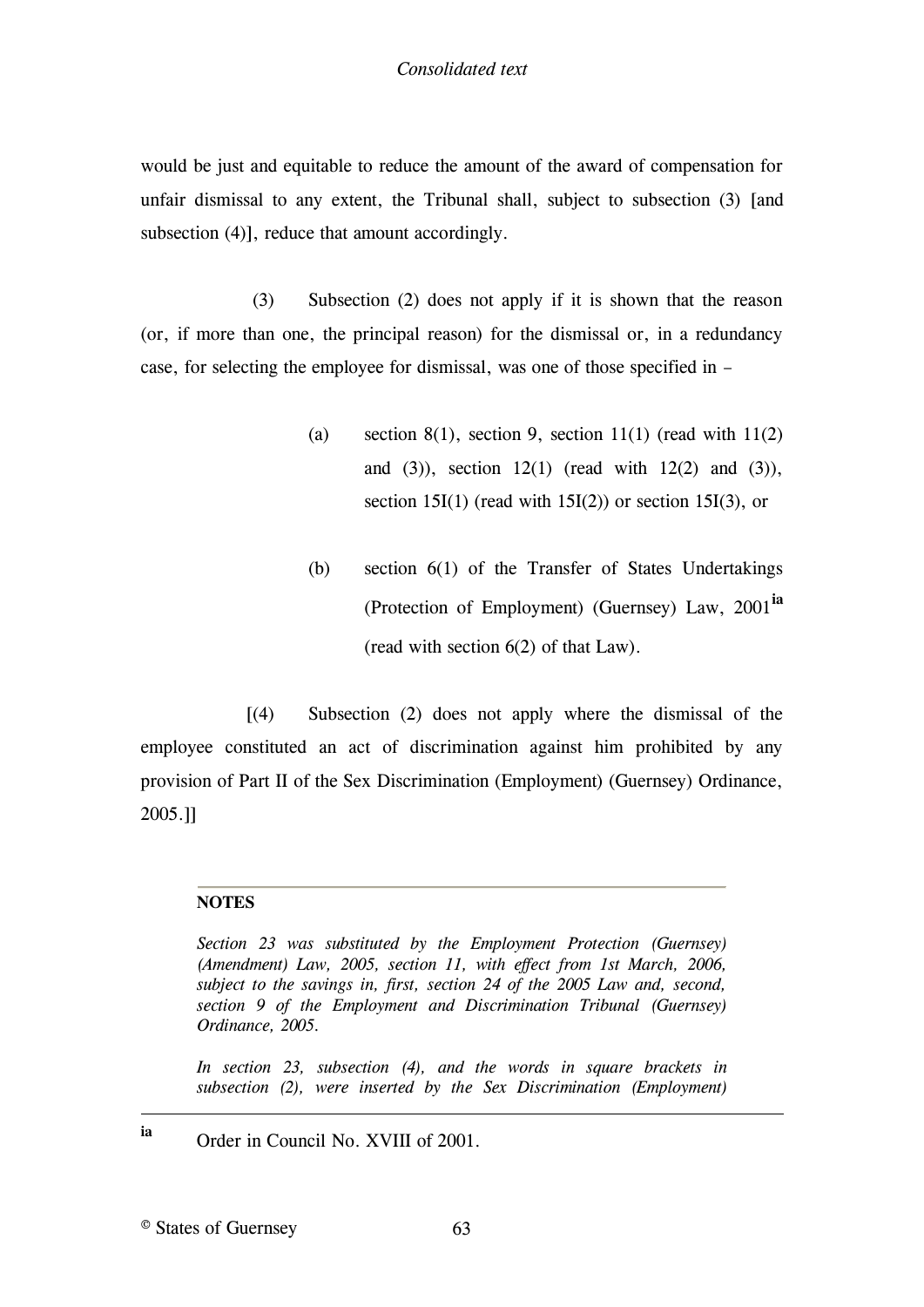would be just and equitable to reduce the amount of the award of compensation for unfair dismissal to any extent, the Tribunal shall, subject to subsection (3) [and subsection (4)], reduce that amount accordingly.

(3) Subsection (2) does not apply if it is shown that the reason (or, if more than one, the principal reason) for the dismissal or, in a redundancy case, for selecting the employee for dismissal, was one of those specified in –

(a) section 8(1), section 9, section 11(1) (read with 11(2) and (3)), section 12(1) (read with 12(2) and (3)), section 15I(1) (read with 15I(2)) or section 15I(3), or

(b) section 6(1) of the Transfer of States Undertakings (Protection of Employment) (Guernsey) Law, 2001[ia] (read with section 6(2) of that Law).

[(4) Subsection (2) does not apply where the dismissal of the employee constituted an act of discrimination against him prohibited by any provision of Part II of the Sex Discrimination (Employment) (Guernsey) Ordinance, 2005.]]

---

**NOTES**

*Section 23 was substituted by the Employment Protection (Guernsey) (Amendment) Law, 2005, section 11, with effect from 1st March, 2006, subject to the savings in, first, section 24 of the 2005 Law and, second, section 9 of the Employment and Discrimination Tribunal (Guernsey) Ordinance, 2005.*

*In section 23, subsection (4), and the words in square brackets in subsection (2), were inserted by the Sex Discrimination (Employment)*

---

[ia] Order in Council No. XVIII of 2001.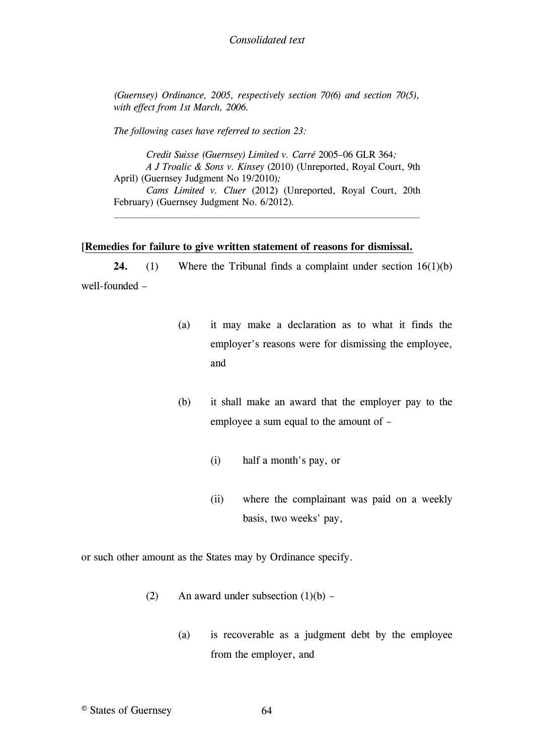*(Guernsey) Ordinance, 2005, respectively section 70(6) and section 70(5), with effect from 1st March, 2006.*

*The following cases have referred to section 23:*

*Credit Suisse (Guernsey) Limited v. Carré* 2005–06 GLR 364*;*
*A J Troalic & Sons v. Kinsey* (2010) (Unreported, Royal Court, 9th April) (Guernsey Judgment No 19/2010)*;*
*Cams Limited v. Cluer* (2012) (Unreported, Royal Court, 20th February) (Guernsey Judgment No. 6/2012).

---

[**Remedies for failure to give written statement of reasons for dismissal.**

**24.** (1) Where the Tribunal finds a complaint under section 16(1)(b) well-founded –

(a) it may make a declaration as to what it finds the employer's reasons were for dismissing the employee, and

(b) it shall make an award that the employer pay to the employee a sum equal to the amount of –

(i) half a month's pay, or

(ii) where the complainant was paid on a weekly basis, two weeks' pay,

or such other amount as the States may by Ordinance specify.

(2) An award under subsection (1)(b) –

(a) is recoverable as a judgment debt by the employee from the employer, and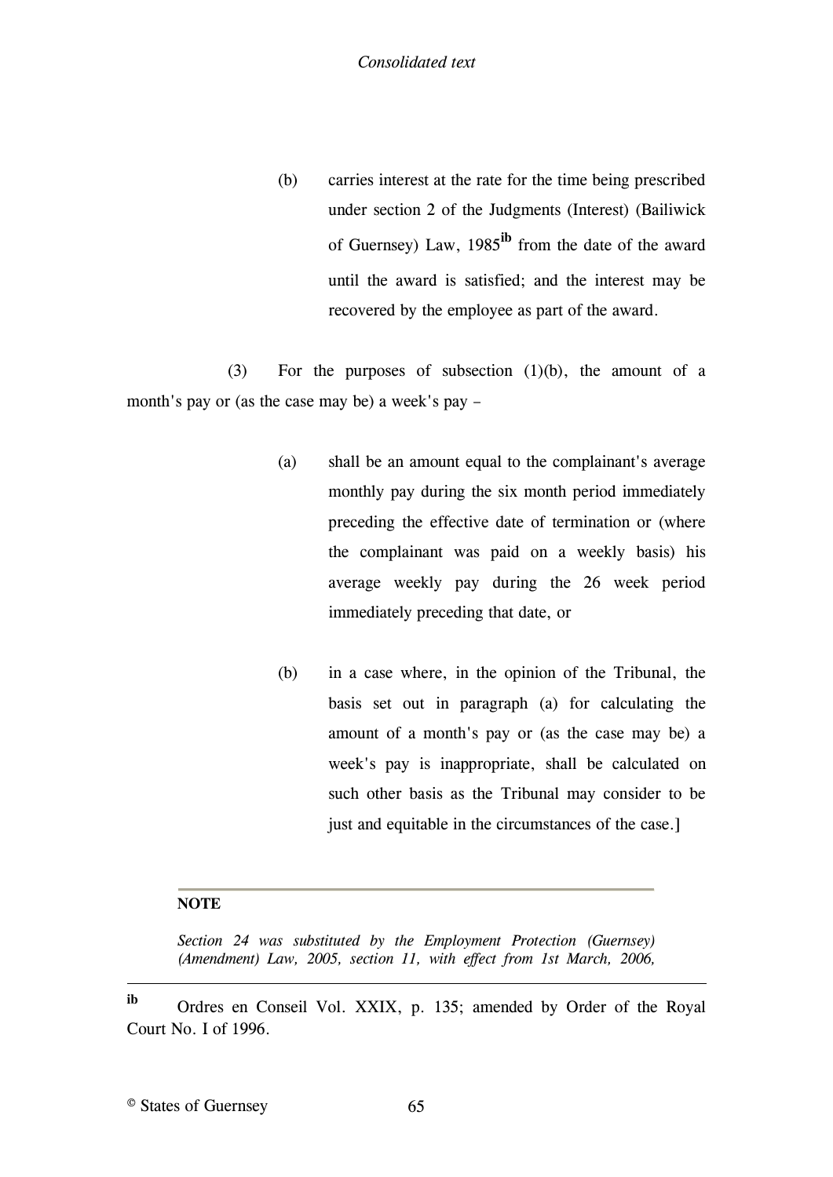(b) carries interest at the rate for the time being prescribed under section 2 of the Judgments (Interest) (Bailiwick of Guernsey) Law, 1985[ib] from the date of the award until the award is satisfied; and the interest may be recovered by the employee as part of the award.

(3) For the purposes of subsection (1)(b), the amount of a month's pay or (as the case may be) a week's pay –

(a) shall be an amount equal to the complainant's average monthly pay during the six month period immediately preceding the effective date of termination or (where the complainant was paid on a weekly basis) his average weekly pay during the 26 week period immediately preceding that date, or

(b) in a case where, in the opinion of the Tribunal, the basis set out in paragraph (a) for calculating the amount of a month's pay or (as the case may be) a week's pay is inappropriate, shall be calculated on such other basis as the Tribunal may consider to be just and equitable in the circumstances of the case.]

**NOTE**

*Section 24 was substituted by the Employment Protection (Guernsey) (Amendment) Law, 2005, section 11, with effect from 1st March, 2006,*

---

[ib] Ordres en Conseil Vol. XXIX, p. 135; amended by Order of the Royal Court No. I of 1996.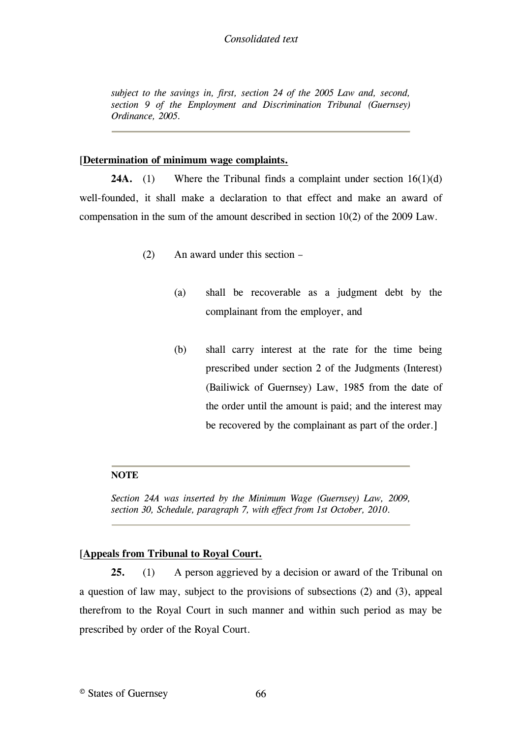*subject to the savings in, first, section 24 of the 2005 Law and, second, section 9 of the Employment and Discrimination Tribunal (Guernsey) Ordinance, 2005.*

---

[**Determination of minimum wage complaints.**

**24A.** (1) Where the Tribunal finds a complaint under section 16(1)(d) well-founded, it shall make a declaration to that effect and make an award of compensation in the sum of the amount described in section 10(2) of the 2009 Law.

(2) An award under this section –

(a) shall be recoverable as a judgment debt by the complainant from the employer, and

(b) shall carry interest at the rate for the time being prescribed under section 2 of the Judgments (Interest) (Bailiwick of Guernsey) Law, 1985 from the date of the order until the amount is paid; and the interest may be recovered by the complainant as part of the order.]

---

**NOTE**

*Section 24A was inserted by the Minimum Wage (Guernsey) Law, 2009, section 30, Schedule, paragraph 7, with effect from 1st October, 2010.*

---

[**Appeals from Tribunal to Royal Court.**

**25.** (1) A person aggrieved by a decision or award of the Tribunal on a question of law may, subject to the provisions of subsections (2) and (3), appeal therefrom to the Royal Court in such manner and within such period as may be prescribed by order of the Royal Court.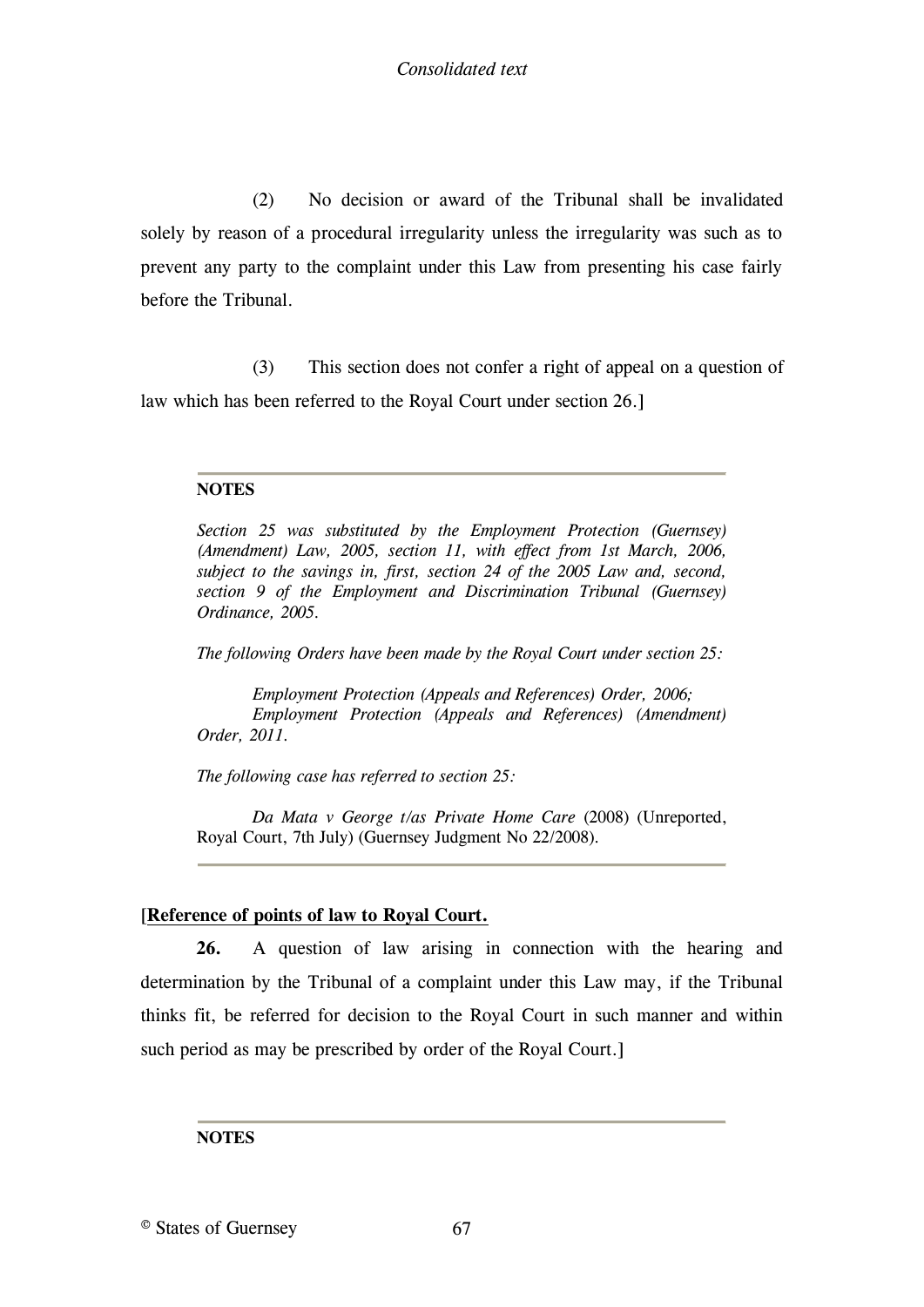(2) No decision or award of the Tribunal shall be invalidated solely by reason of a procedural irregularity unless the irregularity was such as to prevent any party to the complaint under this Law from presenting his case fairly before the Tribunal.

(3) This section does not confer a right of appeal on a question of law which has been referred to the Royal Court under section 26.]

---

**NOTES**

*Section 25 was substituted by the Employment Protection (Guernsey) (Amendment) Law, 2005, section 11, with effect from 1st March, 2006, subject to the savings in, first, section 24 of the 2005 Law and, second, section 9 of the Employment and Discrimination Tribunal (Guernsey) Ordinance, 2005.*

*The following Orders have been made by the Royal Court under section 25:*

*Employment Protection (Appeals and References) Order, 2006;*
*Employment Protection (Appeals and References) (Amendment) Order, 2011.*

*The following case has referred to section 25:*

*Da Mata v George t/as Private Home Care* (2008) (Unreported, Royal Court, 7th July) (Guernsey Judgment No 22/2008).

---

[**Reference of points of law to Royal Court.**

**26.** A question of law arising in connection with the hearing and determination by the Tribunal of a complaint under this Law may, if the Tribunal thinks fit, be referred for decision to the Royal Court in such manner and within such period as may be prescribed by order of the Royal Court.]

---

**NOTES**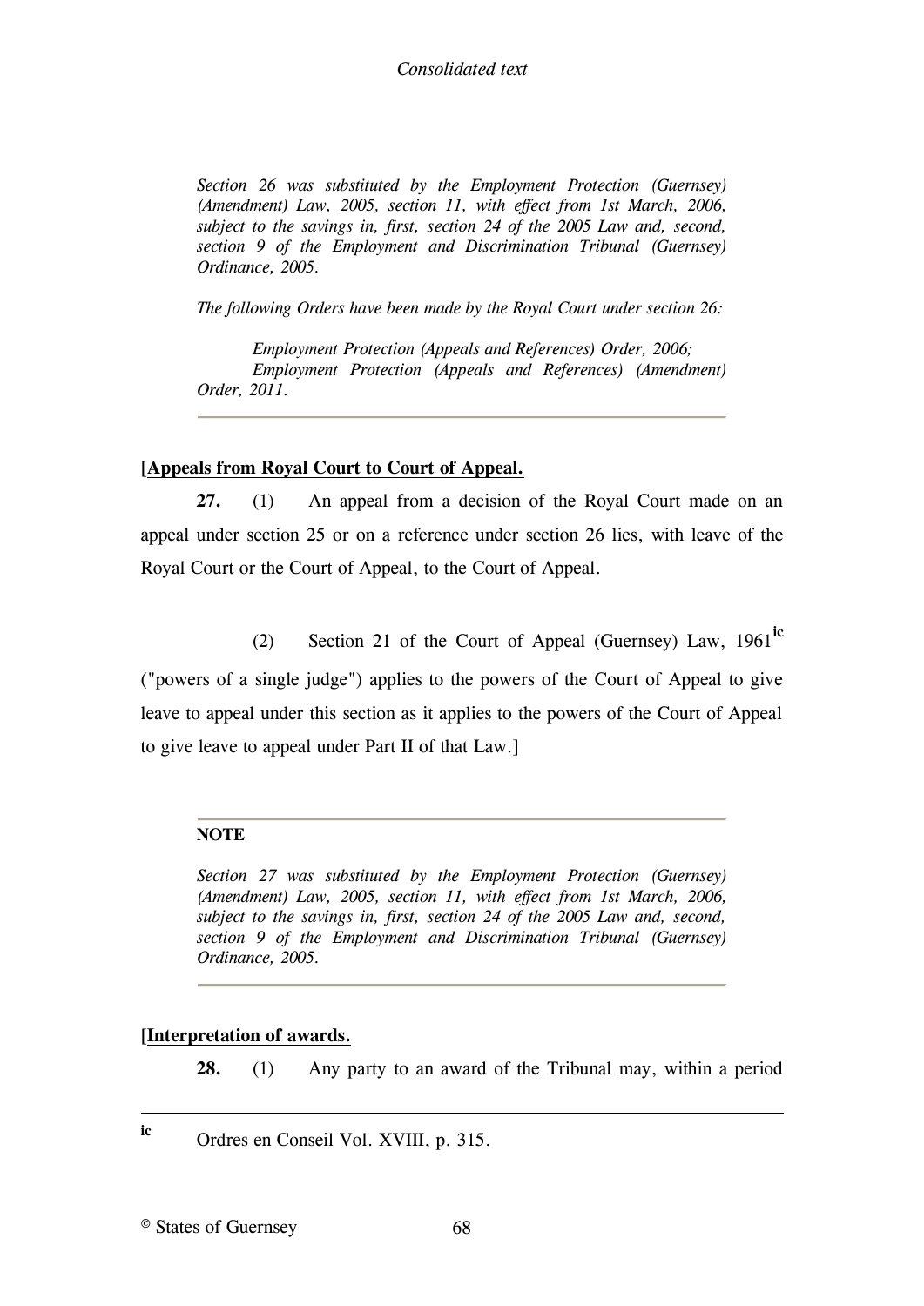*Section 26 was substituted by the Employment Protection (Guernsey) (Amendment) Law, 2005, section 11, with effect from 1st March, 2006, subject to the savings in, first, section 24 of the 2005 Law and, second, section 9 of the Employment and Discrimination Tribunal (Guernsey) Ordinance, 2005.*

*The following Orders have been made by the Royal Court under section 26:*

*Employment Protection (Appeals and References) Order, 2006;*
*Employment Protection (Appeals and References) (Amendment) Order, 2011.*

---

**[Appeals from Royal Court to Court of Appeal.**

**27.** (1) An appeal from a decision of the Royal Court made on an appeal under section 25 or on a reference under section 26 lies, with leave of the Royal Court or the Court of Appeal, to the Court of Appeal.

(2) Section 21 of the Court of Appeal (Guernsey) Law, 1961[ic] ("powers of a single judge") applies to the powers of the Court of Appeal to give leave to appeal under this section as it applies to the powers of the Court of Appeal to give leave to appeal under Part II of that Law.]

---

**NOTE**

*Section 27 was substituted by the Employment Protection (Guernsey) (Amendment) Law, 2005, section 11, with effect from 1st March, 2006, subject to the savings in, first, section 24 of the 2005 Law and, second, section 9 of the Employment and Discrimination Tribunal (Guernsey) Ordinance, 2005.*

---

**[Interpretation of awards.**

**28.** (1) Any party to an award of the Tribunal may, within a period

---

[ic] Ordres en Conseil Vol. XVIII, p. 315.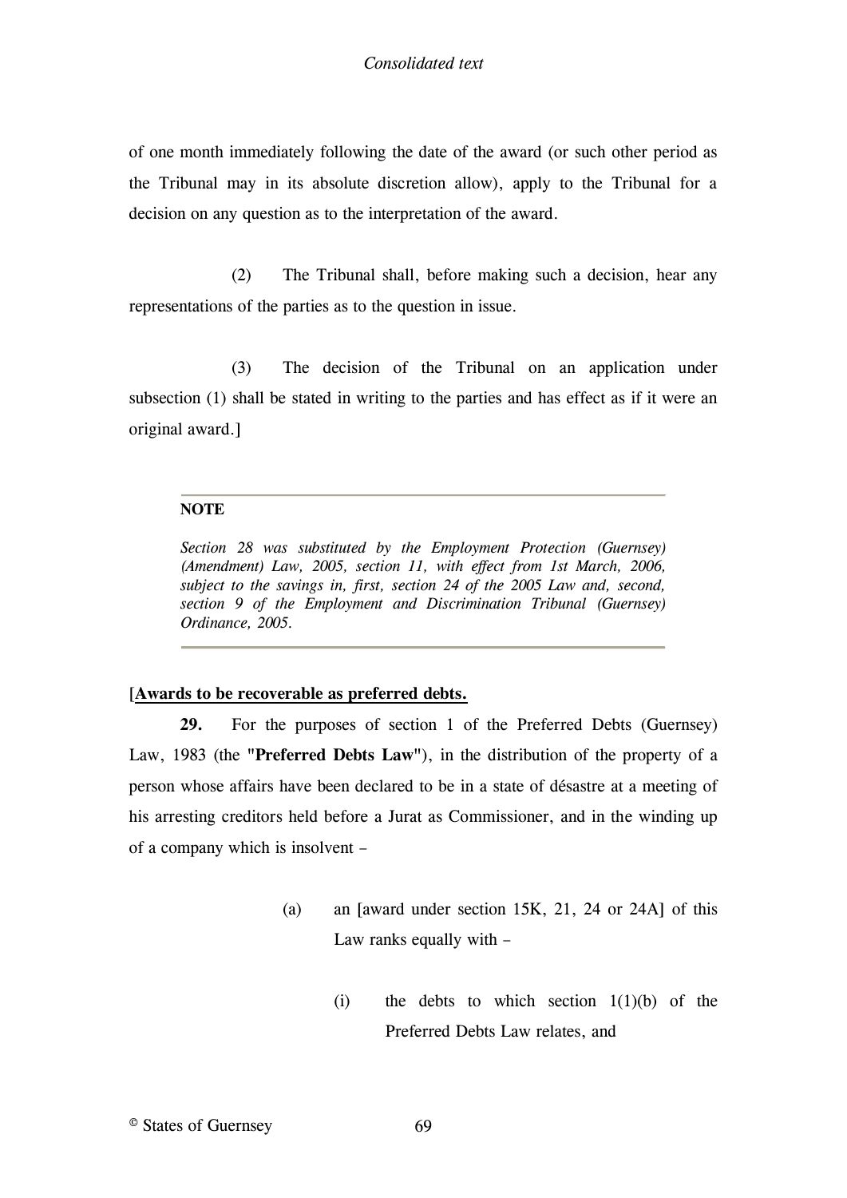of one month immediately following the date of the award (or such other period as the Tribunal may in its absolute discretion allow), apply to the Tribunal for a decision on any question as to the interpretation of the award.

(2) The Tribunal shall, before making such a decision, hear any representations of the parties as to the question in issue.

(3) The decision of the Tribunal on an application under subsection (1) shall be stated in writing to the parties and has effect as if it were an original award.]

---

**NOTE**

*Section 28 was substituted by the Employment Protection (Guernsey) (Amendment) Law, 2005, section 11, with effect from 1st March, 2006, subject to the savings in, first, section 24 of the 2005 Law and, second, section 9 of the Employment and Discrimination Tribunal (Guernsey) Ordinance, 2005.*

---

[**Awards to be recoverable as preferred debts.**

**29.** For the purposes of section 1 of the Preferred Debts (Guernsey) Law, 1983 (the **"Preferred Debts Law"**), in the distribution of the property of a person whose affairs have been declared to be in a state of désastre at a meeting of his arresting creditors held before a Jurat as Commissioner, and in the winding up of a company which is insolvent –

(a) an [award under section 15K, 21, 24 or 24A] of this Law ranks equally with –

(i) the debts to which section 1(1)(b) of the Preferred Debts Law relates, and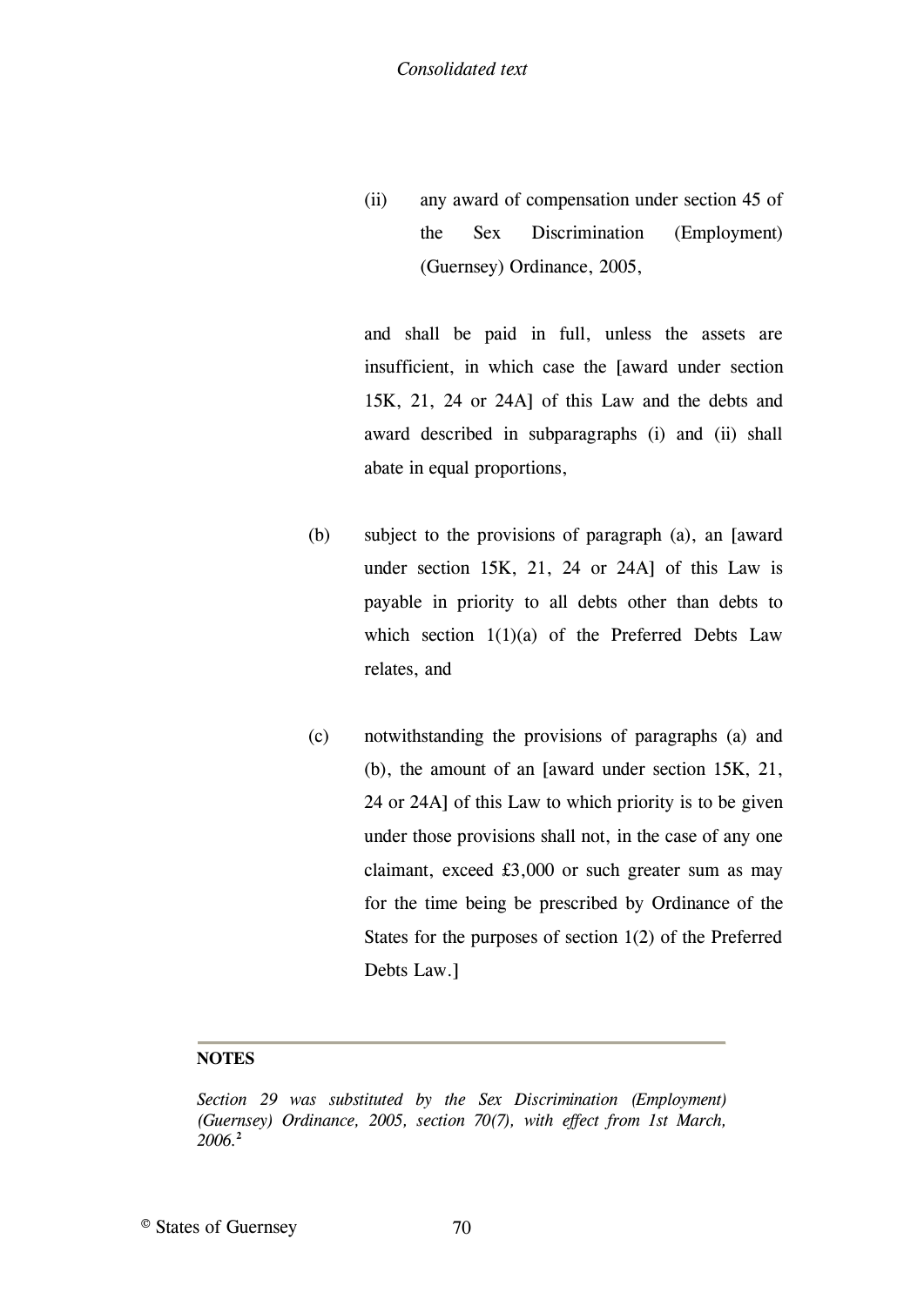(ii) any award of compensation under section 45 of the Sex Discrimination (Employment) (Guernsey) Ordinance, 2005,

and shall be paid in full, unless the assets are insufficient, in which case the [award under section 15K, 21, 24 or 24A] of this Law and the debts and award described in subparagraphs (i) and (ii) shall abate in equal proportions,

(b) subject to the provisions of paragraph (a), an [award under section 15K, 21, 24 or 24A] of this Law is payable in priority to all debts other than debts to which section 1(1)(a) of the Preferred Debts Law relates, and

(c) notwithstanding the provisions of paragraphs (a) and (b), the amount of an [award under section 15K, 21, 24 or 24A] of this Law to which priority is to be given under those provisions shall not, in the case of any one claimant, exceed £3,000 or such greater sum as may for the time being be prescribed by Ordinance of the States for the purposes of section 1(2) of the Preferred Debts Law.]

---

**NOTES**

*Section 29 was substituted by the Sex Discrimination (Employment) (Guernsey) Ordinance, 2005, section 70(7), with effect from 1st March, 2006.*[2]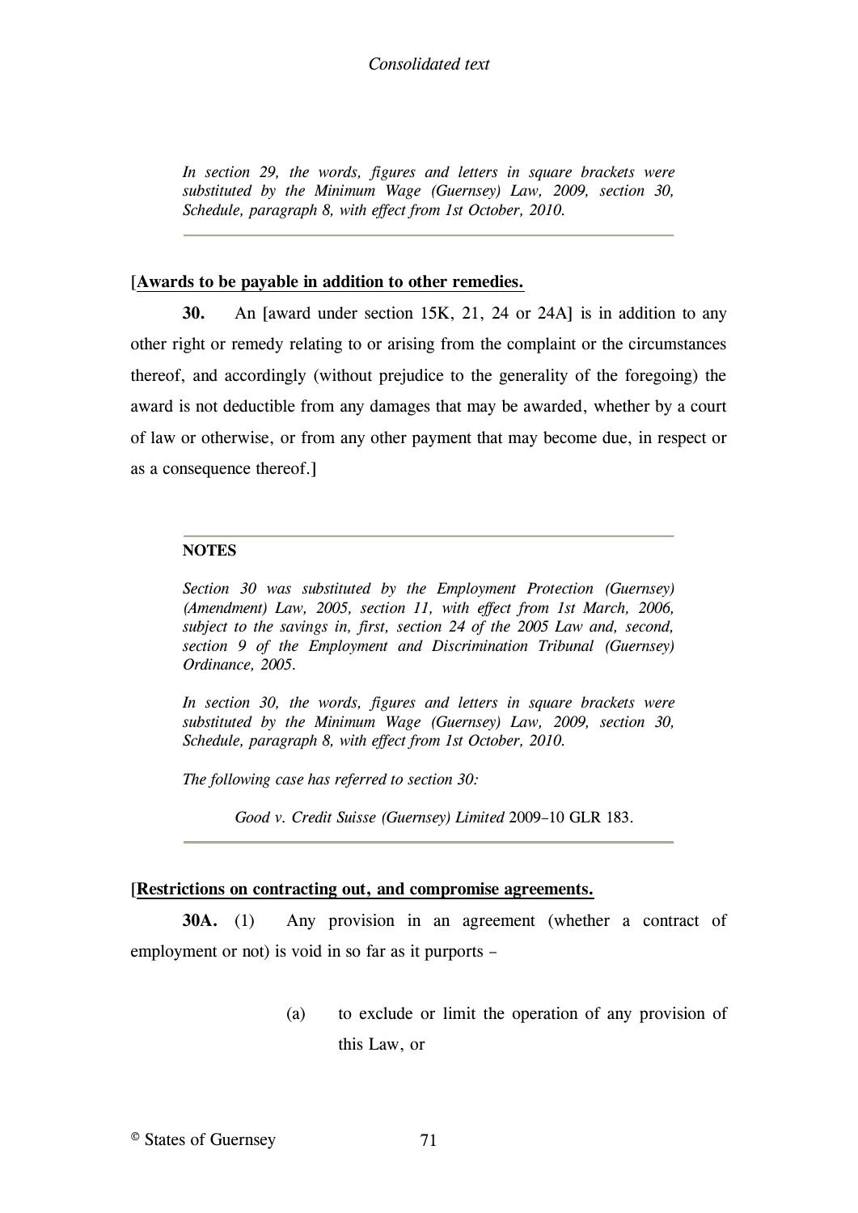*In section 29, the words, figures and letters in square brackets were substituted by the Minimum Wage (Guernsey) Law, 2009, section 30, Schedule, paragraph 8, with effect from 1st October, 2010.*

[**Awards to be payable in addition to other remedies.**

**30.** An [award under section 15K, 21, 24 or 24A] is in addition to any other right or remedy relating to or arising from the complaint or the circumstances thereof, and accordingly (without prejudice to the generality of the foregoing) the award is not deductible from any damages that may be awarded, whether by a court of law or otherwise, or from any other payment that may become due, in respect or as a consequence thereof.]

**NOTES**

*Section 30 was substituted by the Employment Protection (Guernsey) (Amendment) Law, 2005, section 11, with effect from 1st March, 2006, subject to the savings in, first, section 24 of the 2005 Law and, second, section 9 of the Employment and Discrimination Tribunal (Guernsey) Ordinance, 2005.*

*In section 30, the words, figures and letters in square brackets were substituted by the Minimum Wage (Guernsey) Law, 2009, section 30, Schedule, paragraph 8, with effect from 1st October, 2010.*

*The following case has referred to section 30:*

*Good v. Credit Suisse (Guernsey) Limited* 2009–10 GLR 183.

[**Restrictions on contracting out, and compromise agreements.**

**30A.** (1) Any provision in an agreement (whether a contract of employment or not) is void in so far as it purports –

(a) to exclude or limit the operation of any provision of this Law, or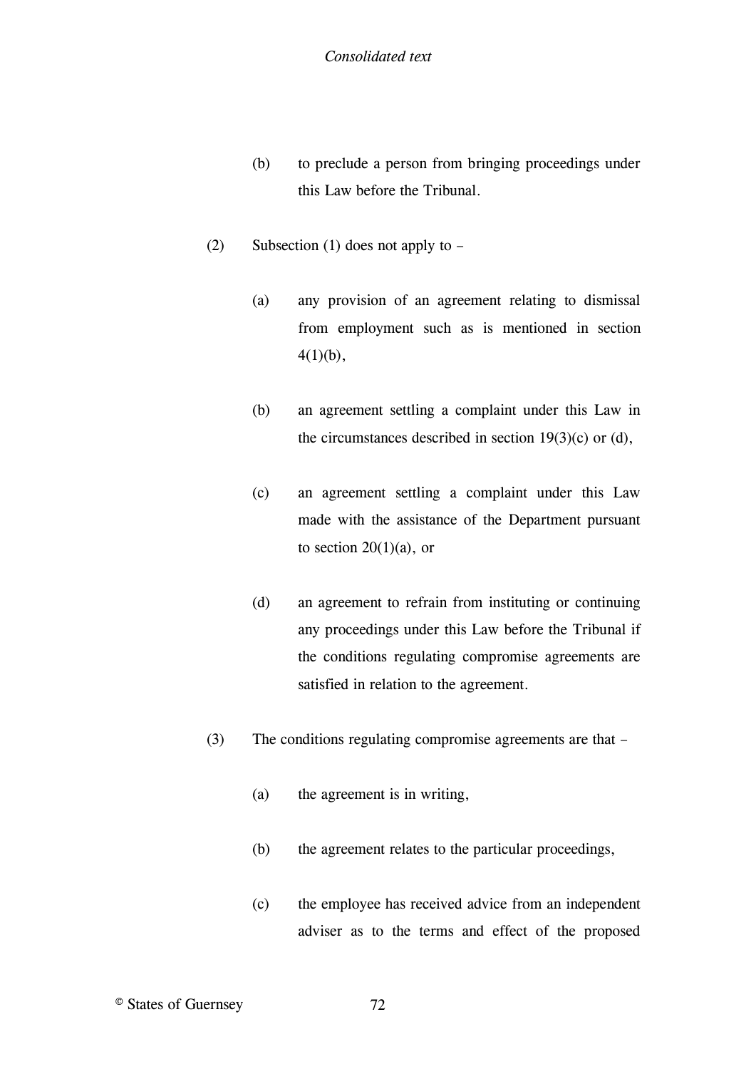(b) to preclude a person from bringing proceedings under this Law before the Tribunal.

(2) Subsection (1) does not apply to –

(a) any provision of an agreement relating to dismissal from employment such as is mentioned in section 4(1)(b),

(b) an agreement settling a complaint under this Law in the circumstances described in section 19(3)(c) or (d),

(c) an agreement settling a complaint under this Law made with the assistance of the Department pursuant to section 20(1)(a), or

(d) an agreement to refrain from instituting or continuing any proceedings under this Law before the Tribunal if the conditions regulating compromise agreements are satisfied in relation to the agreement.

(3) The conditions regulating compromise agreements are that –

(a) the agreement is in writing,

(b) the agreement relates to the particular proceedings,

(c) the employee has received advice from an independent adviser as to the terms and effect of the proposed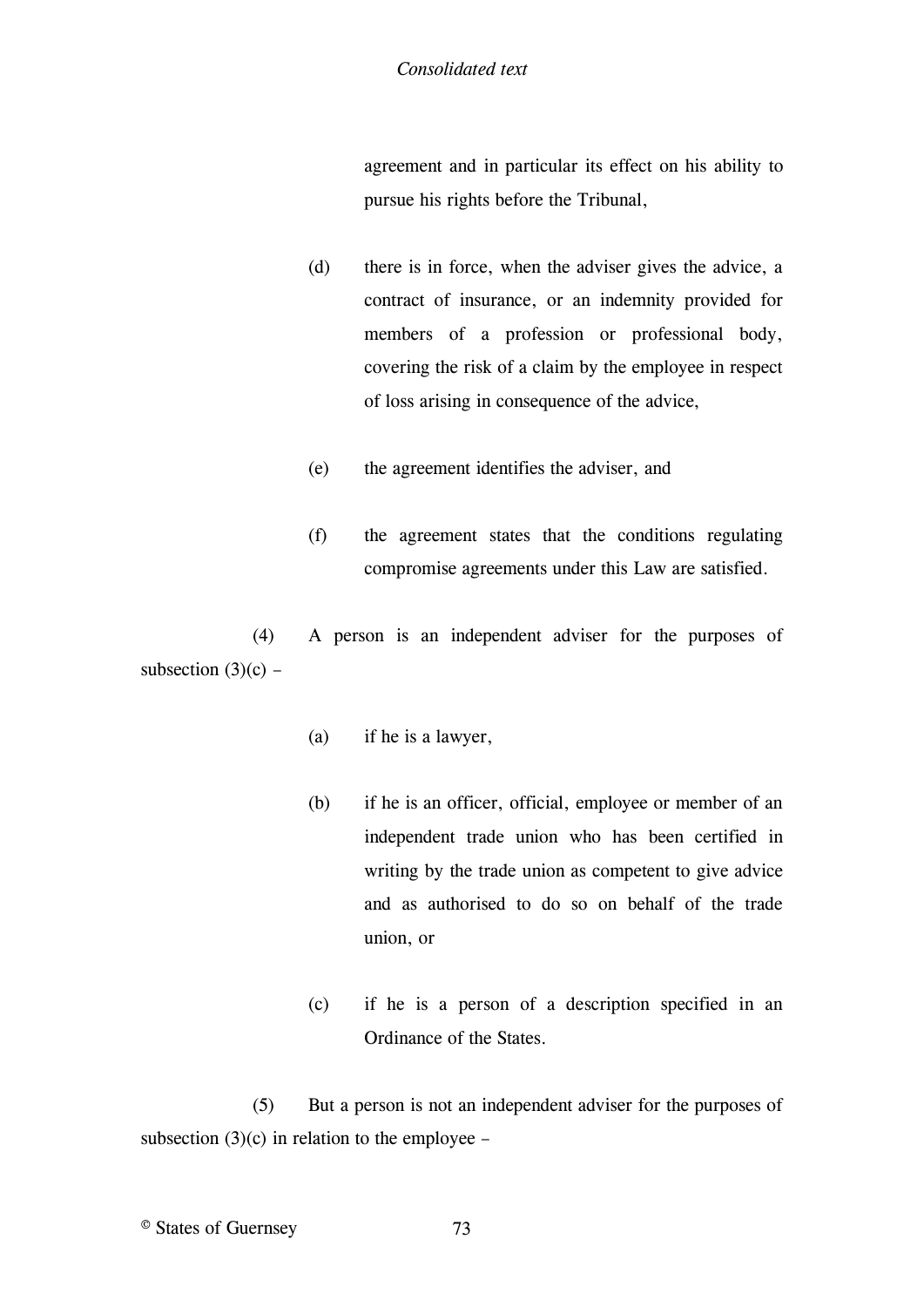agreement and in particular its effect on his ability to pursue his rights before the Tribunal,

(d) there is in force, when the adviser gives the advice, a contract of insurance, or an indemnity provided for members of a profession or professional body, covering the risk of a claim by the employee in respect of loss arising in consequence of the advice,

(e) the agreement identifies the adviser, and

(f) the agreement states that the conditions regulating compromise agreements under this Law are satisfied.

(4) A person is an independent adviser for the purposes of subsection (3)(c) –

(a) if he is a lawyer,

(b) if he is an officer, official, employee or member of an independent trade union who has been certified in writing by the trade union as competent to give advice and as authorised to do so on behalf of the trade union, or

(c) if he is a person of a description specified in an Ordinance of the States.

(5) But a person is not an independent adviser for the purposes of subsection (3)(c) in relation to the employee –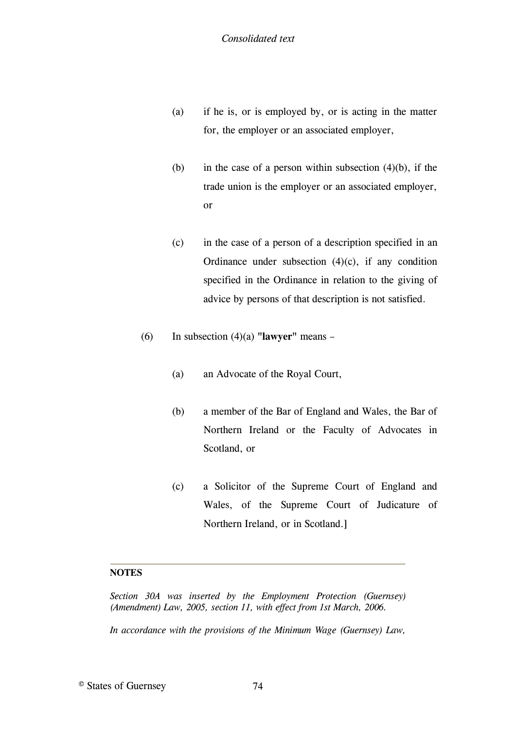(a) if he is, or is employed by, or is acting in the matter for, the employer or an associated employer,

(b) in the case of a person within subsection (4)(b), if the trade union is the employer or an associated employer, or

(c) in the case of a person of a description specified in an Ordinance under subsection (4)(c), if any condition specified in the Ordinance in relation to the giving of advice by persons of that description is not satisfied.

(6) In subsection (4)(a) "**lawyer**" means –

(a) an Advocate of the Royal Court,

(b) a member of the Bar of England and Wales, the Bar of Northern Ireland or the Faculty of Advocates in Scotland, or

(c) a Solicitor of the Supreme Court of England and Wales, of the Supreme Court of Judicature of Northern Ireland, or in Scotland.]

---

**NOTES**

*Section 30A was inserted by the Employment Protection (Guernsey) (Amendment) Law, 2005, section 11, with effect from 1st March, 2006.*

*In accordance with the provisions of the Minimum Wage (Guernsey) Law,*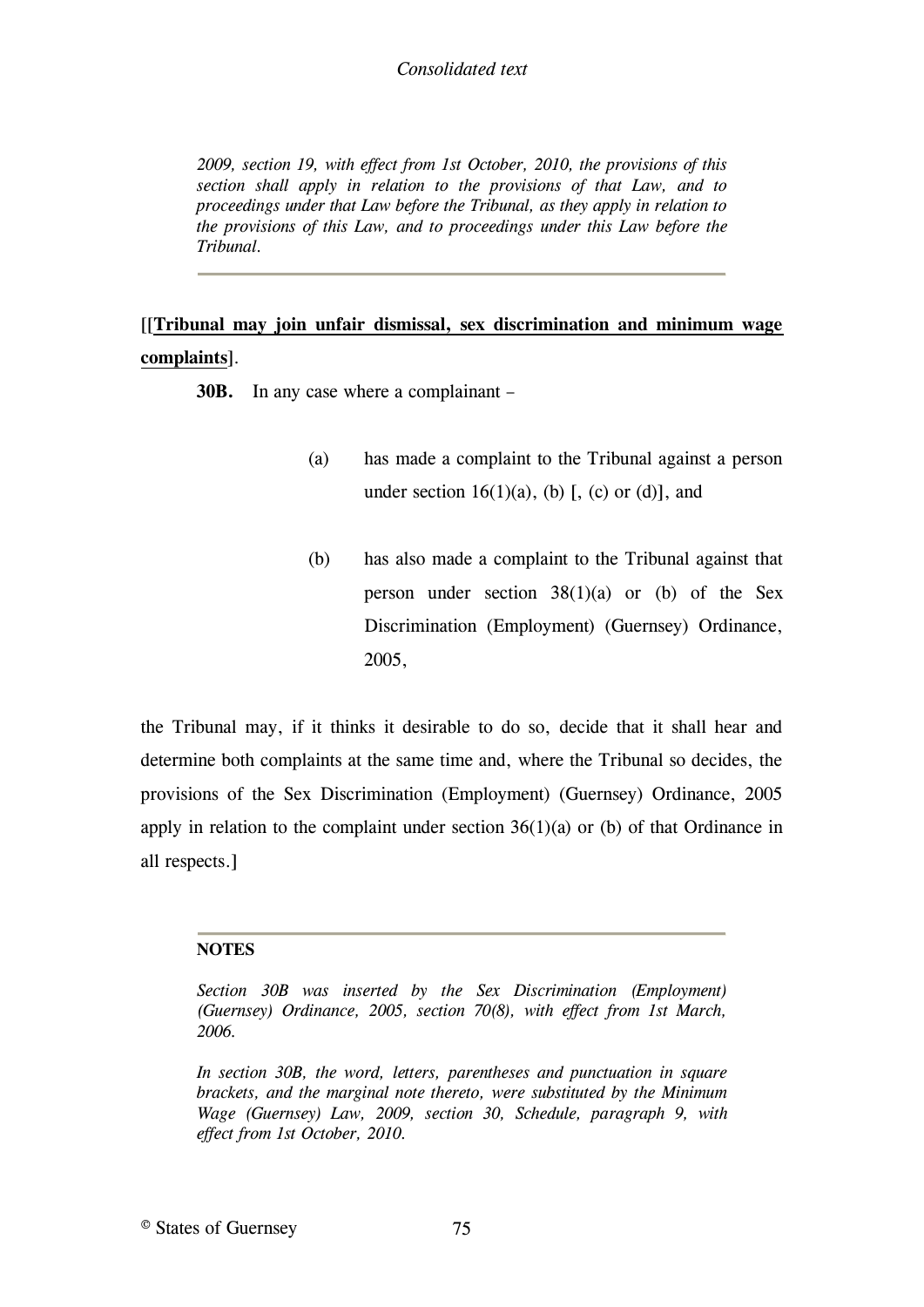*2009, section 19, with effect from 1st October, 2010, the provisions of this section shall apply in relation to the provisions of that Law, and to proceedings under that Law before the Tribunal, as they apply in relation to the provisions of this Law, and to proceedings under this Law before the Tribunal.*

---

**[[Tribunal may join unfair dismissal, sex discrimination and minimum wage complaints]**.

**30B.** In any case where a complainant –

(a) has made a complaint to the Tribunal against a person under section 16(1)(a), (b) [, (c) or (d)], and

(b) has also made a complaint to the Tribunal against that person under section 38(1)(a) or (b) of the Sex Discrimination (Employment) (Guernsey) Ordinance, 2005,

the Tribunal may, if it thinks it desirable to do so, decide that it shall hear and determine both complaints at the same time and, where the Tribunal so decides, the provisions of the Sex Discrimination (Employment) (Guernsey) Ordinance, 2005 apply in relation to the complaint under section 36(1)(a) or (b) of that Ordinance in all respects.]

---

**NOTES**

*Section 30B was inserted by the Sex Discrimination (Employment) (Guernsey) Ordinance, 2005, section 70(8), with effect from 1st March, 2006.*

*In section 30B, the word, letters, parentheses and punctuation in square brackets, and the marginal note thereto, were substituted by the Minimum Wage (Guernsey) Law, 2009, section 30, Schedule, paragraph 9, with effect from 1st October, 2010.*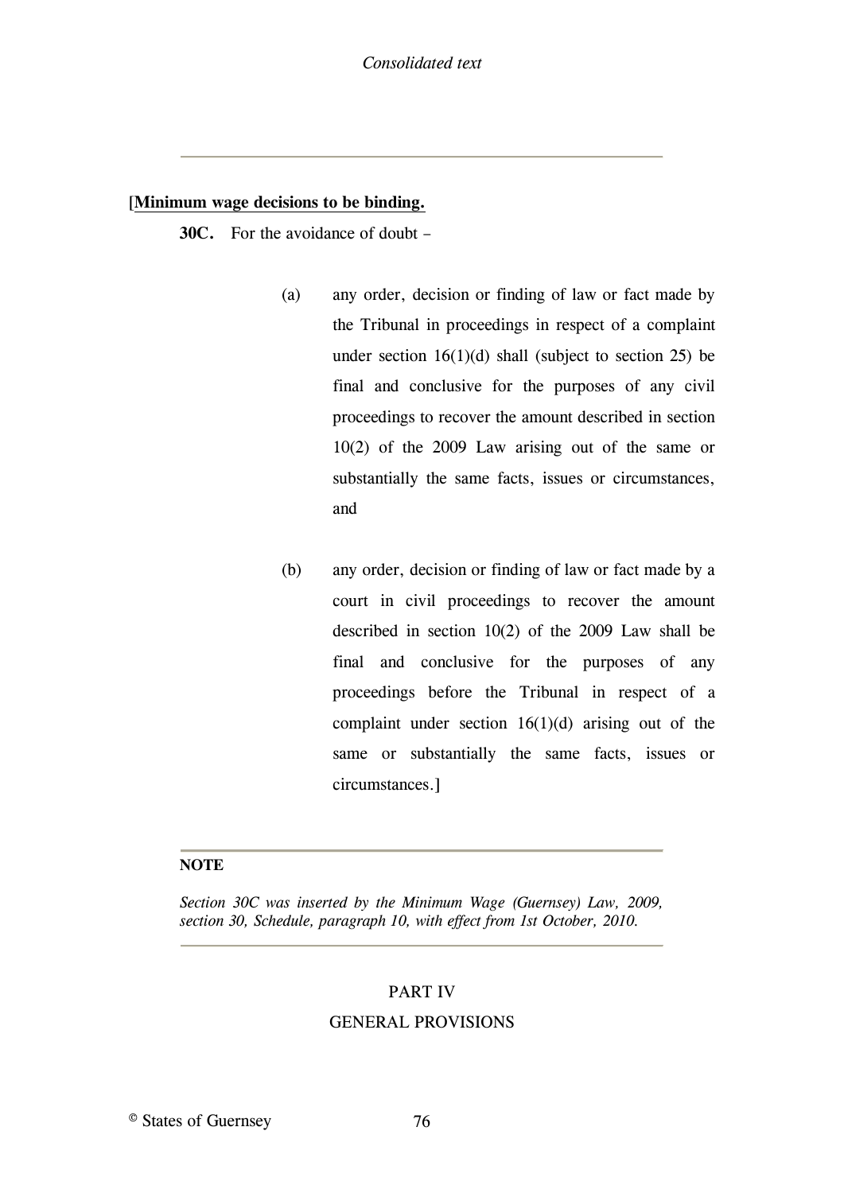[**Minimum wage decisions to be binding.**

**30C.** For the avoidance of doubt –

(a) any order, decision or finding of law or fact made by the Tribunal in proceedings in respect of a complaint under section 16(1)(d) shall (subject to section 25) be final and conclusive for the purposes of any civil proceedings to recover the amount described in section 10(2) of the 2009 Law arising out of the same or substantially the same facts, issues or circumstances, and

(b) any order, decision or finding of law or fact made by a court in civil proceedings to recover the amount described in section 10(2) of the 2009 Law shall be final and conclusive for the purposes of any proceedings before the Tribunal in respect of a complaint under section 16(1)(d) arising out of the same or substantially the same facts, issues or circumstances.]

**NOTE**

*Section 30C was inserted by the Minimum Wage (Guernsey) Law, 2009, section 30, Schedule, paragraph 10, with effect from 1st October, 2010.*

## PART IV
## GENERAL PROVISIONS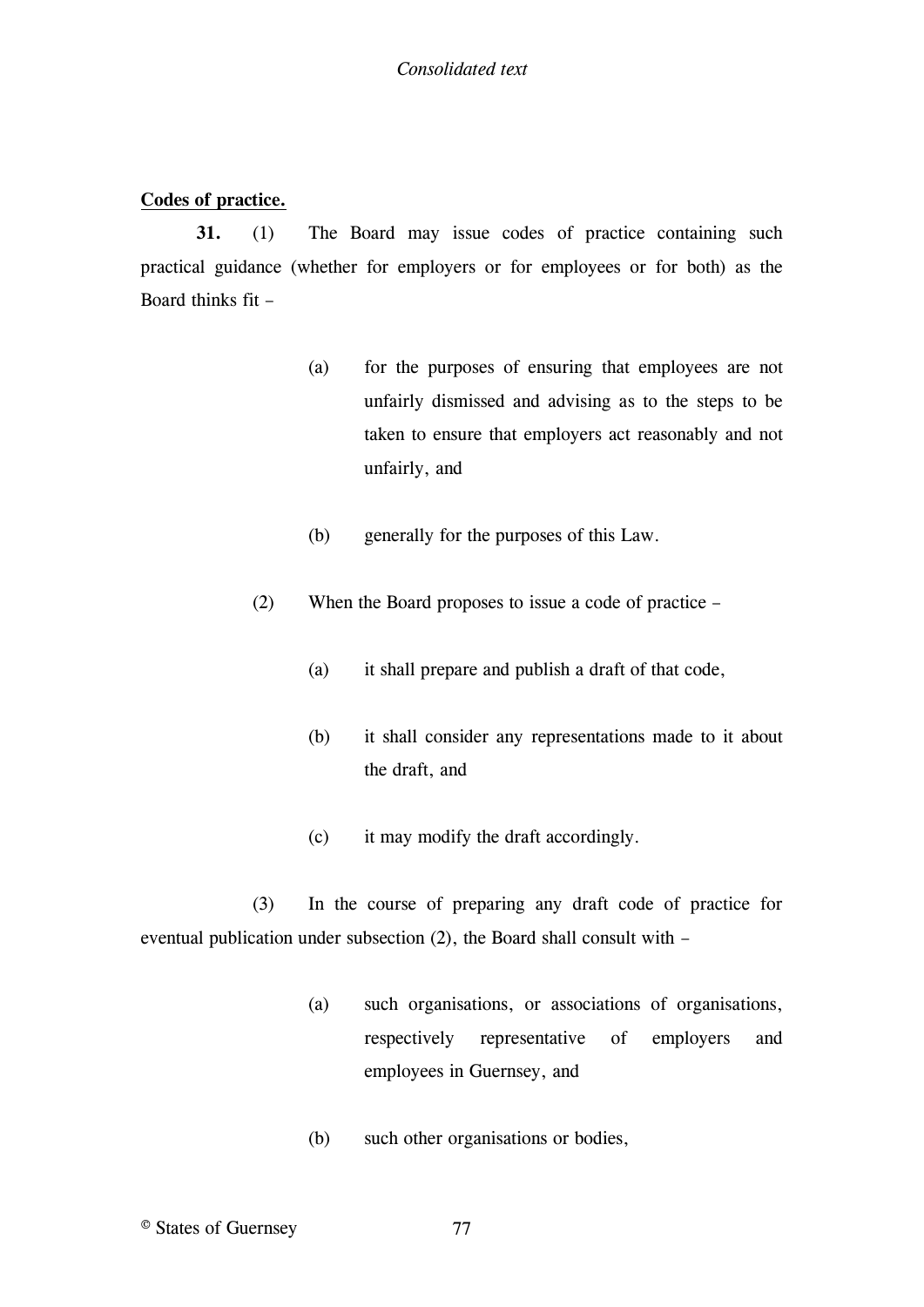**Codes of practice.**

**31.** (1) The Board may issue codes of practice containing such practical guidance (whether for employers or for employees or for both) as the Board thinks fit –

(a) for the purposes of ensuring that employees are not unfairly dismissed and advising as to the steps to be taken to ensure that employers act reasonably and not unfairly, and

(b) generally for the purposes of this Law.

(2) When the Board proposes to issue a code of practice –

(a) it shall prepare and publish a draft of that code,

(b) it shall consider any representations made to it about the draft, and

(c) it may modify the draft accordingly.

(3) In the course of preparing any draft code of practice for eventual publication under subsection (2), the Board shall consult with –

(a) such organisations, or associations of organisations, respectively representative of employers and employees in Guernsey, and

(b) such other organisations or bodies,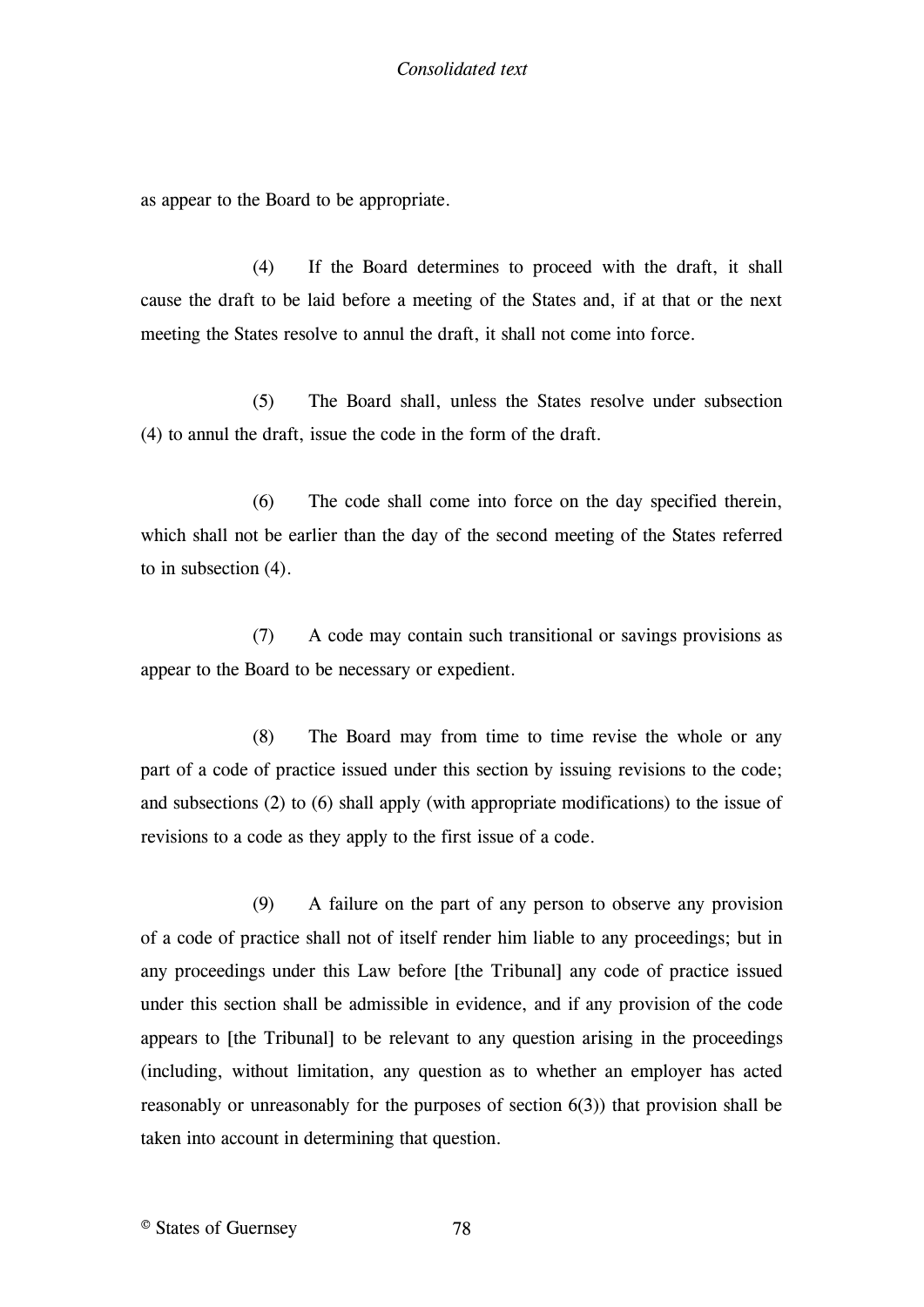as appear to the Board to be appropriate.

(4) If the Board determines to proceed with the draft, it shall cause the draft to be laid before a meeting of the States and, if at that or the next meeting the States resolve to annul the draft, it shall not come into force.

(5) The Board shall, unless the States resolve under subsection (4) to annul the draft, issue the code in the form of the draft.

(6) The code shall come into force on the day specified therein, which shall not be earlier than the day of the second meeting of the States referred to in subsection (4).

(7) A code may contain such transitional or savings provisions as appear to the Board to be necessary or expedient.

(8) The Board may from time to time revise the whole or any part of a code of practice issued under this section by issuing revisions to the code; and subsections (2) to (6) shall apply (with appropriate modifications) to the issue of revisions to a code as they apply to the first issue of a code.

(9) A failure on the part of any person to observe any provision of a code of practice shall not of itself render him liable to any proceedings; but in any proceedings under this Law before [the Tribunal] any code of practice issued under this section shall be admissible in evidence, and if any provision of the code appears to [the Tribunal] to be relevant to any question arising in the proceedings (including, without limitation, any question as to whether an employer has acted reasonably or unreasonably for the purposes of section 6(3)) that provision shall be taken into account in determining that question.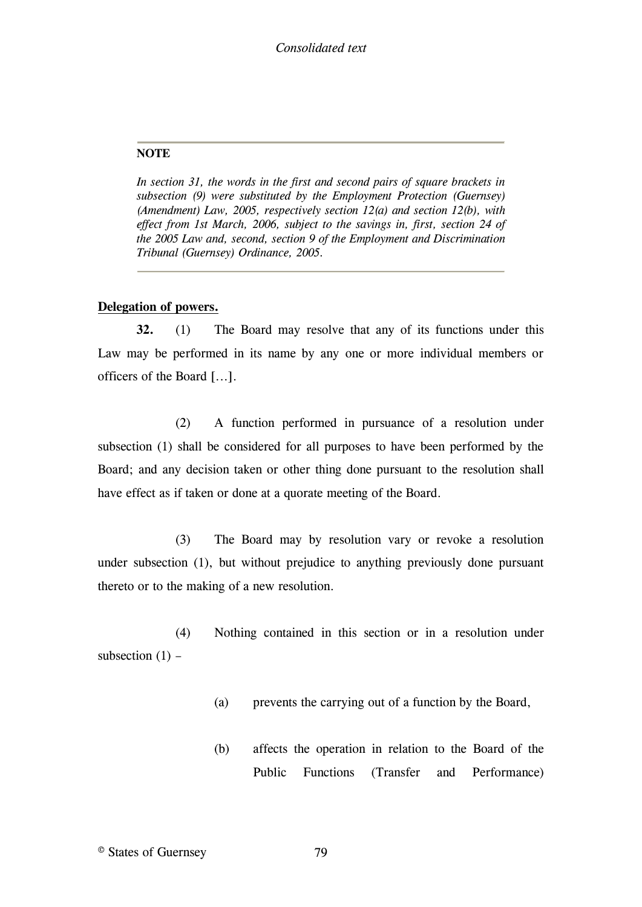**NOTE**

*In section 31, the words in the first and second pairs of square brackets in subsection (9) were substituted by the Employment Protection (Guernsey) (Amendment) Law, 2005, respectively section 12(a) and section 12(b), with effect from 1st March, 2006, subject to the savings in, first, section 24 of the 2005 Law and, second, section 9 of the Employment and Discrimination Tribunal (Guernsey) Ordinance, 2005.*

**Delegation of powers.**

**32.** (1) The Board may resolve that any of its functions under this Law may be performed in its name by any one or more individual members or officers of the Board […].

(2) A function performed in pursuance of a resolution under subsection (1) shall be considered for all purposes to have been performed by the Board; and any decision taken or other thing done pursuant to the resolution shall have effect as if taken or done at a quorate meeting of the Board.

(3) The Board may by resolution vary or revoke a resolution under subsection (1), but without prejudice to anything previously done pursuant thereto or to the making of a new resolution.

(4) Nothing contained in this section or in a resolution under subsection (1) –

(a) prevents the carrying out of a function by the Board,

(b) affects the operation in relation to the Board of the Public Functions (Transfer and Performance)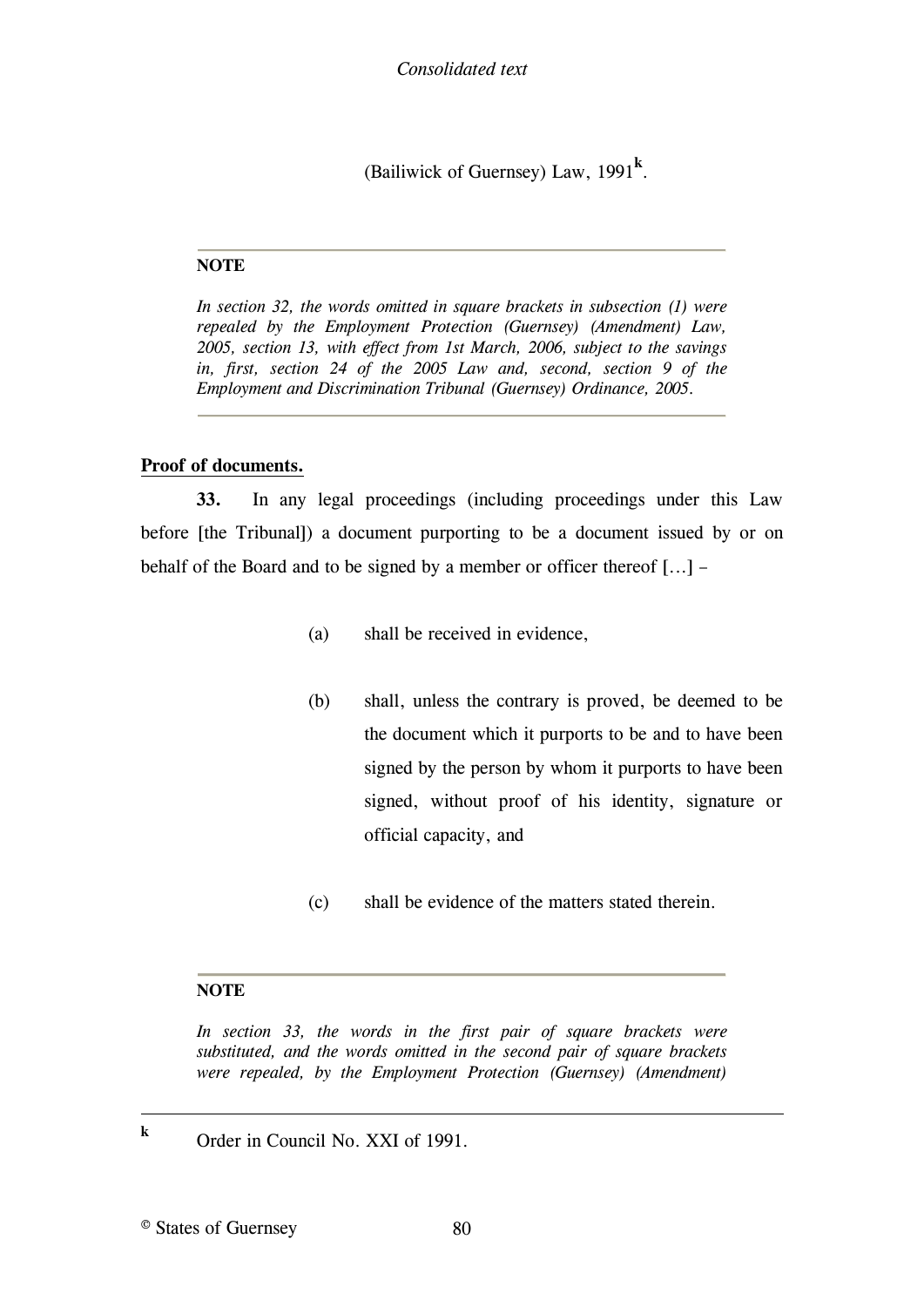(Bailiwick of Guernsey) Law, 1991[k].

---

**NOTE**

*In section 32, the words omitted in square brackets in subsection (1) were repealed by the Employment Protection (Guernsey) (Amendment) Law, 2005, section 13, with effect from 1st March, 2006, subject to the savings in, first, section 24 of the 2005 Law and, second, section 9 of the Employment and Discrimination Tribunal (Guernsey) Ordinance, 2005.*

---

**Proof of documents.**

**33.** In any legal proceedings (including proceedings under this Law before [the Tribunal]) a document purporting to be a document issued by or on behalf of the Board and to be signed by a member or officer thereof […] –

(a) shall be received in evidence,

(b) shall, unless the contrary is proved, be deemed to be the document which it purports to be and to have been signed by the person by whom it purports to have been signed, without proof of his identity, signature or official capacity, and

(c) shall be evidence of the matters stated therein.

---

**NOTE**

*In section 33, the words in the first pair of square brackets were substituted, and the words omitted in the second pair of square brackets were repealed, by the Employment Protection (Guernsey) (Amendment)*

---

[k] Order in Council No. XXI of 1991.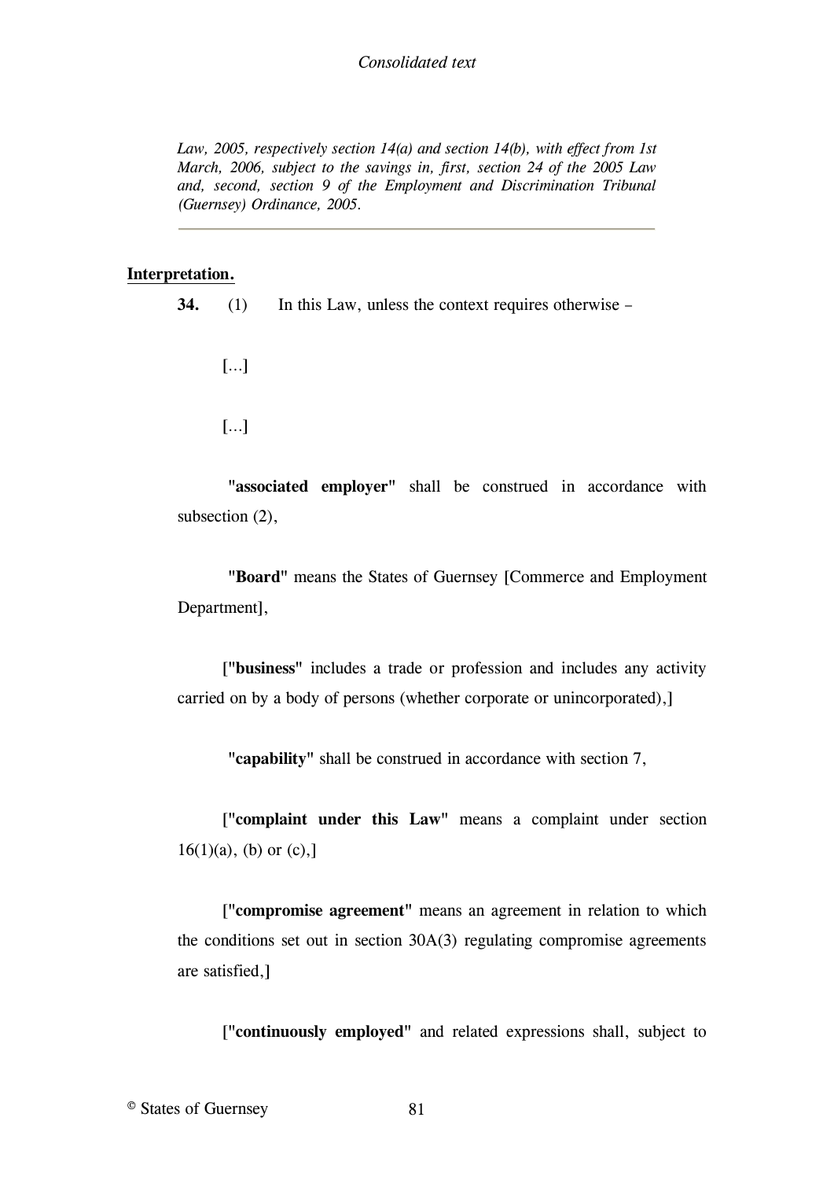*Law, 2005, respectively section 14(a) and section 14(b), with effect from 1st March, 2006, subject to the savings in, first, section 24 of the 2005 Law and, second, section 9 of the Employment and Discrimination Tribunal (Guernsey) Ordinance, 2005.*

---

**Interpretation.**

**34.** (1) In this Law, unless the context requires otherwise –

[...]

[...]

"**associated employer**" shall be construed in accordance with subsection (2),

"**Board**" means the States of Guernsey [Commerce and Employment Department],

["**business**" includes a trade or profession and includes any activity carried on by a body of persons (whether corporate or unincorporated),]

"**capability**" shall be construed in accordance with section 7,

["**complaint under this Law**" means a complaint under section 16(1)(a), (b) or (c),]

["**compromise agreement**" means an agreement in relation to which the conditions set out in section 30A(3) regulating compromise agreements are satisfied,]

["**continuously employed**" and related expressions shall, subject to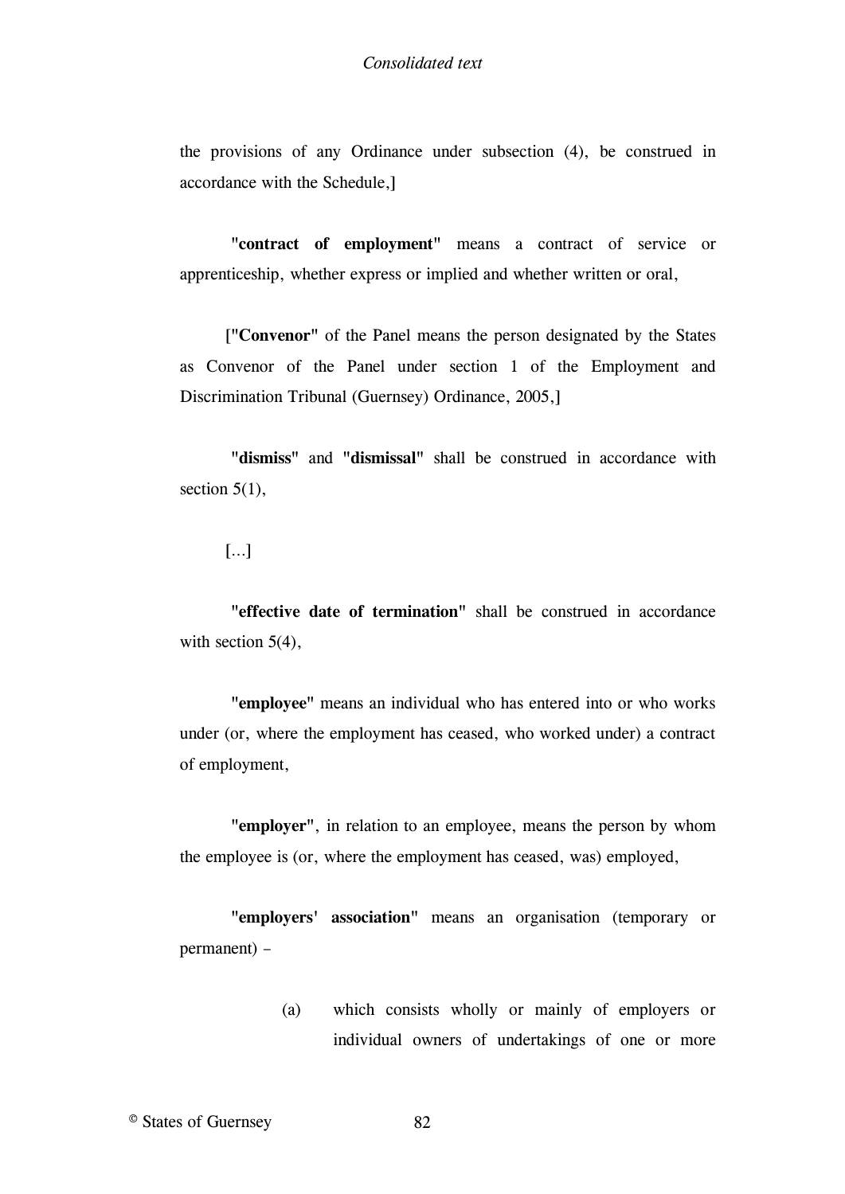the provisions of any Ordinance under subsection (4), be construed in accordance with the Schedule,]

**"contract of employment"** means a contract of service or apprenticeship, whether express or implied and whether written or oral,

[**"Convenor"** of the Panel means the person designated by the States as Convenor of the Panel under section 1 of the Employment and Discrimination Tribunal (Guernsey) Ordinance, 2005,]

**"dismiss"** and **"dismissal"** shall be construed in accordance with section 5(1),

[...]

**"effective date of termination"** shall be construed in accordance with section 5(4),

**"employee"** means an individual who has entered into or who works under (or, where the employment has ceased, who worked under) a contract of employment,

**"employer"**, in relation to an employee, means the person by whom the employee is (or, where the employment has ceased, was) employed,

**"employers' association"** means an organisation (temporary or permanent) –

(a) which consists wholly or mainly of employers or individual owners of undertakings of one or more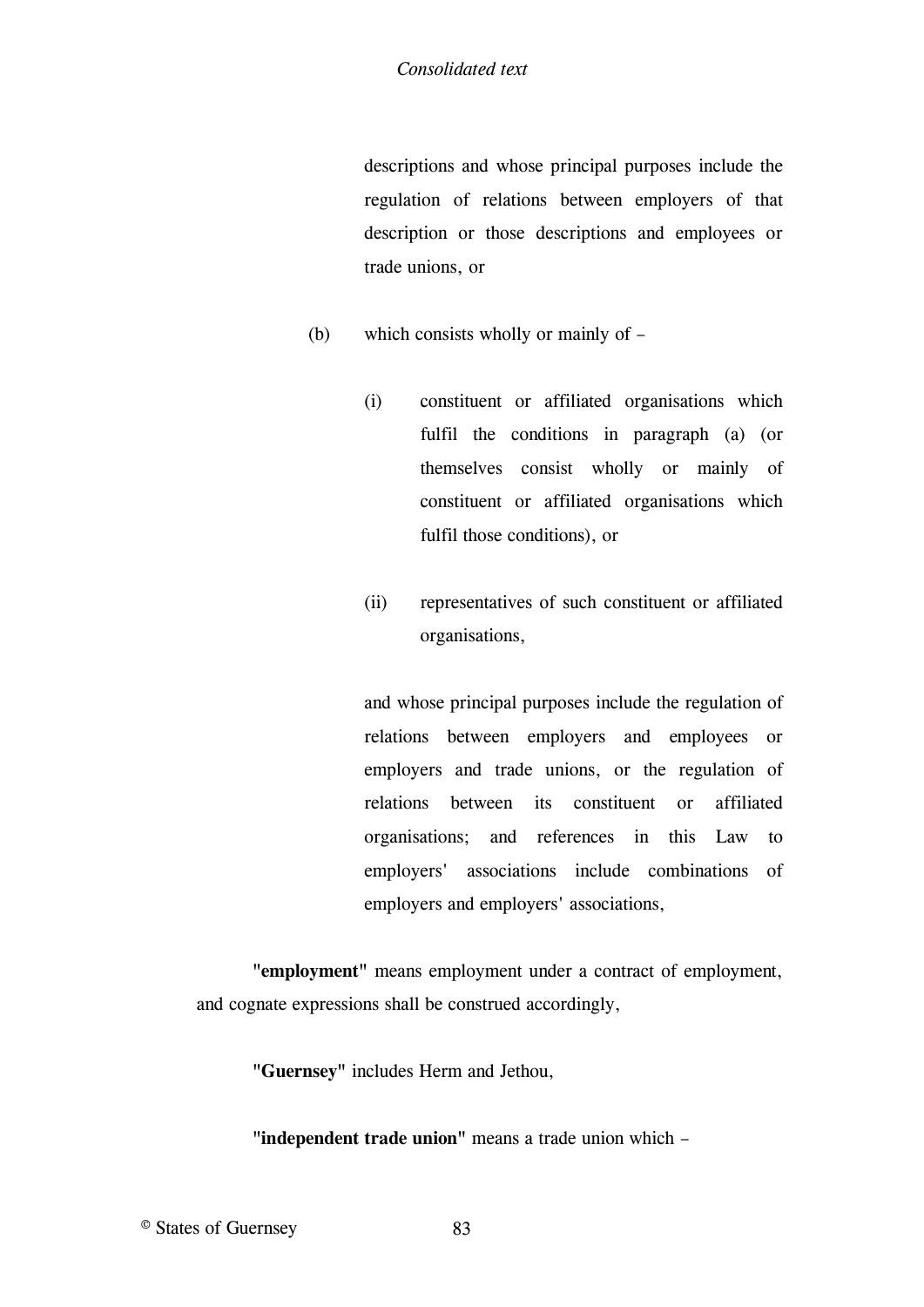descriptions and whose principal purposes include the regulation of relations between employers of that description or those descriptions and employees or trade unions, or

(b) which consists wholly or mainly of –

(i) constituent or affiliated organisations which fulfil the conditions in paragraph (a) (or themselves consist wholly or mainly of constituent or affiliated organisations which fulfil those conditions), or

(ii) representatives of such constituent or affiliated organisations,

and whose principal purposes include the regulation of relations between employers and employees or employers and trade unions, or the regulation of relations between its constituent or affiliated organisations; and references in this Law to employers' associations include combinations of employers and employers' associations,

**"employment"** means employment under a contract of employment, and cognate expressions shall be construed accordingly,

**"Guernsey"** includes Herm and Jethou,

**"independent trade union"** means a trade union which –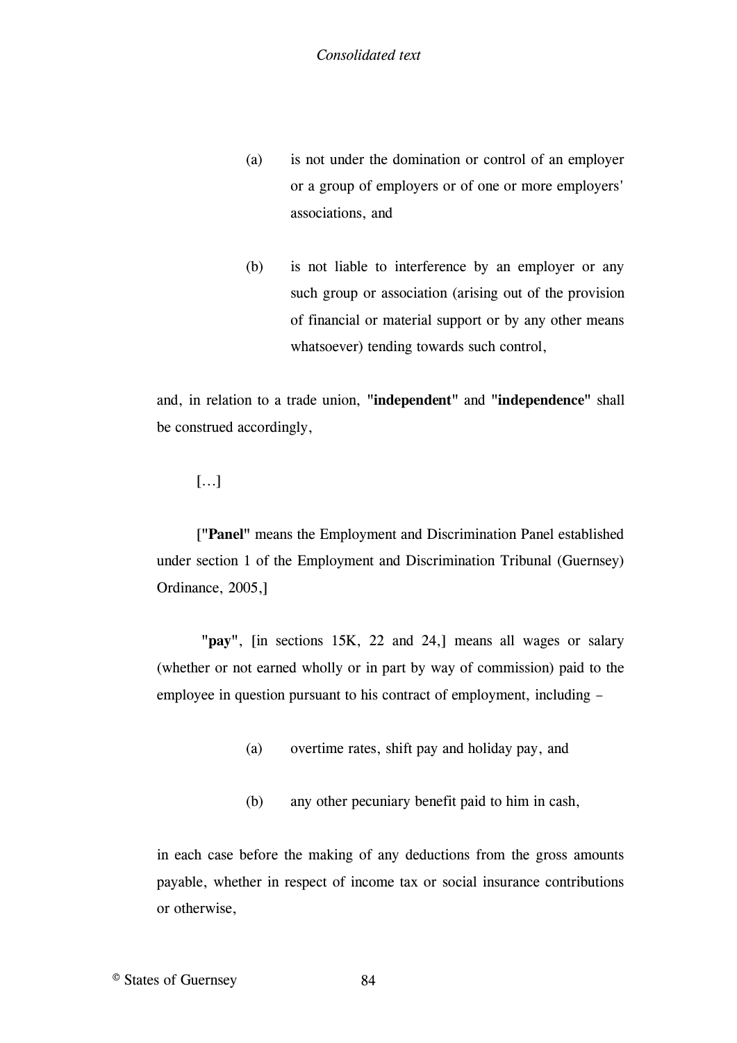(a) is not under the domination or control of an employer or a group of employers or of one or more employers' associations, and

(b) is not liable to interference by an employer or any such group or association (arising out of the provision of financial or material support or by any other means whatsoever) tending towards such control,

and, in relation to a trade union, "**independent**" and "**independence**" shall be construed accordingly,

[…]

["**Panel**" means the Employment and Discrimination Panel established under section 1 of the Employment and Discrimination Tribunal (Guernsey) Ordinance, 2005,]

"**pay**", [in sections 15K, 22 and 24,] means all wages or salary (whether or not earned wholly or in part by way of commission) paid to the employee in question pursuant to his contract of employment, including –

(a) overtime rates, shift pay and holiday pay, and

(b) any other pecuniary benefit paid to him in cash,

in each case before the making of any deductions from the gross amounts payable, whether in respect of income tax or social insurance contributions or otherwise,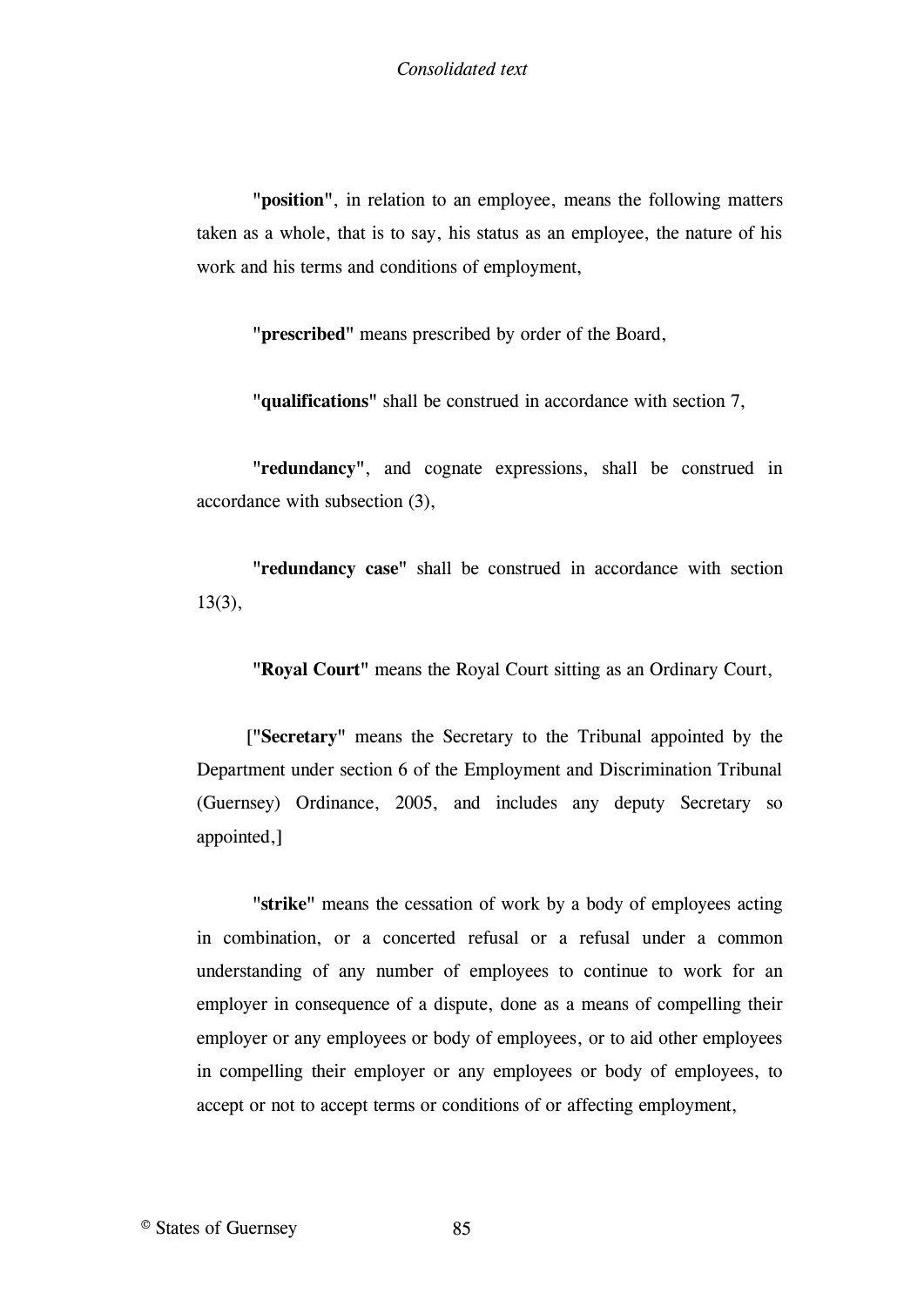"**position**", in relation to an employee, means the following matters taken as a whole, that is to say, his status as an employee, the nature of his work and his terms and conditions of employment,

"**prescribed**" means prescribed by order of the Board,

"**qualifications**" shall be construed in accordance with section 7,

"**redundancy**", and cognate expressions, shall be construed in accordance with subsection (3),

"**redundancy case**" shall be construed in accordance with section 13(3),

"**Royal Court**" means the Royal Court sitting as an Ordinary Court,

["**Secretary**" means the Secretary to the Tribunal appointed by the Department under section 6 of the Employment and Discrimination Tribunal (Guernsey) Ordinance, 2005, and includes any deputy Secretary so appointed,]

"**strike**" means the cessation of work by a body of employees acting in combination, or a concerted refusal or a refusal under a common understanding of any number of employees to continue to work for an employer in consequence of a dispute, done as a means of compelling their employer or any employees or body of employees, or to aid other employees in compelling their employer or any employees or body of employees, to accept or not to accept terms or conditions of or affecting employment,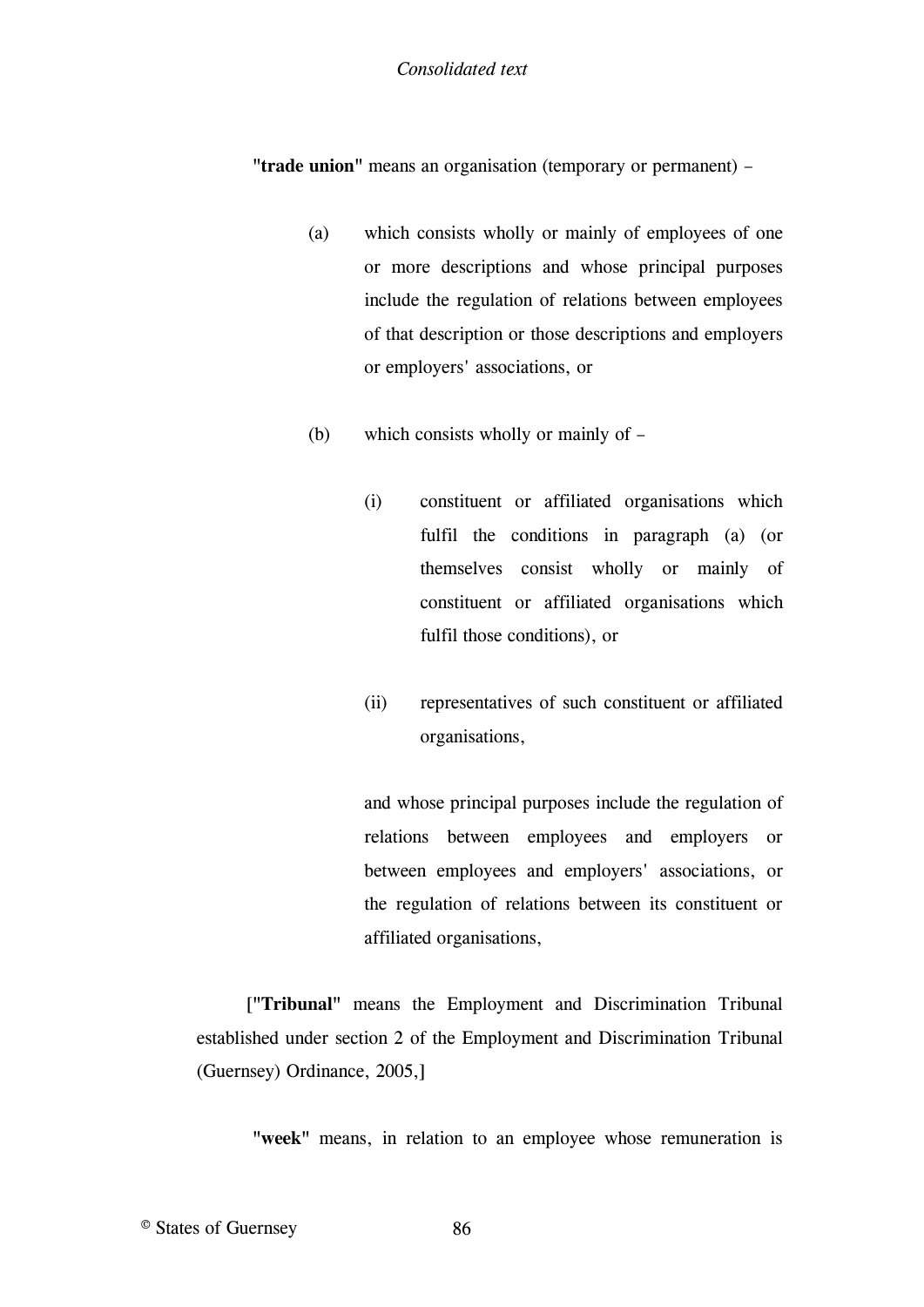**"trade union"** means an organisation (temporary or permanent) –

(a) which consists wholly or mainly of employees of one or more descriptions and whose principal purposes include the regulation of relations between employees of that description or those descriptions and employers or employers' associations, or

(b) which consists wholly or mainly of –

(i) constituent or affiliated organisations which fulfil the conditions in paragraph (a) (or themselves consist wholly or mainly of constituent or affiliated organisations which fulfil those conditions), or

(ii) representatives of such constituent or affiliated organisations,

and whose principal purposes include the regulation of relations between employees and employers or between employees and employers' associations, or the regulation of relations between its constituent or affiliated organisations,

[**"Tribunal"** means the Employment and Discrimination Tribunal established under section 2 of the Employment and Discrimination Tribunal (Guernsey) Ordinance, 2005,]

**"week"** means, in relation to an employee whose remuneration is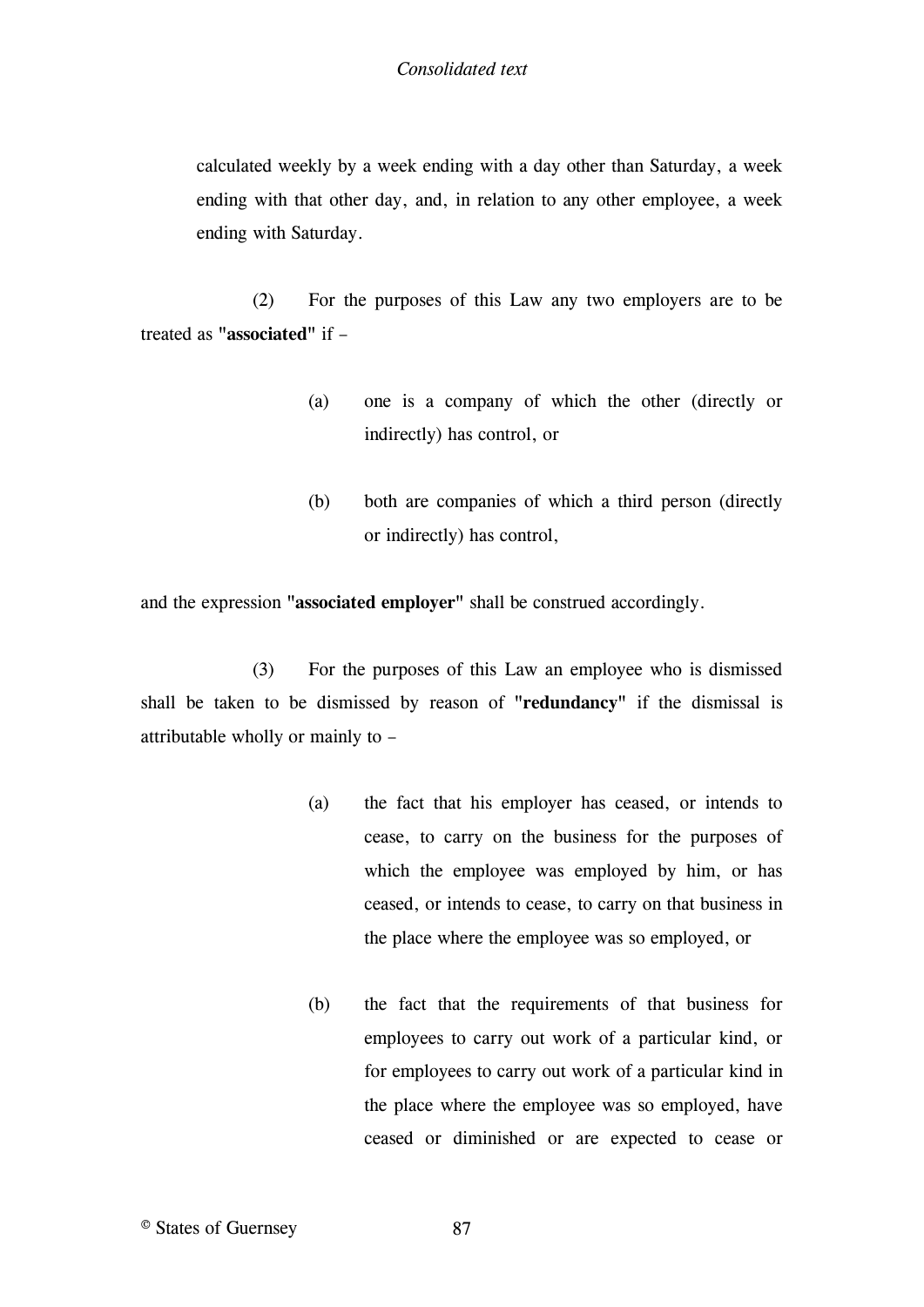calculated weekly by a week ending with a day other than Saturday, a week ending with that other day, and, in relation to any other employee, a week ending with Saturday.

(2) For the purposes of this Law any two employers are to be treated as "**associated**" if –

(a) one is a company of which the other (directly or indirectly) has control, or

(b) both are companies of which a third person (directly or indirectly) has control,

and the expression "**associated employer**" shall be construed accordingly.

(3) For the purposes of this Law an employee who is dismissed shall be taken to be dismissed by reason of "**redundancy**" if the dismissal is attributable wholly or mainly to –

(a) the fact that his employer has ceased, or intends to cease, to carry on the business for the purposes of which the employee was employed by him, or has ceased, or intends to cease, to carry on that business in the place where the employee was so employed, or

(b) the fact that the requirements of that business for employees to carry out work of a particular kind, or for employees to carry out work of a particular kind in the place where the employee was so employed, have ceased or diminished or are expected to cease or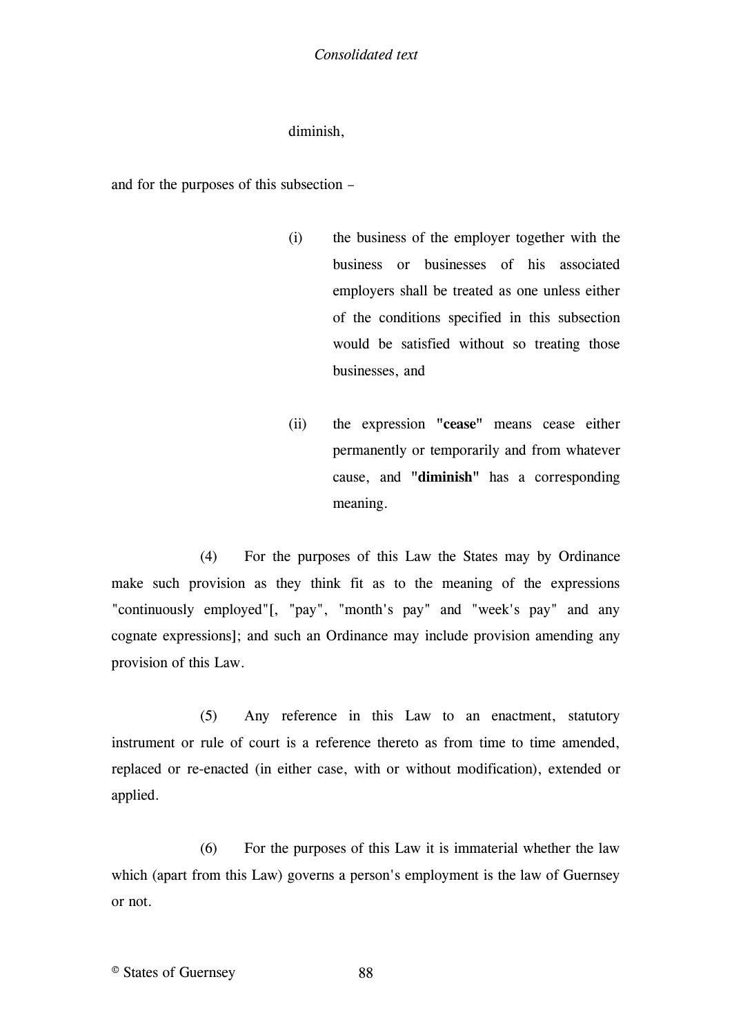diminish,

and for the purposes of this subsection –

(i) the business of the employer together with the business or businesses of his associated employers shall be treated as one unless either of the conditions specified in this subsection would be satisfied without so treating those businesses, and

(ii) the expression "**cease**" means cease either permanently or temporarily and from whatever cause, and "**diminish**" has a corresponding meaning.

(4) For the purposes of this Law the States may by Ordinance make such provision as they think fit as to the meaning of the expressions "continuously employed"[, "pay", "month's pay" and "week's pay" and any cognate expressions]; and such an Ordinance may include provision amending any provision of this Law.

(5) Any reference in this Law to an enactment, statutory instrument or rule of court is a reference thereto as from time to time amended, replaced or re-enacted (in either case, with or without modification), extended or applied.

(6) For the purposes of this Law it is immaterial whether the law which (apart from this Law) governs a person's employment is the law of Guernsey or not.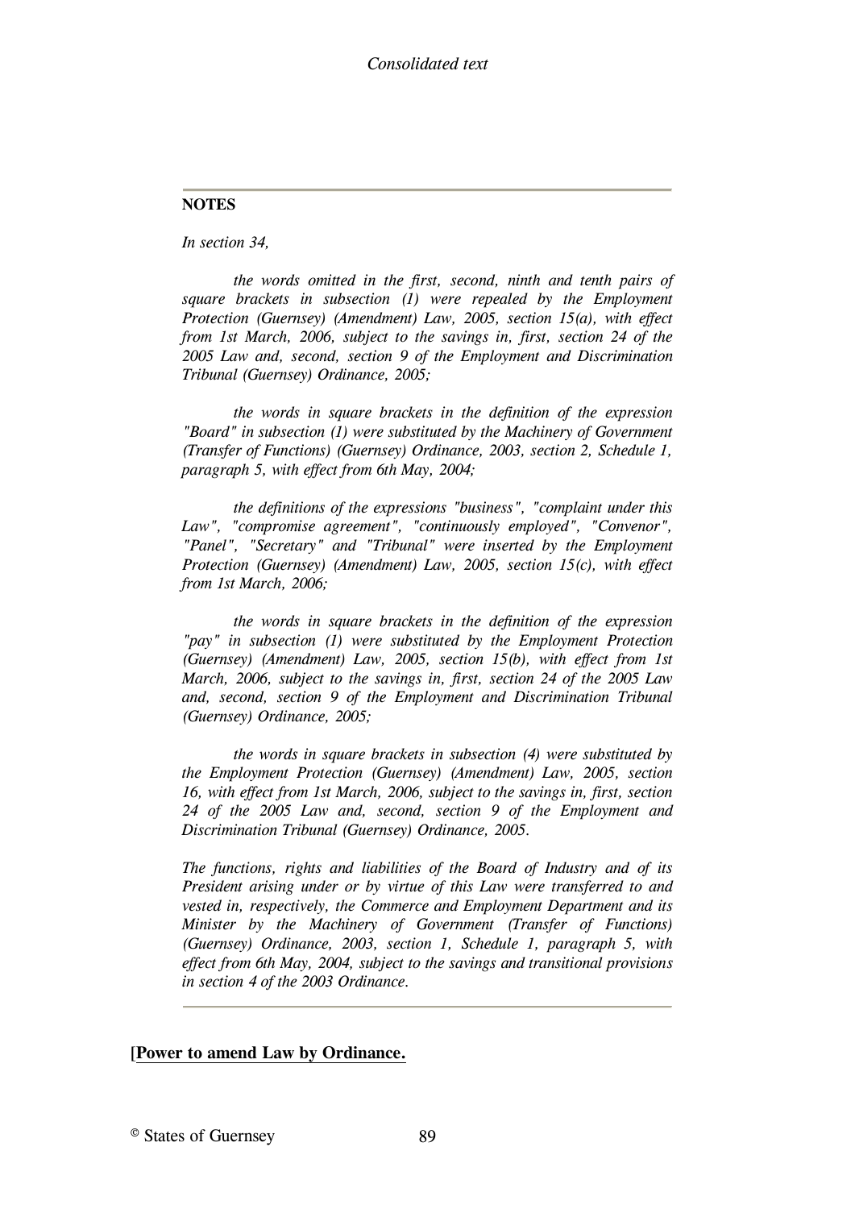**NOTES**

*In section 34,*

*the words omitted in the first, second, ninth and tenth pairs of square brackets in subsection (1) were repealed by the Employment Protection (Guernsey) (Amendment) Law, 2005, section 15(a), with effect from 1st March, 2006, subject to the savings in, first, section 24 of the 2005 Law and, second, section 9 of the Employment and Discrimination Tribunal (Guernsey) Ordinance, 2005;*

*the words in square brackets in the definition of the expression "Board" in subsection (1) were substituted by the Machinery of Government (Transfer of Functions) (Guernsey) Ordinance, 2003, section 2, Schedule 1, paragraph 5, with effect from 6th May, 2004;*

*the definitions of the expressions "business", "complaint under this Law", "compromise agreement", "continuously employed", "Convenor", "Panel", "Secretary" and "Tribunal" were inserted by the Employment Protection (Guernsey) (Amendment) Law, 2005, section 15(c), with effect from 1st March, 2006;*

*the words in square brackets in the definition of the expression "pay" in subsection (1) were substituted by the Employment Protection (Guernsey) (Amendment) Law, 2005, section 15(b), with effect from 1st March, 2006, subject to the savings in, first, section 24 of the 2005 Law and, second, section 9 of the Employment and Discrimination Tribunal (Guernsey) Ordinance, 2005;*

*the words in square brackets in subsection (4) were substituted by the Employment Protection (Guernsey) (Amendment) Law, 2005, section 16, with effect from 1st March, 2006, subject to the savings in, first, section 24 of the 2005 Law and, second, section 9 of the Employment and Discrimination Tribunal (Guernsey) Ordinance, 2005.*

*The functions, rights and liabilities of the Board of Industry and of its President arising under or by virtue of this Law were transferred to and vested in, respectively, the Commerce and Employment Department and its Minister by the Machinery of Government (Transfer of Functions) (Guernsey) Ordinance, 2003, section 1, Schedule 1, paragraph 5, with effect from 6th May, 2004, subject to the savings and transitional provisions in section 4 of the 2003 Ordinance.*

**[Power to amend Law by Ordinance.**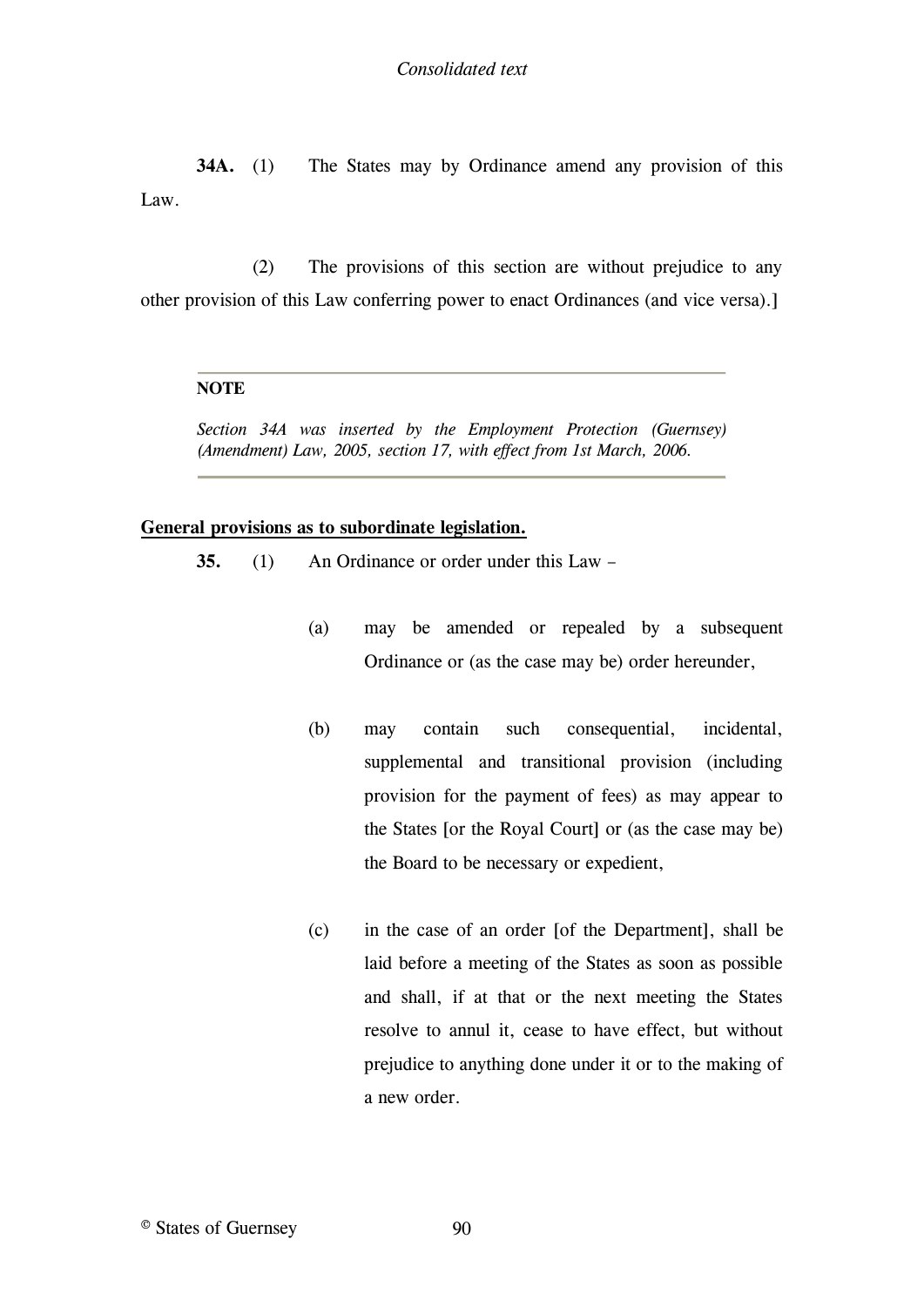**34A.** (1) The States may by Ordinance amend any provision of this Law.

(2) The provisions of this section are without prejudice to any other provision of this Law conferring power to enact Ordinances (and vice versa).]

---

**NOTE**

*Section 34A was inserted by the Employment Protection (Guernsey) (Amendment) Law, 2005, section 17, with effect from 1st March, 2006.*

---

**General provisions as to subordinate legislation.**

**35.** (1) An Ordinance or order under this Law –

(a) may be amended or repealed by a subsequent Ordinance or (as the case may be) order hereunder,

(b) may contain such consequential, incidental, supplemental and transitional provision (including provision for the payment of fees) as may appear to the States [or the Royal Court] or (as the case may be) the Board to be necessary or expedient,

(c) in the case of an order [of the Department], shall be laid before a meeting of the States as soon as possible and shall, if at that or the next meeting the States resolve to annul it, cease to have effect, but without prejudice to anything done under it or to the making of a new order.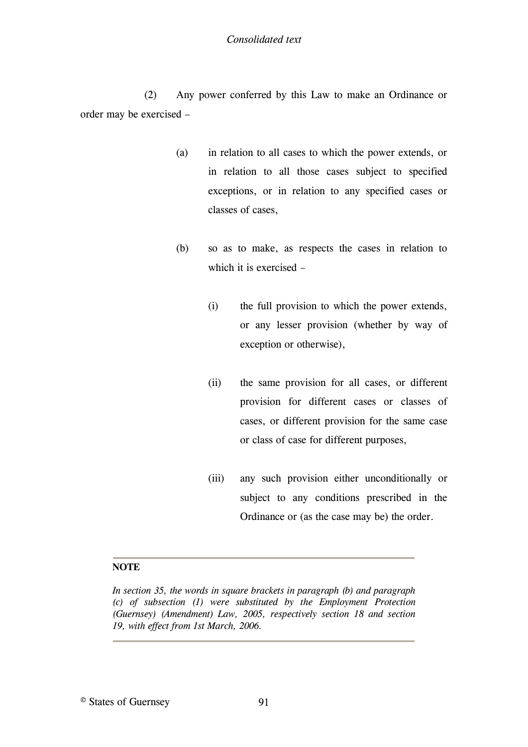(2) Any power conferred by this Law to make an Ordinance or order may be exercised –

(a) in relation to all cases to which the power extends, or in relation to all those cases subject to specified exceptions, or in relation to any specified cases or classes of cases,

(b) so as to make, as respects the cases in relation to which it is exercised –

(i) the full provision to which the power extends, or any lesser provision (whether by way of exception or otherwise),

(ii) the same provision for all cases, or different provision for different cases or classes of cases, or different provision for the same case or class of case for different purposes,

(iii) any such provision either unconditionally or subject to any conditions prescribed in the Ordinance or (as the case may be) the order.

---

**NOTE**

*In section 35, the words in square brackets in paragraph (b) and paragraph (c) of subsection (1) were substituted by the Employment Protection (Guernsey) (Amendment) Law, 2005, respectively section 18 and section 19, with effect from 1st March, 2006.*

---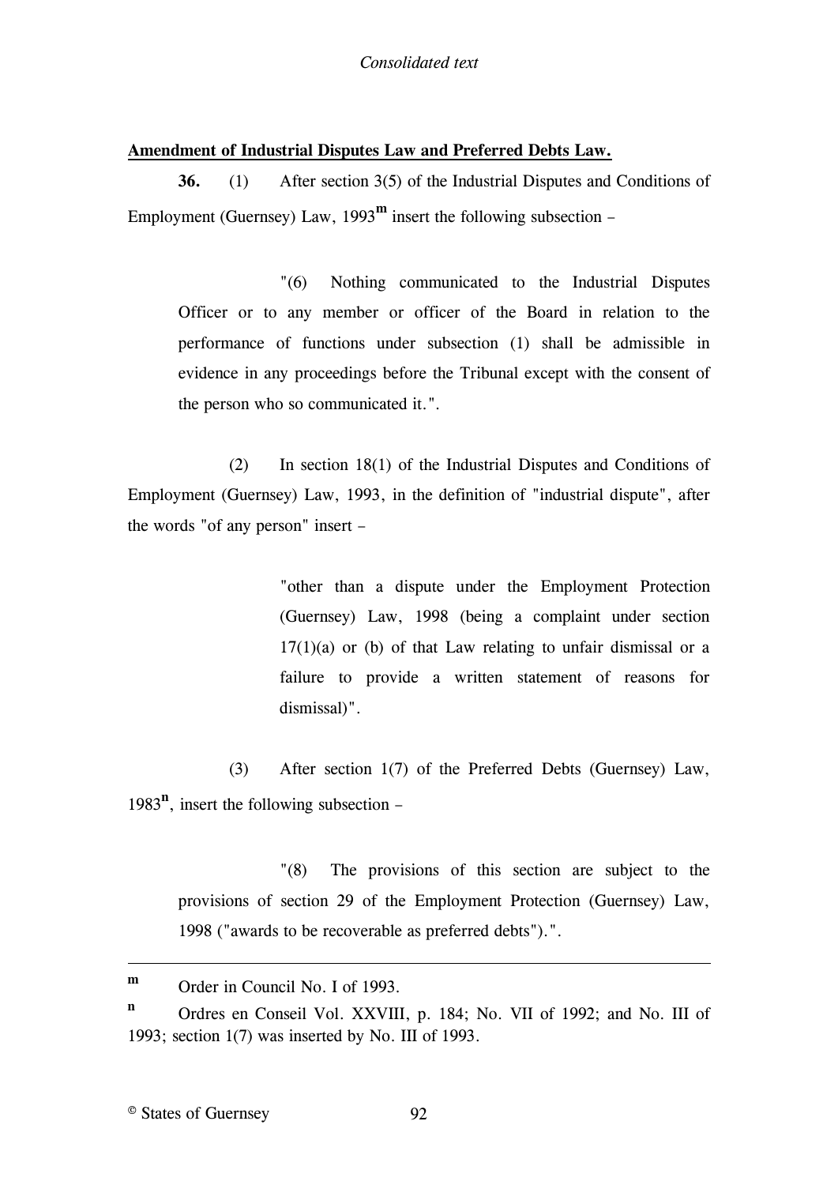**Amendment of Industrial Disputes Law and Preferred Debts Law.**

**36.** (1) After section 3(5) of the Industrial Disputes and Conditions of Employment (Guernsey) Law, 1993[m] insert the following subsection –

> "(6) Nothing communicated to the Industrial Disputes Officer or to any member or officer of the Board in relation to the performance of functions under subsection (1) shall be admissible in evidence in any proceedings before the Tribunal except with the consent of the person who so communicated it.".

(2) In section 18(1) of the Industrial Disputes and Conditions of Employment (Guernsey) Law, 1993, in the definition of "industrial dispute", after the words "of any person" insert –

> "other than a dispute under the Employment Protection (Guernsey) Law, 1998 (being a complaint under section 17(1)(a) or (b) of that Law relating to unfair dismissal or a failure to provide a written statement of reasons for dismissal)".

(3) After section 1(7) of the Preferred Debts (Guernsey) Law, 1983[n], insert the following subsection –

> "(8) The provisions of this section are subject to the provisions of section 29 of the Employment Protection (Guernsey) Law, 1998 ("awards to be recoverable as preferred debts").".

---

[m] Order in Council No. I of 1993.

[n] Ordres en Conseil Vol. XXVIII, p. 184; No. VII of 1992; and No. III of 1993; section 1(7) was inserted by No. III of 1993.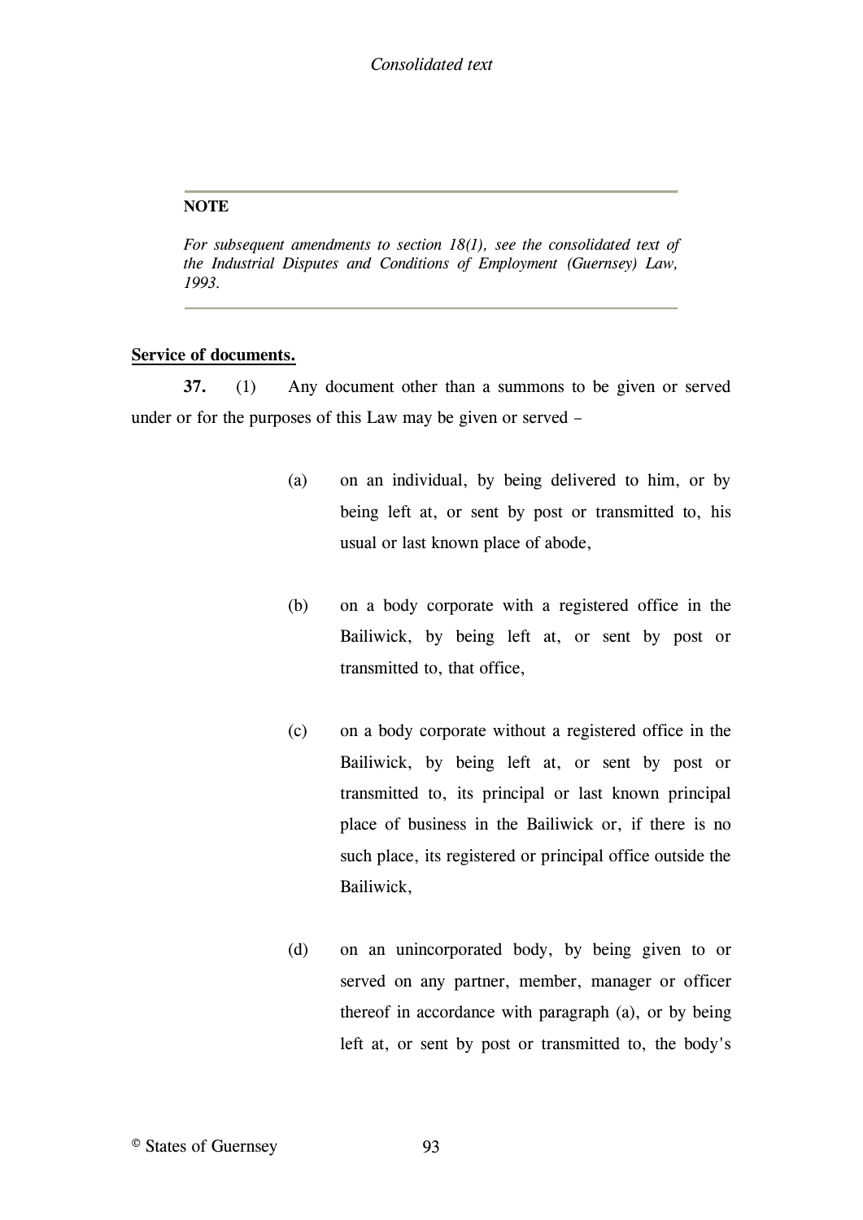**NOTE**

*For subsequent amendments to section 18(1), see the consolidated text of the Industrial Disputes and Conditions of Employment (Guernsey) Law, 1993.*

**Service of documents.**

**37.** (1) Any document other than a summons to be given or served under or for the purposes of this Law may be given or served –

(a) on an individual, by being delivered to him, or by being left at, or sent by post or transmitted to, his usual or last known place of abode,

(b) on a body corporate with a registered office in the Bailiwick, by being left at, or sent by post or transmitted to, that office,

(c) on a body corporate without a registered office in the Bailiwick, by being left at, or sent by post or transmitted to, its principal or last known principal place of business in the Bailiwick or, if there is no such place, its registered or principal office outside the Bailiwick,

(d) on an unincorporated body, by being given to or served on any partner, member, manager or officer thereof in accordance with paragraph (a), or by being left at, or sent by post or transmitted to, the body's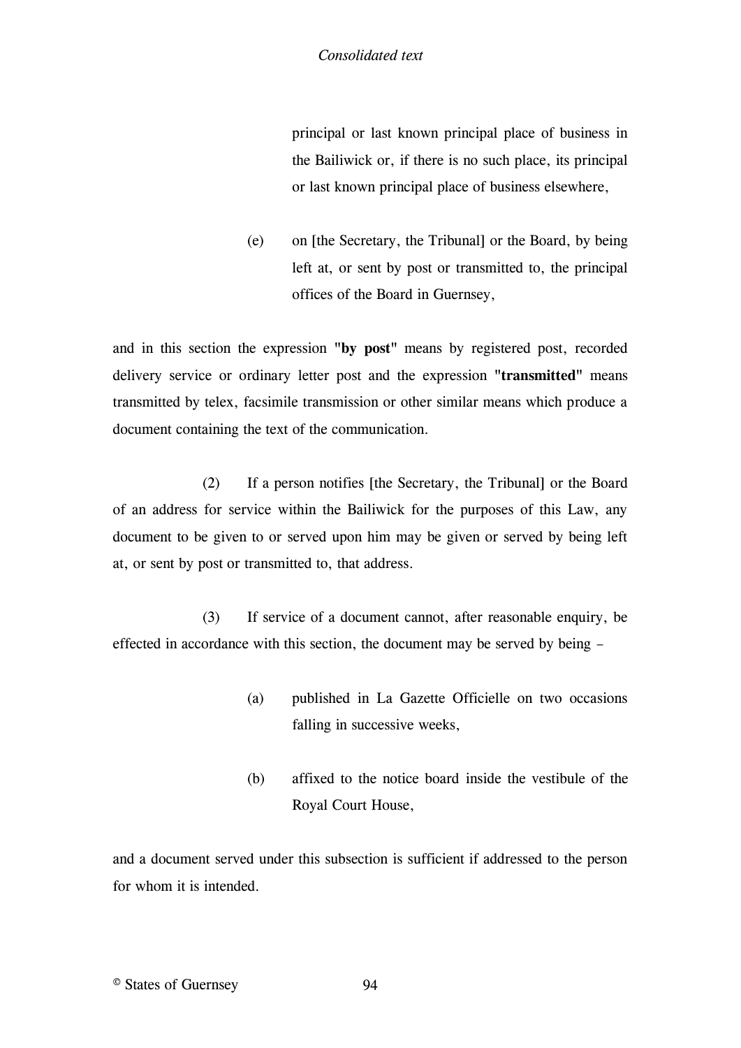principal or last known principal place of business in the Bailiwick or, if there is no such place, its principal or last known principal place of business elsewhere,

(e) on [the Secretary, the Tribunal] or the Board, by being left at, or sent by post or transmitted to, the principal offices of the Board in Guernsey,

and in this section the expression "**by post**" means by registered post, recorded delivery service or ordinary letter post and the expression "**transmitted**" means transmitted by telex, facsimile transmission or other similar means which produce a document containing the text of the communication.

(2) If a person notifies [the Secretary, the Tribunal] or the Board of an address for service within the Bailiwick for the purposes of this Law, any document to be given to or served upon him may be given or served by being left at, or sent by post or transmitted to, that address.

(3) If service of a document cannot, after reasonable enquiry, be effected in accordance with this section, the document may be served by being –

(a) published in La Gazette Officielle on two occasions falling in successive weeks,

(b) affixed to the notice board inside the vestibule of the Royal Court House,

and a document served under this subsection is sufficient if addressed to the person for whom it is intended.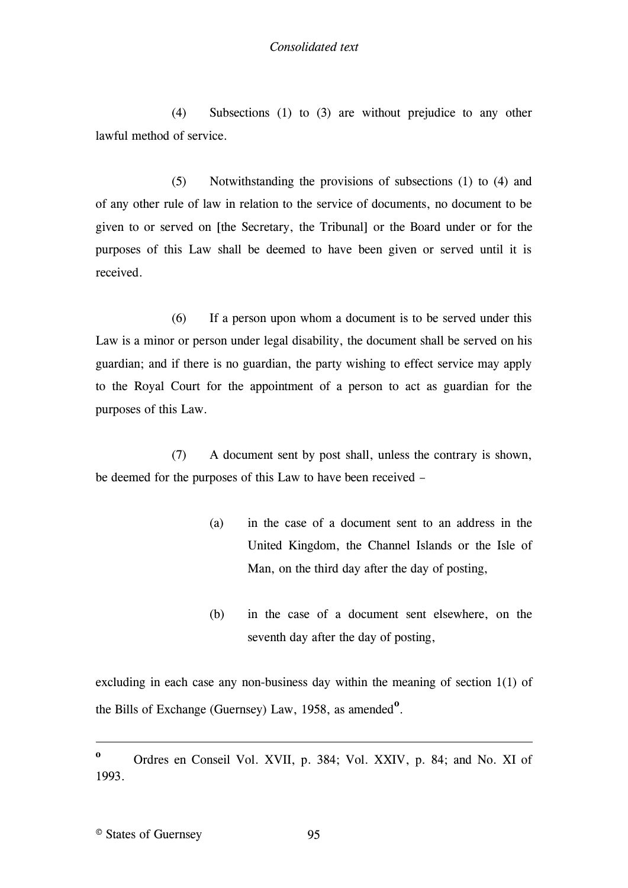(4) Subsections (1) to (3) are without prejudice to any other lawful method of service.

(5) Notwithstanding the provisions of subsections (1) to (4) and of any other rule of law in relation to the service of documents, no document to be given to or served on [the Secretary, the Tribunal] or the Board under or for the purposes of this Law shall be deemed to have been given or served until it is received.

(6) If a person upon whom a document is to be served under this Law is a minor or person under legal disability, the document shall be served on his guardian; and if there is no guardian, the party wishing to effect service may apply to the Royal Court for the appointment of a person to act as guardian for the purposes of this Law.

(7) A document sent by post shall, unless the contrary is shown, be deemed for the purposes of this Law to have been received –

(a) in the case of a document sent to an address in the United Kingdom, the Channel Islands or the Isle of Man, on the third day after the day of posting,

(b) in the case of a document sent elsewhere, on the seventh day after the day of posting,

excluding in each case any non-business day within the meaning of section 1(1) of the Bills of Exchange (Guernsey) Law, 1958, as amended[o].

---

[o] Ordres en Conseil Vol. XVII, p. 384; Vol. XXIV, p. 84; and No. XI of 1993.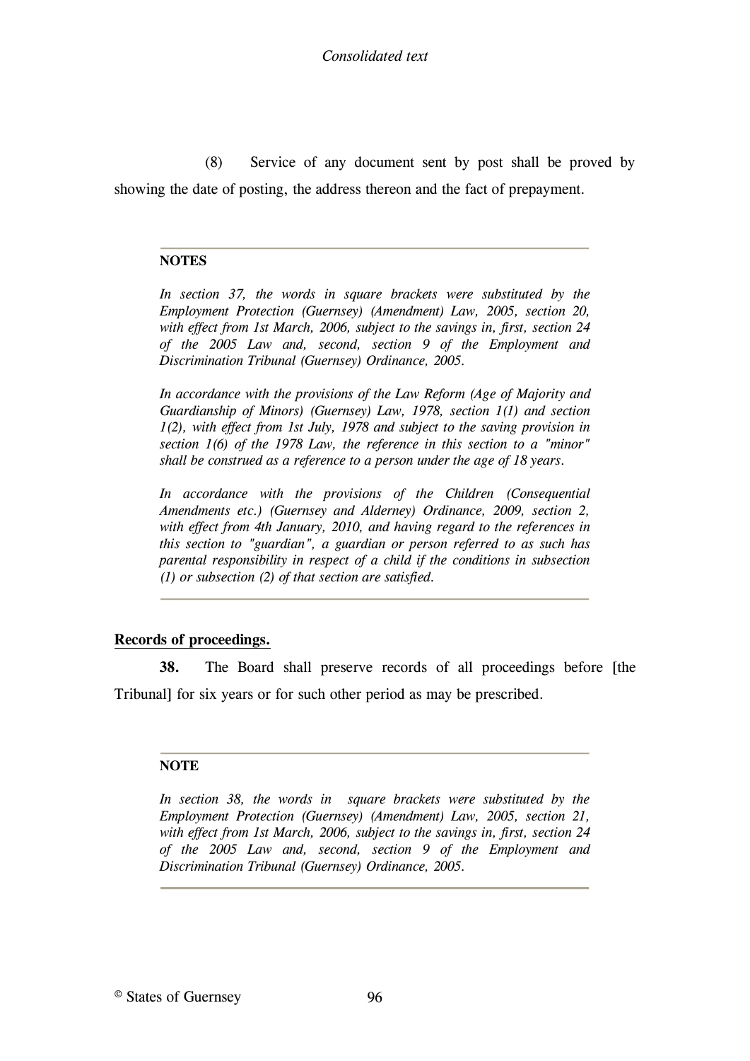(8) Service of any document sent by post shall be proved by showing the date of posting, the address thereon and the fact of prepayment.

---

**NOTES**

*In section 37, the words in square brackets were substituted by the Employment Protection (Guernsey) (Amendment) Law, 2005, section 20, with effect from 1st March, 2006, subject to the savings in, first, section 24 of the 2005 Law and, second, section 9 of the Employment and Discrimination Tribunal (Guernsey) Ordinance, 2005.*

*In accordance with the provisions of the Law Reform (Age of Majority and Guardianship of Minors) (Guernsey) Law, 1978, section 1(1) and section 1(2), with effect from 1st July, 1978 and subject to the saving provision in section 1(6) of the 1978 Law, the reference in this section to a "minor" shall be construed as a reference to a person under the age of 18 years.*

*In accordance with the provisions of the Children (Consequential Amendments etc.) (Guernsey and Alderney) Ordinance, 2009, section 2, with effect from 4th January, 2010, and having regard to the references in this section to "guardian", a guardian or person referred to as such has parental responsibility in respect of a child if the conditions in subsection (1) or subsection (2) of that section are satisfied.*

---

**Records of proceedings.**

**38.** The Board shall preserve records of all proceedings before [the Tribunal] for six years or for such other period as may be prescribed.

---

**NOTE**

*In section 38, the words in square brackets were substituted by the Employment Protection (Guernsey) (Amendment) Law, 2005, section 21, with effect from 1st March, 2006, subject to the savings in, first, section 24 of the 2005 Law and, second, section 9 of the Employment and Discrimination Tribunal (Guernsey) Ordinance, 2005.*

---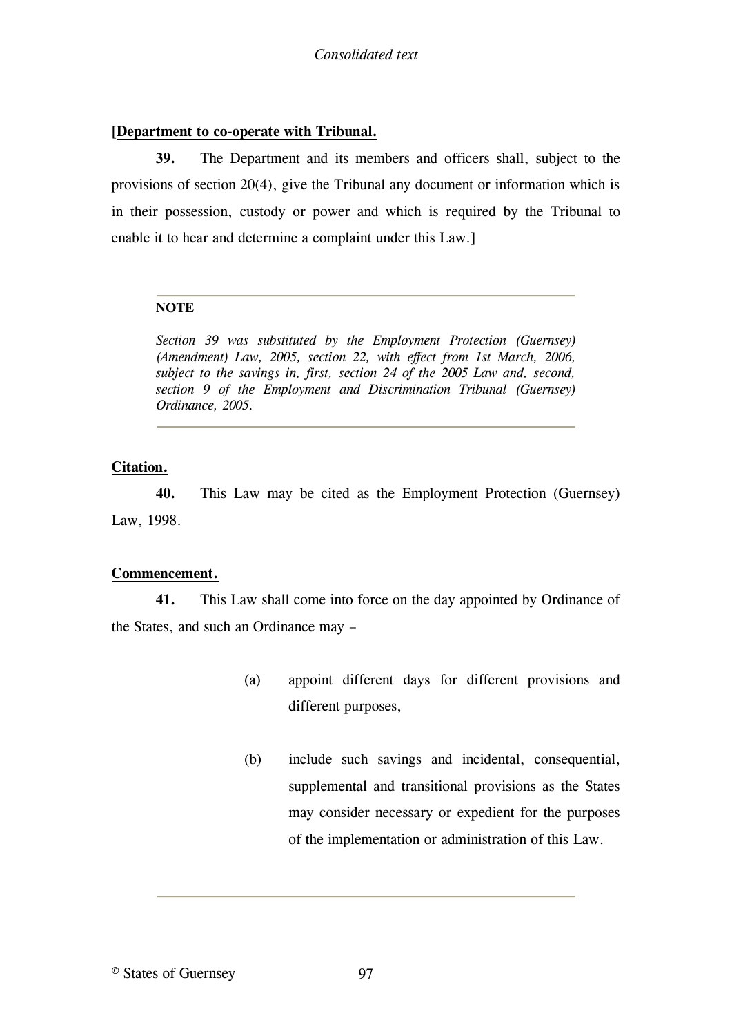[**Department to co-operate with Tribunal.**

**39.** The Department and its members and officers shall, subject to the provisions of section 20(4), give the Tribunal any document or information which is in their possession, custody or power and which is required by the Tribunal to enable it to hear and determine a complaint under this Law.]

---

**NOTE**

*Section 39 was substituted by the Employment Protection (Guernsey) (Amendment) Law, 2005, section 22, with effect from 1st March, 2006, subject to the savings in, first, section 24 of the 2005 Law and, second, section 9 of the Employment and Discrimination Tribunal (Guernsey) Ordinance, 2005.*

---

**Citation.**

**40.** This Law may be cited as the Employment Protection (Guernsey) Law, 1998.

**Commencement.**

**41.** This Law shall come into force on the day appointed by Ordinance of the States, and such an Ordinance may –

(a) appoint different days for different provisions and different purposes,

(b) include such savings and incidental, consequential, supplemental and transitional provisions as the States may consider necessary or expedient for the purposes of the implementation or administration of this Law.

---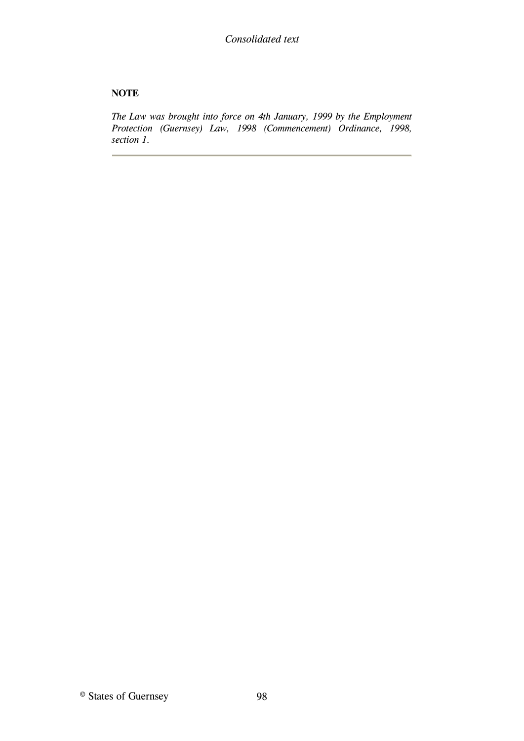**NOTE**

*The Law was brought into force on 4th January, 1999 by the Employment Protection (Guernsey) Law, 1998 (Commencement) Ordinance, 1998, section 1.*

---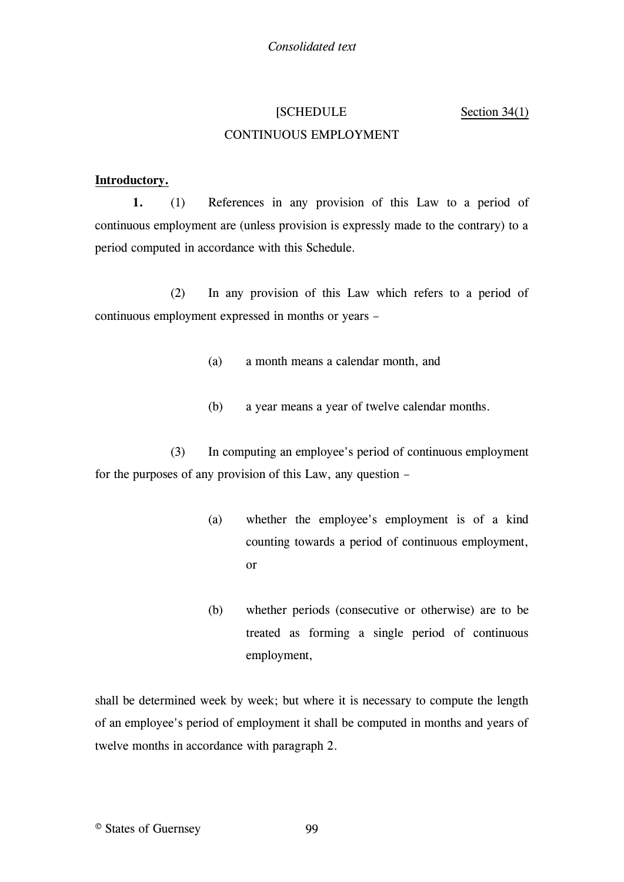[SCHEDULE Section 34(1)

CONTINUOUS EMPLOYMENT

**Introductory.**

**1.** (1) References in any provision of this Law to a period of continuous employment are (unless provision is expressly made to the contrary) to a period computed in accordance with this Schedule.

(2) In any provision of this Law which refers to a period of continuous employment expressed in months or years –

(a) a month means a calendar month, and

(b) a year means a year of twelve calendar months.

(3) In computing an employee's period of continuous employment for the purposes of any provision of this Law, any question –

(a) whether the employee's employment is of a kind counting towards a period of continuous employment, or

(b) whether periods (consecutive or otherwise) are to be treated as forming a single period of continuous employment,

shall be determined week by week; but where it is necessary to compute the length of an employee's period of employment it shall be computed in months and years of twelve months in accordance with paragraph 2.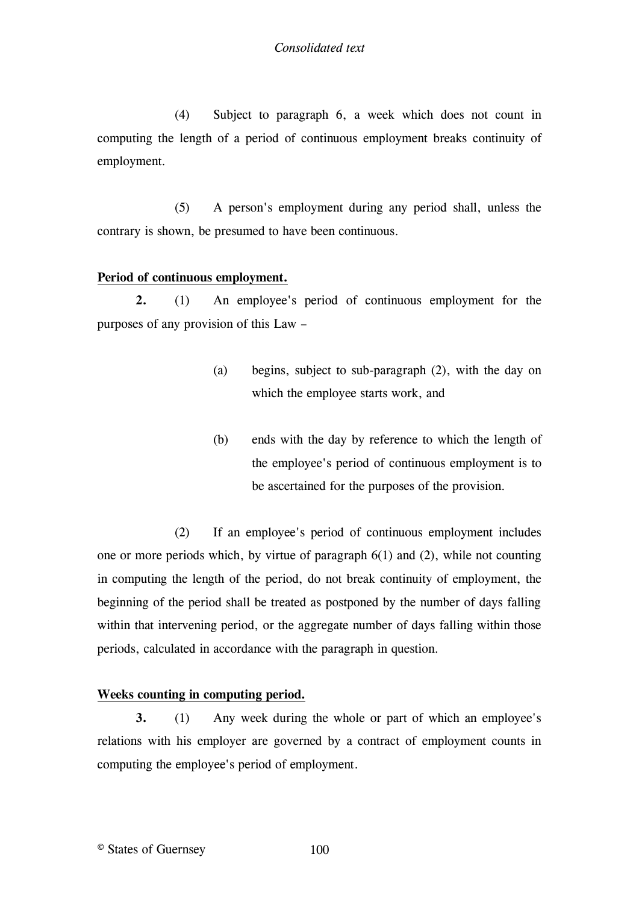(4) Subject to paragraph 6, a week which does not count in computing the length of a period of continuous employment breaks continuity of employment.

(5) A person's employment during any period shall, unless the contrary is shown, be presumed to have been continuous.

**Period of continuous employment.**

**2.** (1) An employee's period of continuous employment for the purposes of any provision of this Law –

(a) begins, subject to sub-paragraph (2), with the day on which the employee starts work, and

(b) ends with the day by reference to which the length of the employee's period of continuous employment is to be ascertained for the purposes of the provision.

(2) If an employee's period of continuous employment includes one or more periods which, by virtue of paragraph 6(1) and (2), while not counting in computing the length of the period, do not break continuity of employment, the beginning of the period shall be treated as postponed by the number of days falling within that intervening period, or the aggregate number of days falling within those periods, calculated in accordance with the paragraph in question.

**Weeks counting in computing period.**

**3.** (1) Any week during the whole or part of which an employee's relations with his employer are governed by a contract of employment counts in computing the employee's period of employment.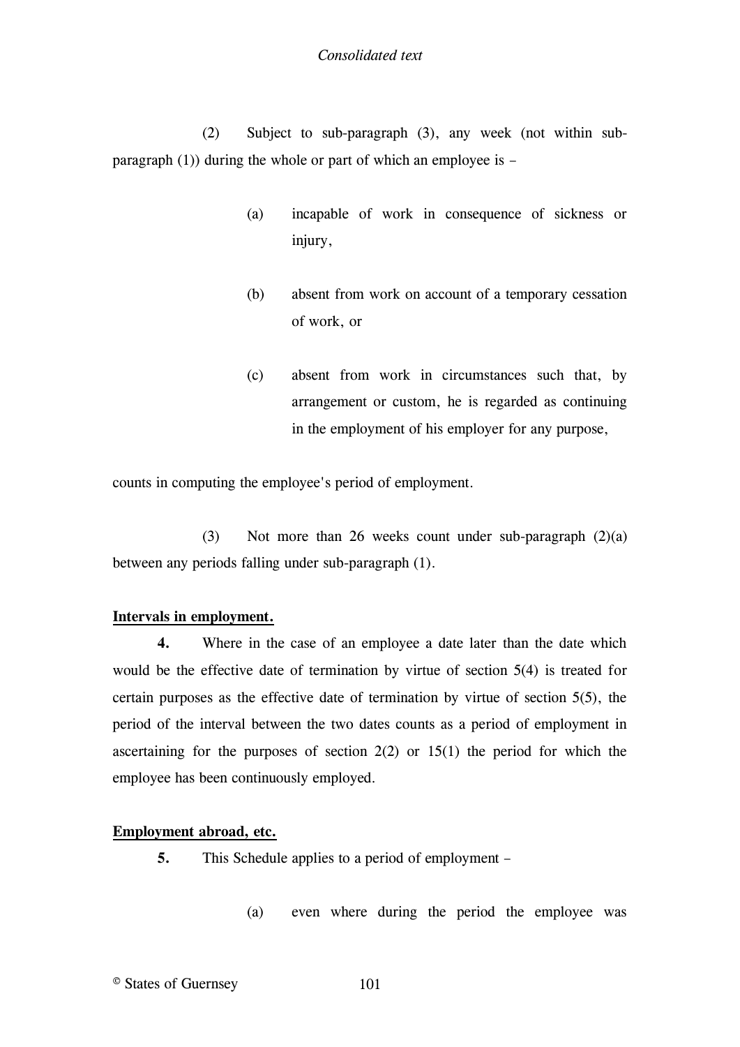(2) Subject to sub-paragraph (3), any week (not within sub-paragraph (1)) during the whole or part of which an employee is –

(a) incapable of work in consequence of sickness or injury,

(b) absent from work on account of a temporary cessation of work, or

(c) absent from work in circumstances such that, by arrangement or custom, he is regarded as continuing in the employment of his employer for any purpose,

counts in computing the employee's period of employment.

(3) Not more than 26 weeks count under sub-paragraph (2)(a) between any periods falling under sub-paragraph (1).

**Intervals in employment.**

**4.** Where in the case of an employee a date later than the date which would be the effective date of termination by virtue of section 5(4) is treated for certain purposes as the effective date of termination by virtue of section 5(5), the period of the interval between the two dates counts as a period of employment in ascertaining for the purposes of section 2(2) or 15(1) the period for which the employee has been continuously employed.

**Employment abroad, etc.**

**5.** This Schedule applies to a period of employment –

(a) even where during the period the employee was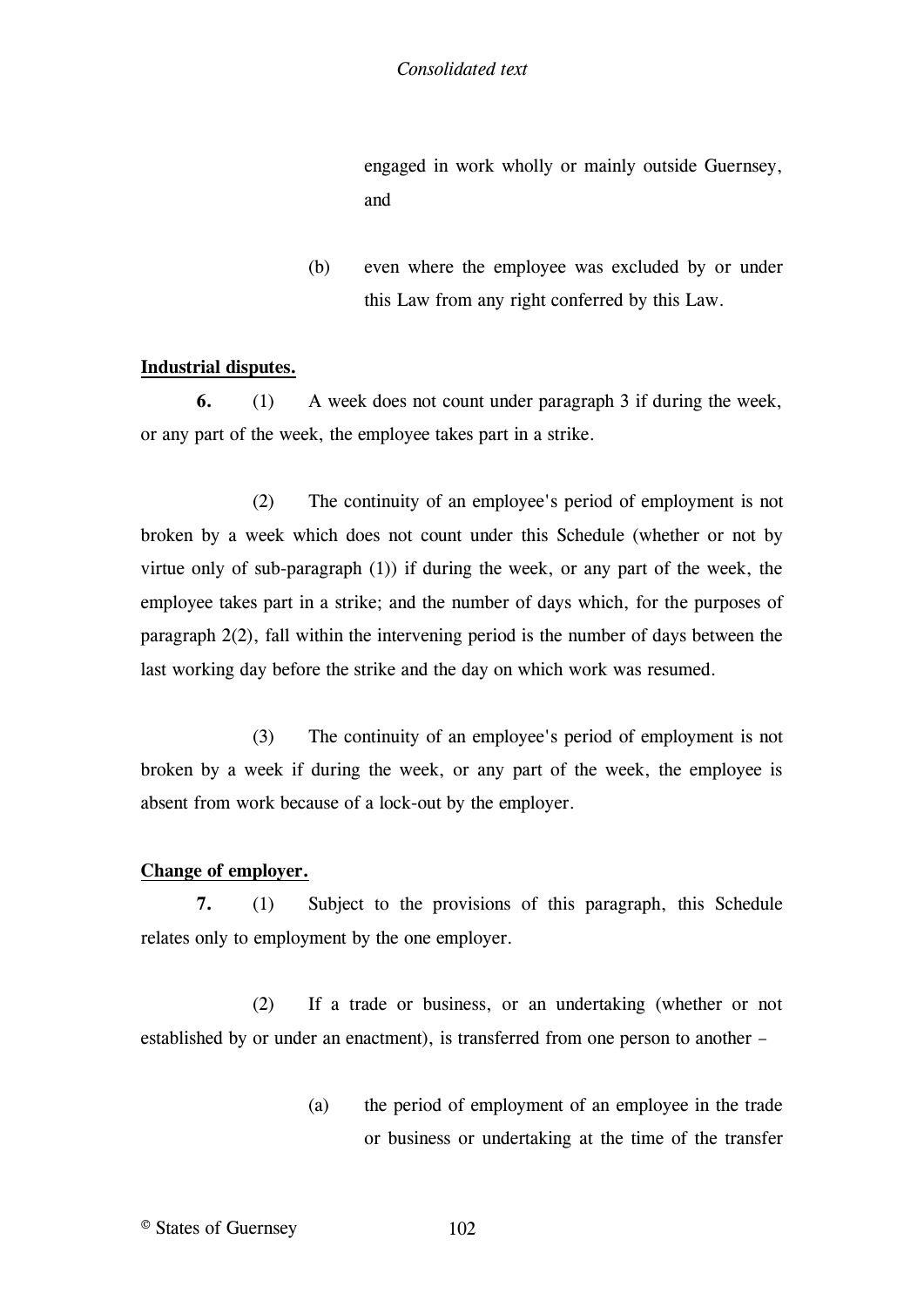engaged in work wholly or mainly outside Guernsey, and

(b) even where the employee was excluded by or under this Law from any right conferred by this Law.

**Industrial disputes.**

**6.** (1) A week does not count under paragraph 3 if during the week, or any part of the week, the employee takes part in a strike.

(2) The continuity of an employee's period of employment is not broken by a week which does not count under this Schedule (whether or not by virtue only of sub-paragraph (1)) if during the week, or any part of the week, the employee takes part in a strike; and the number of days which, for the purposes of paragraph 2(2), fall within the intervening period is the number of days between the last working day before the strike and the day on which work was resumed.

(3) The continuity of an employee's period of employment is not broken by a week if during the week, or any part of the week, the employee is absent from work because of a lock-out by the employer.

**Change of employer.**

**7.** (1) Subject to the provisions of this paragraph, this Schedule relates only to employment by the one employer.

(2) If a trade or business, or an undertaking (whether or not established by or under an enactment), is transferred from one person to another –

(a) the period of employment of an employee in the trade or business or undertaking at the time of the transfer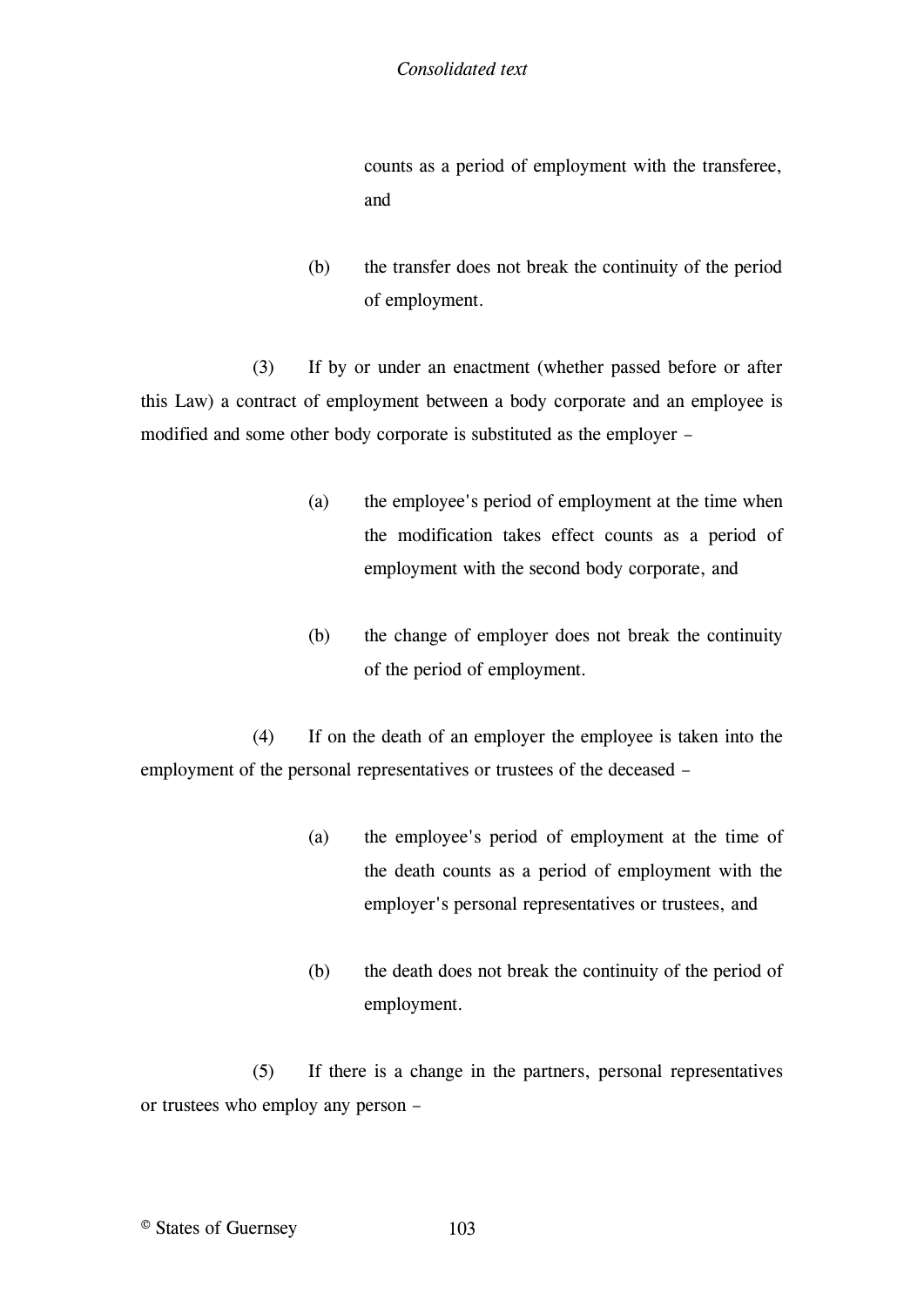counts as a period of employment with the transferee, and

(b) the transfer does not break the continuity of the period of employment.

(3) If by or under an enactment (whether passed before or after this Law) a contract of employment between a body corporate and an employee is modified and some other body corporate is substituted as the employer –

(a) the employee's period of employment at the time when the modification takes effect counts as a period of employment with the second body corporate, and

(b) the change of employer does not break the continuity of the period of employment.

(4) If on the death of an employer the employee is taken into the employment of the personal representatives or trustees of the deceased –

(a) the employee's period of employment at the time of the death counts as a period of employment with the employer's personal representatives or trustees, and

(b) the death does not break the continuity of the period of employment.

(5) If there is a change in the partners, personal representatives or trustees who employ any person –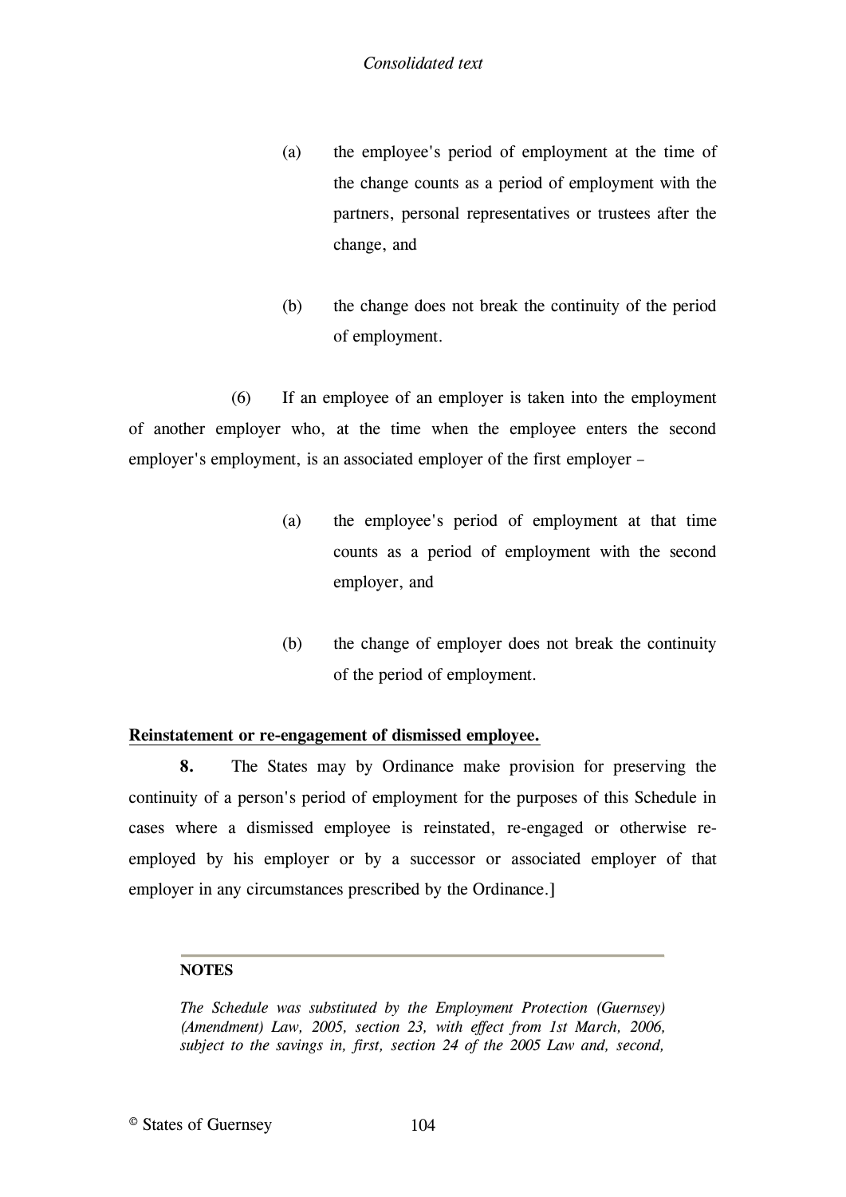(a) the employee's period of employment at the time of the change counts as a period of employment with the partners, personal representatives or trustees after the change, and

(b) the change does not break the continuity of the period of employment.

(6) If an employee of an employer is taken into the employment of another employer who, at the time when the employee enters the second employer's employment, is an associated employer of the first employer –

(a) the employee's period of employment at that time counts as a period of employment with the second employer, and

(b) the change of employer does not break the continuity of the period of employment.

**Reinstatement or re-engagement of dismissed employee.**

**8.** The States may by Ordinance make provision for preserving the continuity of a person's period of employment for the purposes of this Schedule in cases where a dismissed employee is reinstated, re-engaged or otherwise re-employed by his employer or by a successor or associated employer of that employer in any circumstances prescribed by the Ordinance.]

---

**NOTES**

*The Schedule was substituted by the Employment Protection (Guernsey) (Amendment) Law, 2005, section 23, with effect from 1st March, 2006, subject to the savings in, first, section 24 of the 2005 Law and, second,*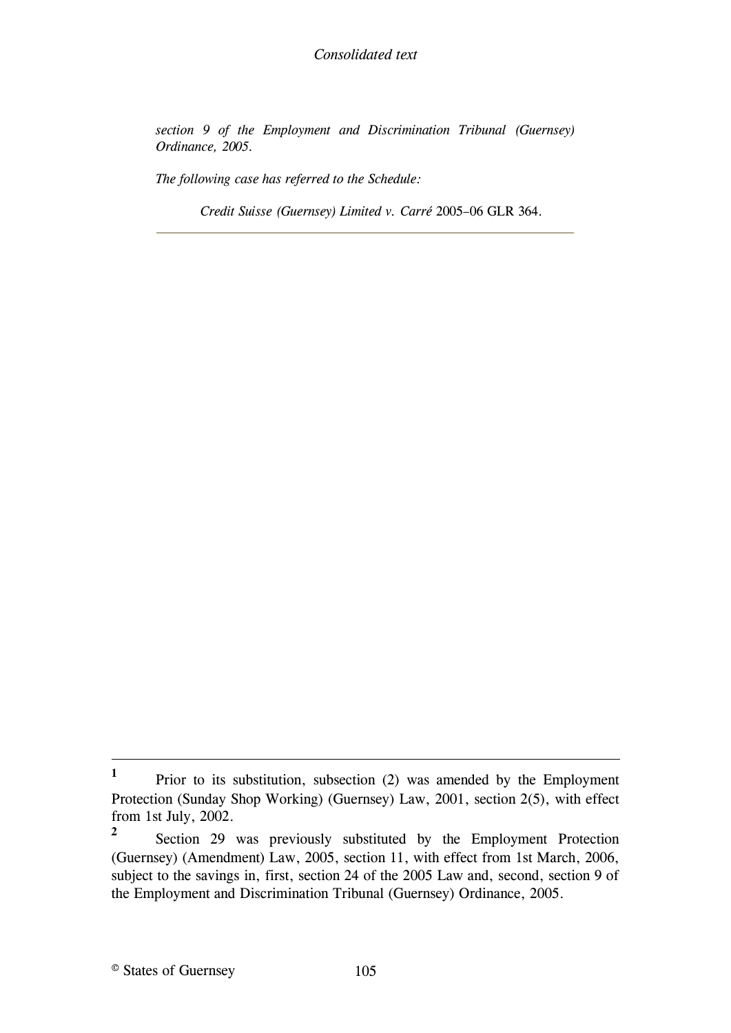*section 9 of the Employment and Discrimination Tribunal (Guernsey) Ordinance, 2005.*

*The following case has referred to the Schedule:*

> *Credit Suisse (Guernsey) Limited v. Carré* 2005–06 GLR 364.

---

[1] Prior to its substitution, subsection (2) was amended by the Employment Protection (Sunday Shop Working) (Guernsey) Law, 2001, section 2(5), with effect from 1st July, 2002.

[2] Section 29 was previously substituted by the Employment Protection (Guernsey) (Amendment) Law, 2005, section 11, with effect from 1st March, 2006, subject to the savings in, first, section 24 of the 2005 Law and, second, section 9 of the Employment and Discrimination Tribunal (Guernsey) Ordinance, 2005.